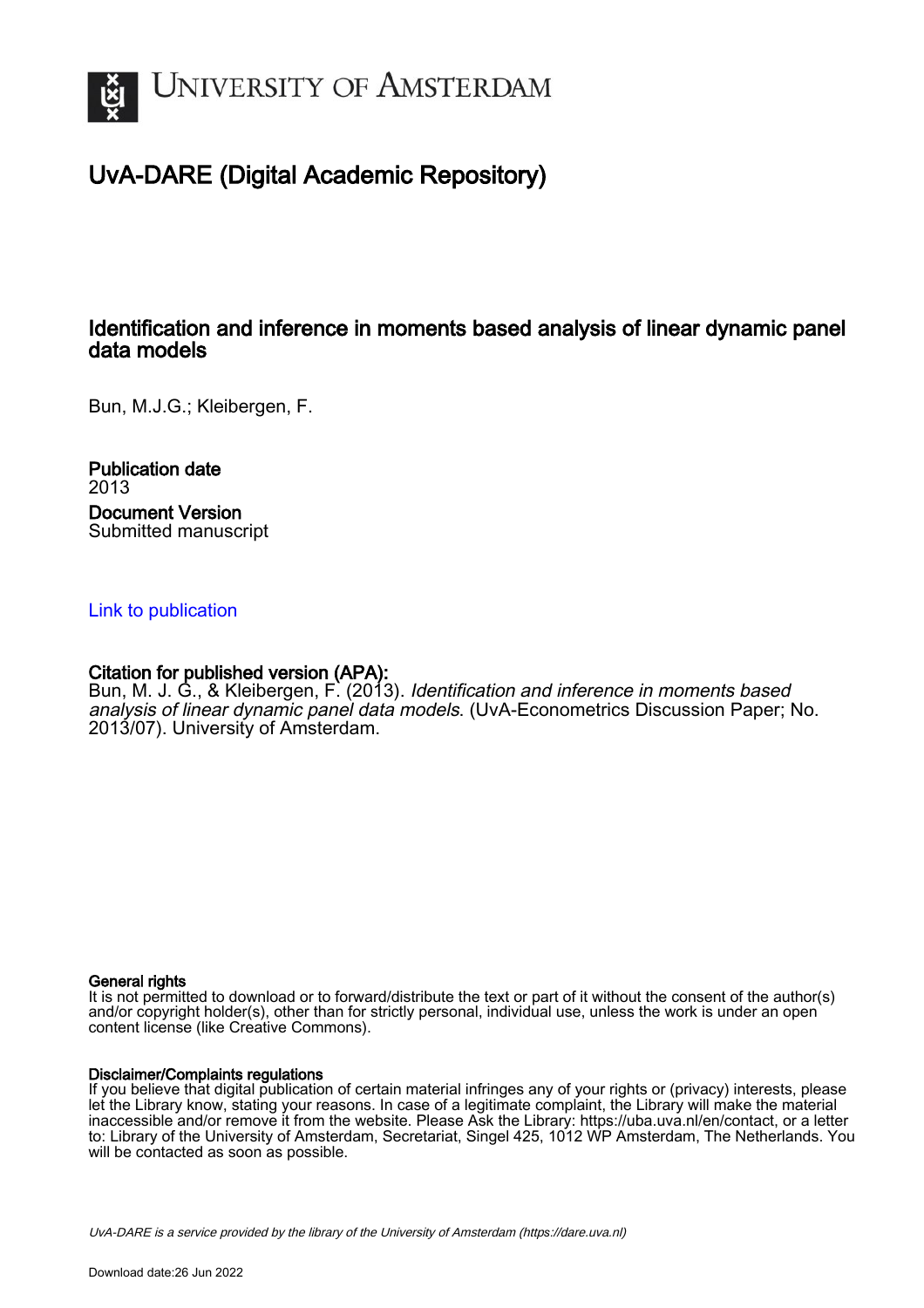# University of Amsterdam

## UvA-DARE (Digital Academic Repository)

### Identification and inference in moments based analysis of linear dynamic panel data models

Bun, M.J.G.; Kleibergen, F.

**Publication date**
2013

**Document Version**
Submitted manuscript

Link to publication

**Citation for published version (APA):**
Bun, M. J. G., & Kleibergen, F. (2013). *Identification and inference in moments based analysis of linear dynamic panel data models*. (UvA-Econometrics Discussion Paper; No. 2013/07). University of Amsterdam.

**General rights**
It is not permitted to download or to forward/distribute the text or part of it without the consent of the author(s) and/or copyright holder(s), other than for strictly personal, individual use, unless the work is under an open content license (like Creative Commons).

**Disclaimer/Complaints regulations**
If you believe that digital publication of certain material infringes any of your rights or (privacy) interests, please let the Library know, stating your reasons. In case of a legitimate complaint, the Library will make the material inaccessible and/or remove it from the website. Please Ask the Library: https://uba.uva.nl/en/contact, or a letter to: Library of the University of Amsterdam, Secretariat, Singel 425, 1012 WP Amsterdam, The Netherlands. You will be contacted as soon as possible.

*UvA-DARE is a service provided by the library of the University of Amsterdam (https://dare.uva.nl)*

Download date:26 Jun 2022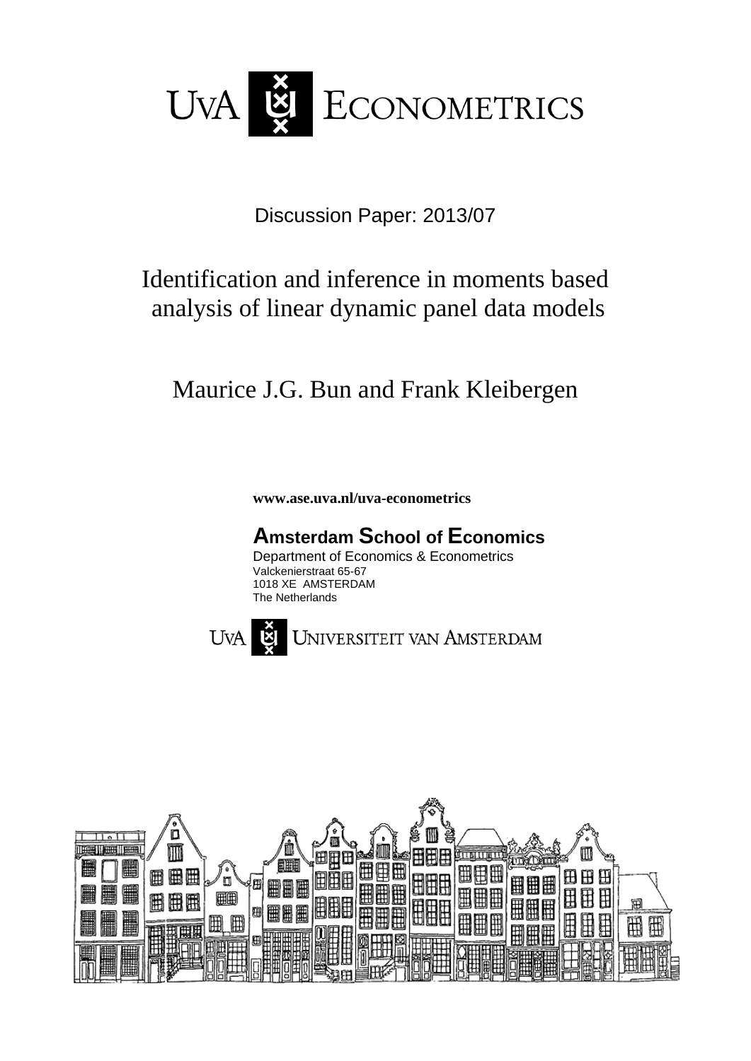UvA ECONOMETRICS

Discussion Paper: 2013/07

# Identification and inference in moments based analysis of linear dynamic panel data models

Maurice J.G. Bun and Frank Kleibergen

**www.ase.uva.nl/uva-econometrics**

**Amsterdam School of Economics**

Department of Economics & Econometrics
Valckenierstraat 65-67
1018 XE AMSTERDAM
The Netherlands

UvA UNIVERSITEIT VAN AMSTERDAM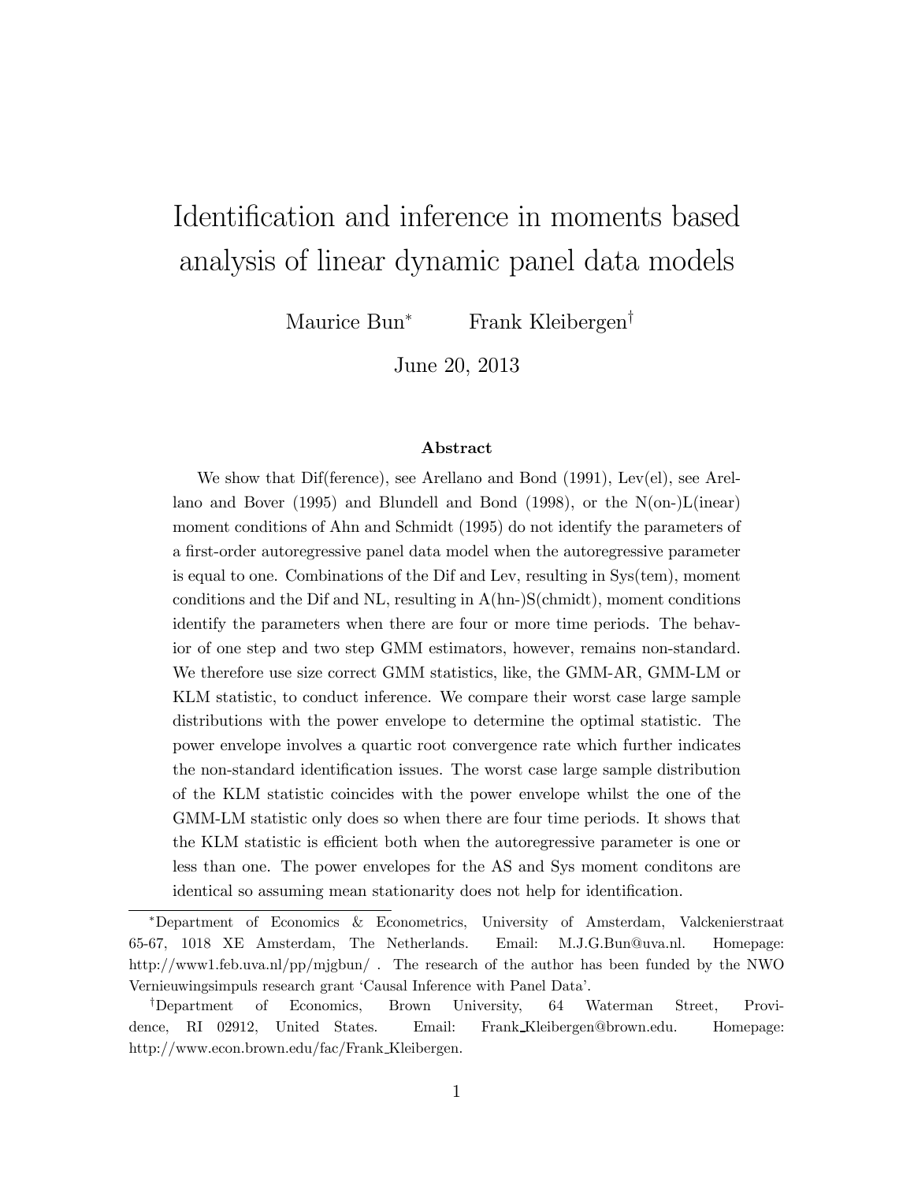# Identification and inference in moments based analysis of linear dynamic panel data models

Maurice Bun[*] Frank Kleibergen[†]

June 20, 2013

### Abstract

We show that Dif(ference), see Arellano and Bond (1991), Lev(el), see Arellano and Bover (1995) and Blundell and Bond (1998), or the N(on-)L(inear) moment conditions of Ahn and Schmidt (1995) do not identify the parameters of a first-order autoregressive panel data model when the autoregressive parameter is equal to one. Combinations of the Dif and Lev, resulting in Sys(tem), moment conditions and the Dif and NL, resulting in A(hn-)S(chmidt), moment conditions identify the parameters when there are four or more time periods. The behavior of one step and two step GMM estimators, however, remains non-standard. We therefore use size correct GMM statistics, like, the GMM-AR, GMM-LM or KLM statistic, to conduct inference. We compare their worst case large sample distributions with the power envelope to determine the optimal statistic. The power envelope involves a quartic root convergence rate which further indicates the non-standard identification issues. The worst case large sample distribution of the KLM statistic coincides with the power envelope whilst the one of the GMM-LM statistic only does so when there are four time periods. It shows that the KLM statistic is efficient both when the autoregressive parameter is one or less than one. The power envelopes for the AS and Sys moment conditons are identical so assuming mean stationarity does not help for identification.

---

[*] Department of Economics & Econometrics, University of Amsterdam, Valckenierstraat 65-67, 1018 XE Amsterdam, The Netherlands. Email: M.J.G.Bun@uva.nl. Homepage: http://www1.feb.uva.nl/pp/mjgbun/ . The research of the author has been funded by the NWO Vernieuwingsimpuls research grant 'Causal Inference with Panel Data'.

[†] Department of Economics, Brown University, 64 Waterman Street, Providence, RI 02912, United States. Email: Frank_Kleibergen@brown.edu. Homepage: http://www.econ.brown.edu/fac/Frank_Kleibergen.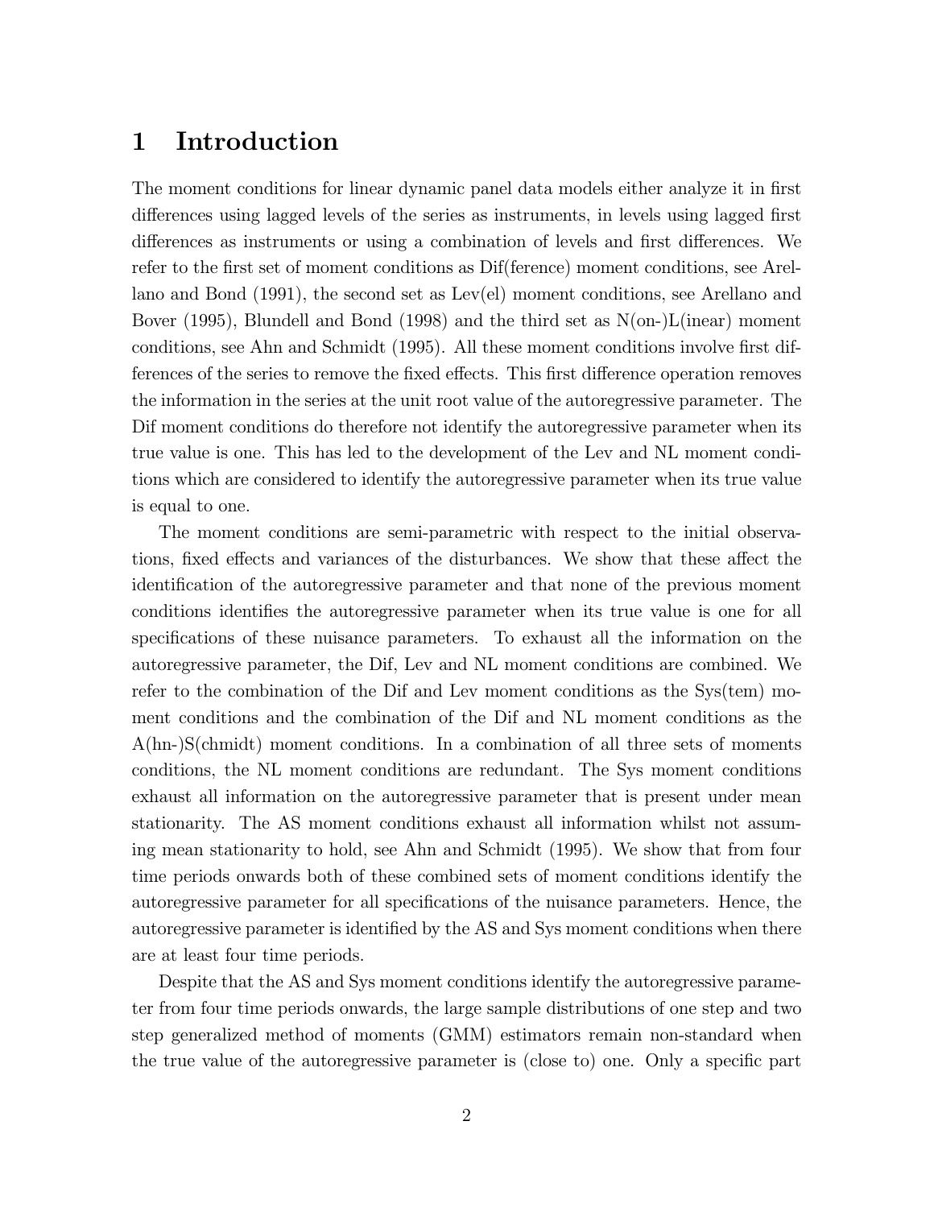# 1 Introduction

The moment conditions for linear dynamic panel data models either analyze it in first differences using lagged levels of the series as instruments, in levels using lagged first differences as instruments or using a combination of levels and first differences. We refer to the first set of moment conditions as Dif(ference) moment conditions, see Arellano and Bond (1991), the second set as Lev(el) moment conditions, see Arellano and Bover (1995), Blundell and Bond (1998) and the third set as N(on-)L(inear) moment conditions, see Ahn and Schmidt (1995). All these moment conditions involve first differences of the series to remove the fixed effects. This first difference operation removes the information in the series at the unit root value of the autoregressive parameter. The Dif moment conditions do therefore not identify the autoregressive parameter when its true value is one. This has led to the development of the Lev and NL moment conditions which are considered to identify the autoregressive parameter when its true value is equal to one.

The moment conditions are semi-parametric with respect to the initial observations, fixed effects and variances of the disturbances. We show that these affect the identification of the autoregressive parameter and that none of the previous moment conditions identifies the autoregressive parameter when its true value is one for all specifications of these nuisance parameters. To exhaust all the information on the autoregressive parameter, the Dif, Lev and NL moment conditions are combined. We refer to the combination of the Dif and Lev moment conditions as the Sys(tem) moment conditions and the combination of the Dif and NL moment conditions as the A(hn-)S(chmidt) moment conditions. In a combination of all three sets of moments conditions, the NL moment conditions are redundant. The Sys moment conditions exhaust all information on the autoregressive parameter that is present under mean stationarity. The AS moment conditions exhaust all information whilst not assuming mean stationarity to hold, see Ahn and Schmidt (1995). We show that from four time periods onwards both of these combined sets of moment conditions identify the autoregressive parameter for all specifications of the nuisance parameters. Hence, the autoregressive parameter is identified by the AS and Sys moment conditions when there are at least four time periods.

Despite that the AS and Sys moment conditions identify the autoregressive parameter from four time periods onwards, the large sample distributions of one step and two step generalized method of moments (GMM) estimators remain non-standard when the true value of the autoregressive parameter is (close to) one. Only a specific part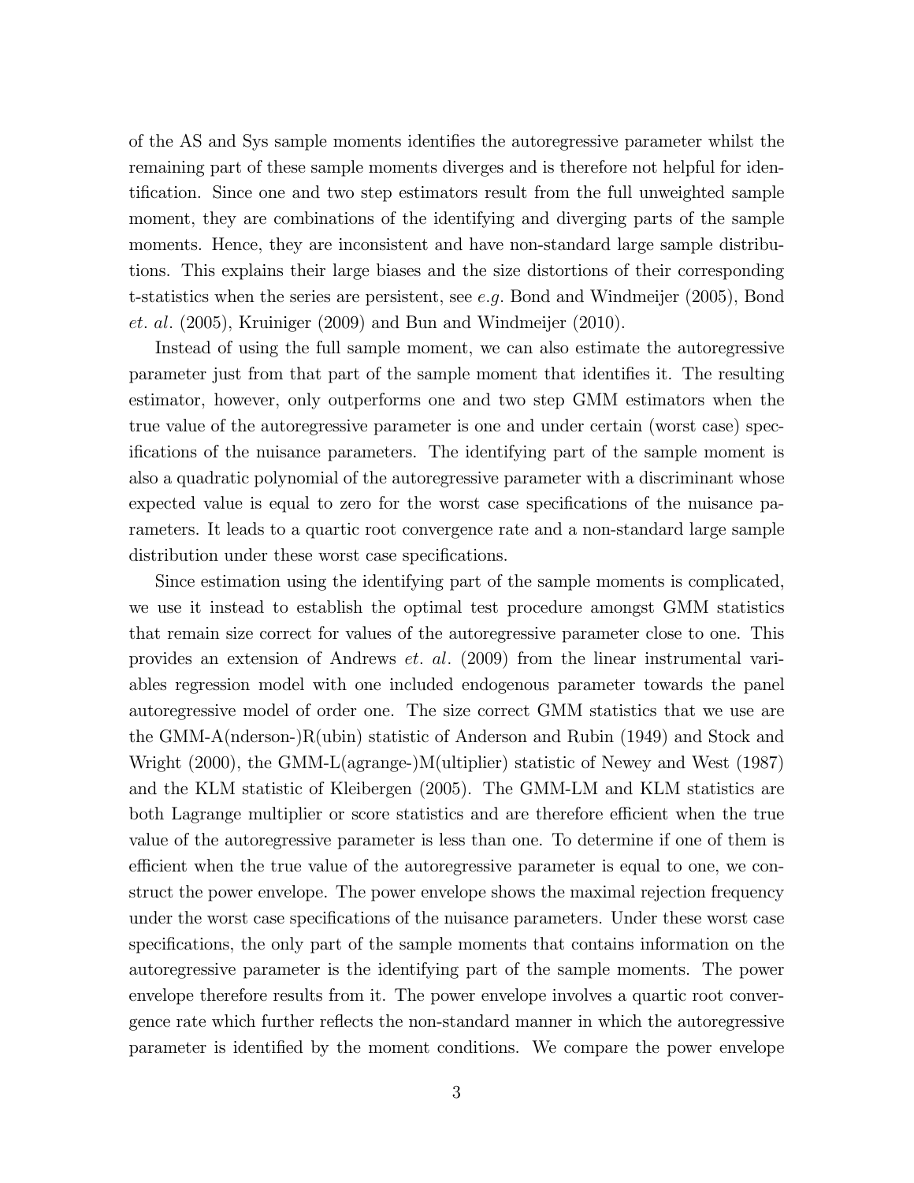of the AS and Sys sample moments identifies the autoregressive parameter whilst the remaining part of these sample moments diverges and is therefore not helpful for identification. Since one and two step estimators result from the full unweighted sample moment, they are combinations of the identifying and diverging parts of the sample moments. Hence, they are inconsistent and have non-standard large sample distributions. This explains their large biases and the size distortions of their corresponding t-statistics when the series are persistent, see *e.g.* Bond and Windmeijer (2005), Bond *et. al.* (2005), Kruiniger (2009) and Bun and Windmeijer (2010).

Instead of using the full sample moment, we can also estimate the autoregressive parameter just from that part of the sample moment that identifies it. The resulting estimator, however, only outperforms one and two step GMM estimators when the true value of the autoregressive parameter is one and under certain (worst case) specifications of the nuisance parameters. The identifying part of the sample moment is also a quadratic polynomial of the autoregressive parameter with a discriminant whose expected value is equal to zero for the worst case specifications of the nuisance parameters. It leads to a quartic root convergence rate and a non-standard large sample distribution under these worst case specifications.

Since estimation using the identifying part of the sample moments is complicated, we use it instead to establish the optimal test procedure amongst GMM statistics that remain size correct for values of the autoregressive parameter close to one. This provides an extension of Andrews *et. al.* (2009) from the linear instrumental variables regression model with one included endogenous parameter towards the panel autoregressive model of order one. The size correct GMM statistics that we use are the GMM-A(nderson-)R(ubin) statistic of Anderson and Rubin (1949) and Stock and Wright (2000), the GMM-L(agrange-)M(ultiplier) statistic of Newey and West (1987) and the KLM statistic of Kleibergen (2005). The GMM-LM and KLM statistics are both Lagrange multiplier or score statistics and are therefore efficient when the true value of the autoregressive parameter is less than one. To determine if one of them is efficient when the true value of the autoregressive parameter is equal to one, we construct the power envelope. The power envelope shows the maximal rejection frequency under the worst case specifications of the nuisance parameters. Under these worst case specifications, the only part of the sample moments that contains information on the autoregressive parameter is the identifying part of the sample moments. The power envelope therefore results from it. The power envelope involves a quartic root convergence rate which further reflects the non-standard manner in which the autoregressive parameter is identified by the moment conditions. We compare the power envelope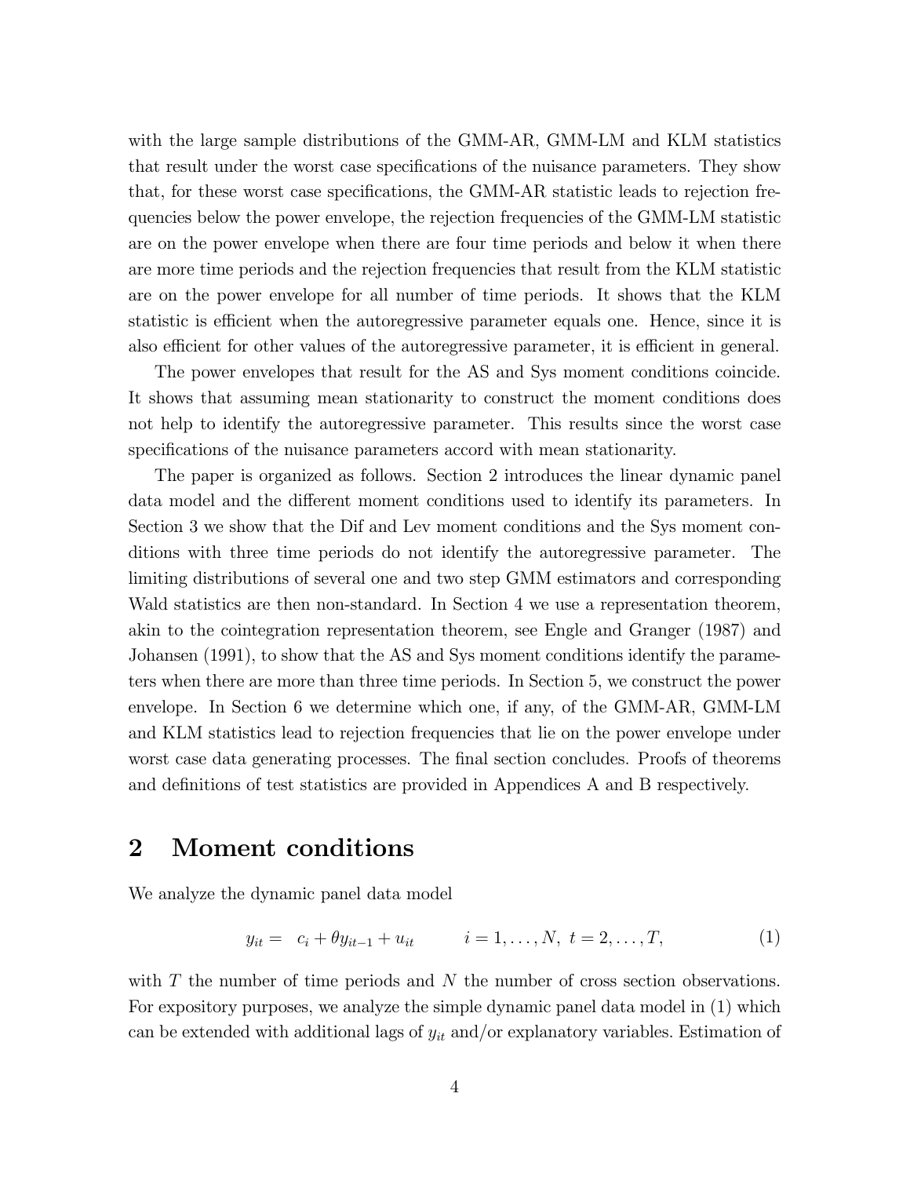with the large sample distributions of the GMM-AR, GMM-LM and KLM statistics that result under the worst case specifications of the nuisance parameters. They show that, for these worst case specifications, the GMM-AR statistic leads to rejection frequencies below the power envelope, the rejection frequencies of the GMM-LM statistic are on the power envelope when there are four time periods and below it when there are more time periods and the rejection frequencies that result from the KLM statistic are on the power envelope for all number of time periods. It shows that the KLM statistic is efficient when the autoregressive parameter equals one. Hence, since it is also efficient for other values of the autoregressive parameter, it is efficient in general.

The power envelopes that result for the AS and Sys moment conditions coincide. It shows that assuming mean stationarity to construct the moment conditions does not help to identify the autoregressive parameter. This results since the worst case specifications of the nuisance parameters accord with mean stationarity.

The paper is organized as follows. Section 2 introduces the linear dynamic panel data model and the different moment conditions used to identify its parameters. In Section 3 we show that the Dif and Lev moment conditions and the Sys moment conditions with three time periods do not identify the autoregressive parameter. The limiting distributions of several one and two step GMM estimators and corresponding Wald statistics are then non-standard. In Section 4 we use a representation theorem, akin to the cointegration representation theorem, see Engle and Granger (1987) and Johansen (1991), to show that the AS and Sys moment conditions identify the parameters when there are more than three time periods. In Section 5, we construct the power envelope. In Section 6 we determine which one, if any, of the GMM-AR, GMM-LM and KLM statistics lead to rejection frequencies that lie on the power envelope under worst case data generating processes. The final section concludes. Proofs of theorems and definitions of test statistics are provided in Appendices A and B respectively.

## 2 Moment conditions

We analyze the dynamic panel data model

$$y_{it} = c_i + \theta y_{it-1} + u_{it} \qquad i = 1, \ldots, N, \; t = 2, \ldots, T, \tag{1}$$

with $T$ the number of time periods and $N$ the number of cross section observations. For expository purposes, we analyze the simple dynamic panel data model in (1) which can be extended with additional lags of $y_{it}$ and/or explanatory variables. Estimation of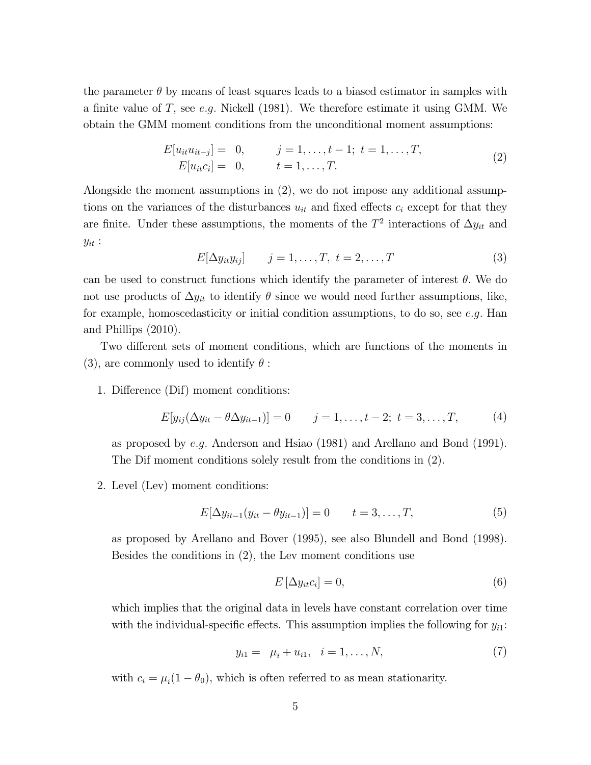the parameter $\theta$ by means of least squares leads to a biased estimator in samples with a finite value of $T$, see *e.g.* Nickell (1981). We therefore estimate it using GMM. We obtain the GMM moment conditions from the unconditional moment assumptions:

$$
\begin{aligned}
E[u_{it}u_{it-j}] = \; & 0, \qquad j = 1, \ldots, t-1; \; t = 1, \ldots, T, \\
E[u_{it}c_i] = \; & 0, \qquad t = 1, \ldots, T.
\end{aligned}
\tag{2}
$$

Alongside the moment assumptions in (2), we do not impose any additional assumptions on the variances of the disturbances $u_{it}$ and fixed effects $c_i$ except for that they are finite. Under these assumptions, the moments of the $T^2$ interactions of $\Delta y_{it}$ and $y_{it}$ :

$$
E[\Delta y_{it} y_{ij}] \qquad j = 1, \ldots, T, \; t = 2, \ldots, T \tag{3}
$$

can be used to construct functions which identify the parameter of interest $\theta$. We do not use products of $\Delta y_{it}$ to identify $\theta$ since we would need further assumptions, like, for example, homoscedasticity or initial condition assumptions, to do so, see *e.g.* Han and Phillips (2010).

Two different sets of moment conditions, which are functions of the moments in (3), are commonly used to identify $\theta$ :

1. Difference (Dif) moment conditions:

$$
E[y_{ij}(\Delta y_{it} - \theta \Delta y_{it-1})] = 0 \qquad j = 1, \ldots, t-2; \; t = 3, \ldots, T, \tag{4}
$$

   as proposed by *e.g.* Anderson and Hsiao (1981) and Arellano and Bond (1991). The Dif moment conditions solely result from the conditions in (2).

2. Level (Lev) moment conditions:

$$
E[\Delta y_{it-1}(y_{it} - \theta y_{it-1})] = 0 \qquad t = 3, \ldots, T, \tag{5}
$$

   as proposed by Arellano and Bover (1995), see also Blundell and Bond (1998). Besides the conditions in (2), the Lev moment conditions use

$$
E[\Delta y_{it} c_i] = 0, \tag{6}
$$

   which implies that the original data in levels have constant correlation over time with the individual-specific effects. This assumption implies the following for $y_{i1}$:

$$
y_{i1} = \; \mu_i + u_{i1}, \quad i = 1, \ldots, N, \tag{7}
$$

   with $c_i = \mu_i(1 - \theta_0)$, which is often referred to as mean stationarity.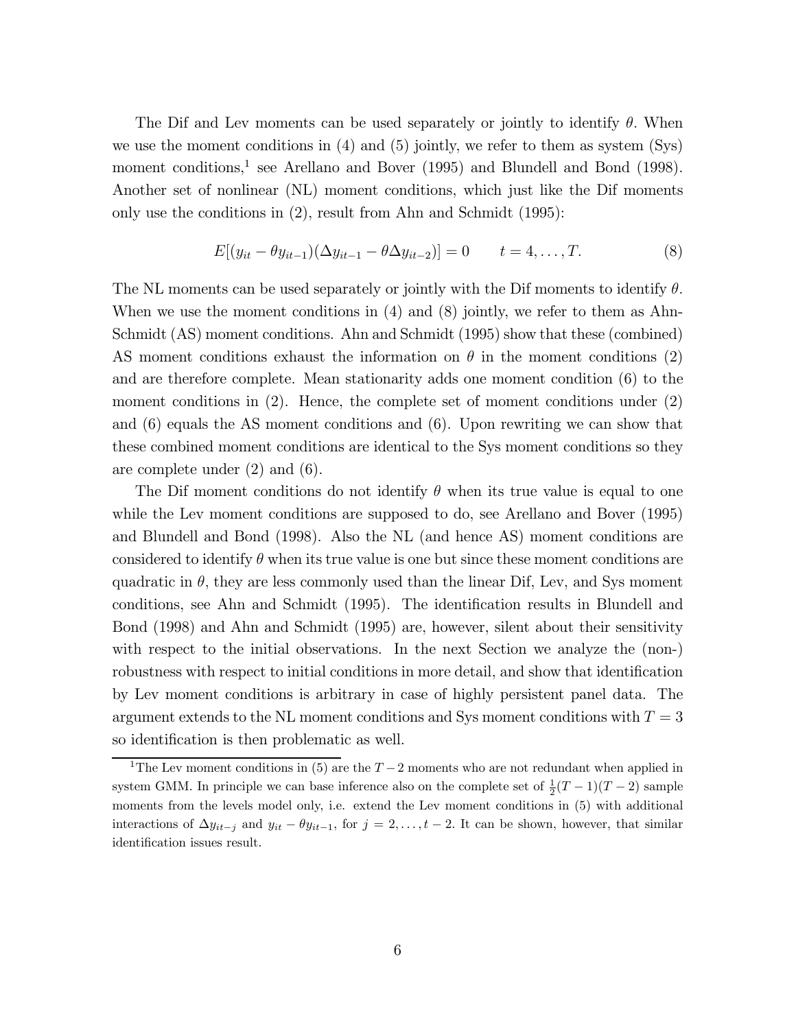The Dif and Lev moments can be used separately or jointly to identify $\theta$. When we use the moment conditions in (4) and (5) jointly, we refer to them as system (Sys) moment conditions,[1] see Arellano and Bover (1995) and Blundell and Bond (1998). Another set of nonlinear (NL) moment conditions, which just like the Dif moments only use the conditions in (2), result from Ahn and Schmidt (1995):

$$E[(y_{it} - \theta y_{it-1})(\Delta y_{it-1} - \theta \Delta y_{it-2})] = 0 \qquad t = 4, \ldots, T. \tag{8}$$

The NL moments can be used separately or jointly with the Dif moments to identify $\theta$. When we use the moment conditions in (4) and (8) jointly, we refer to them as Ahn-Schmidt (AS) moment conditions. Ahn and Schmidt (1995) show that these (combined) AS moment conditions exhaust the information on $\theta$ in the moment conditions (2) and are therefore complete. Mean stationarity adds one moment condition (6) to the moment conditions in (2). Hence, the complete set of moment conditions under (2) and (6) equals the AS moment conditions and (6). Upon rewriting we can show that these combined moment conditions are identical to the Sys moment conditions so they are complete under (2) and (6).

The Dif moment conditions do not identify $\theta$ when its true value is equal to one while the Lev moment conditions are supposed to do, see Arellano and Bover (1995) and Blundell and Bond (1998). Also the NL (and hence AS) moment conditions are considered to identify $\theta$ when its true value is one but since these moment conditions are quadratic in $\theta$, they are less commonly used than the linear Dif, Lev, and Sys moment conditions, see Ahn and Schmidt (1995). The identification results in Blundell and Bond (1998) and Ahn and Schmidt (1995) are, however, silent about their sensitivity with respect to the initial observations. In the next Section we analyze the (non-) robustness with respect to initial conditions in more detail, and show that identification by Lev moment conditions is arbitrary in case of highly persistent panel data. The argument extends to the NL moment conditions and Sys moment conditions with $T = 3$ so identification is then problematic as well.

[1] The Lev moment conditions in (5) are the $T-2$ moments who are not redundant when applied in system GMM. In principle we can base inference also on the complete set of $\frac{1}{2}(T-1)(T-2)$ sample moments from the levels model only, i.e. extend the Lev moment conditions in (5) with additional interactions of $\Delta y_{it-j}$ and $y_{it} - \theta y_{it-1}$, for $j = 2, \ldots, t-2$. It can be shown, however, that similar identification issues result.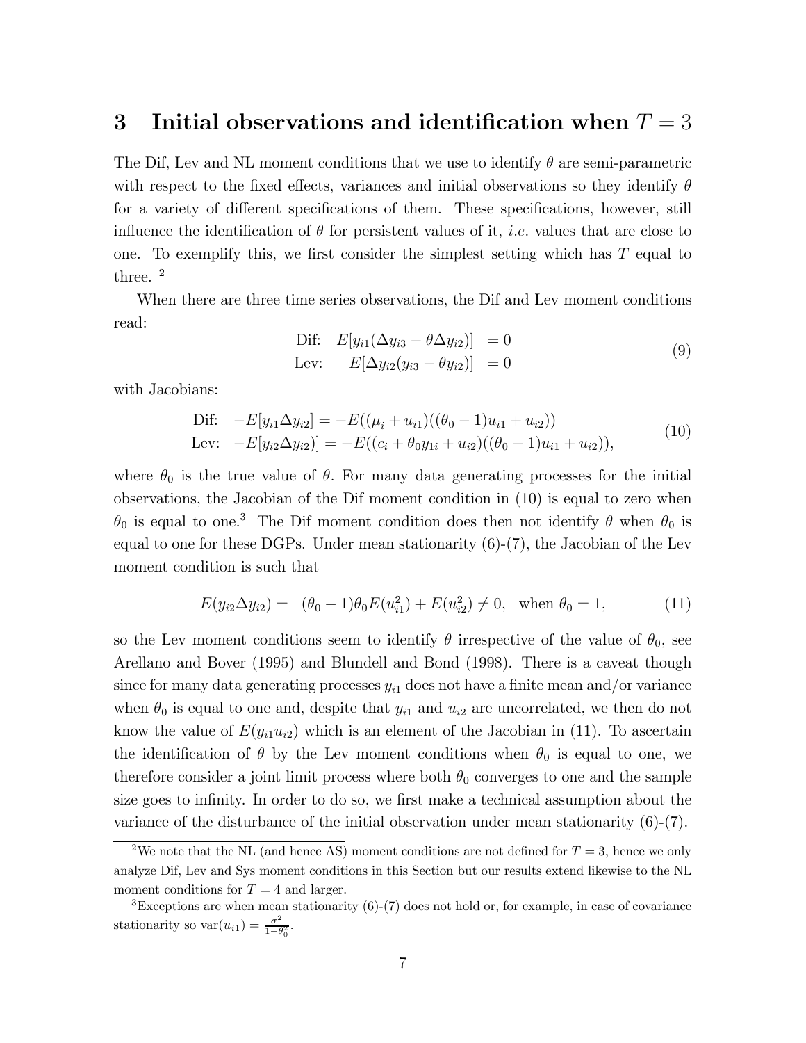## 3 Initial observations and identification when $T = 3$

The Dif, Lev and NL moment conditions that we use to identify $\theta$ are semi-parametric with respect to the fixed effects, variances and initial observations so they identify $\theta$ for a variety of different specifications of them. These specifications, however, still influence the identification of $\theta$ for persistent values of it, *i.e.* values that are close to one. To exemplify this, we first consider the simplest setting which has $T$ equal to three. [2]

When there are three time series observations, the Dif and Lev moment conditions read:

$$
\begin{aligned}
\text{Dif:} \quad E[y_{i1}(\Delta y_{i3} - \theta \Delta y_{i2})] &= 0 \\
\text{Lev:} \quad E[\Delta y_{i2}(y_{i3} - \theta y_{i2})] &= 0
\end{aligned}
\tag{9}
$$

with Jacobians:

$$
\begin{aligned}
\text{Dif:} \quad & -E[y_{i1}\Delta y_{i2}] = -E((\mu_i + u_{i1})((\theta_0 - 1)u_{i1} + u_{i2})) \\
\text{Lev:} \quad & -E[y_{i2}\Delta y_{i2})] = -E((c_i + \theta_0 y_{1i} + u_{i2})((\theta_0 - 1)u_{i1} + u_{i2})),
\end{aligned}
\tag{10}
$$

where $\theta_0$ is the true value of $\theta$. For many data generating processes for the initial observations, the Jacobian of the Dif moment condition in (10) is equal to zero when $\theta_0$ is equal to one.[3] The Dif moment condition does then not identify $\theta$ when $\theta_0$ is equal to one for these DGPs. Under mean stationarity (6)-(7), the Jacobian of the Lev moment condition is such that

$$
E(y_{i2}\Delta y_{i2}) = \quad (\theta_0 - 1)\theta_0 E(u_{i1}^2) + E(u_{i2}^2) \neq 0, \quad \text{when } \theta_0 = 1, \tag{11}
$$

so the Lev moment conditions seem to identify $\theta$ irrespective of the value of $\theta_0$, see Arellano and Bover (1995) and Blundell and Bond (1998). There is a caveat though since for many data generating processes $y_{i1}$ does not have a finite mean and/or variance when $\theta_0$ is equal to one and, despite that $y_{i1}$ and $u_{i2}$ are uncorrelated, we then do not know the value of $E(y_{i1}u_{i2})$ which is an element of the Jacobian in (11). To ascertain the identification of $\theta$ by the Lev moment conditions when $\theta_0$ is equal to one, we therefore consider a joint limit process where both $\theta_0$ converges to one and the sample size goes to infinity. In order to do so, we first make a technical assumption about the variance of the disturbance of the initial observation under mean stationarity (6)-(7).

---

[2] We note that the NL (and hence AS) moment conditions are not defined for $T = 3$, hence we only analyze Dif, Lev and Sys moment conditions in this Section but our results extend likewise to the NL moment conditions for $T = 4$ and larger.

[3] Exceptions are when mean stationarity (6)-(7) does not hold or, for example, in case of covariance stationarity so $\text{var}(u_{i1}) = \frac{\sigma^2}{1-\theta_0^2}$.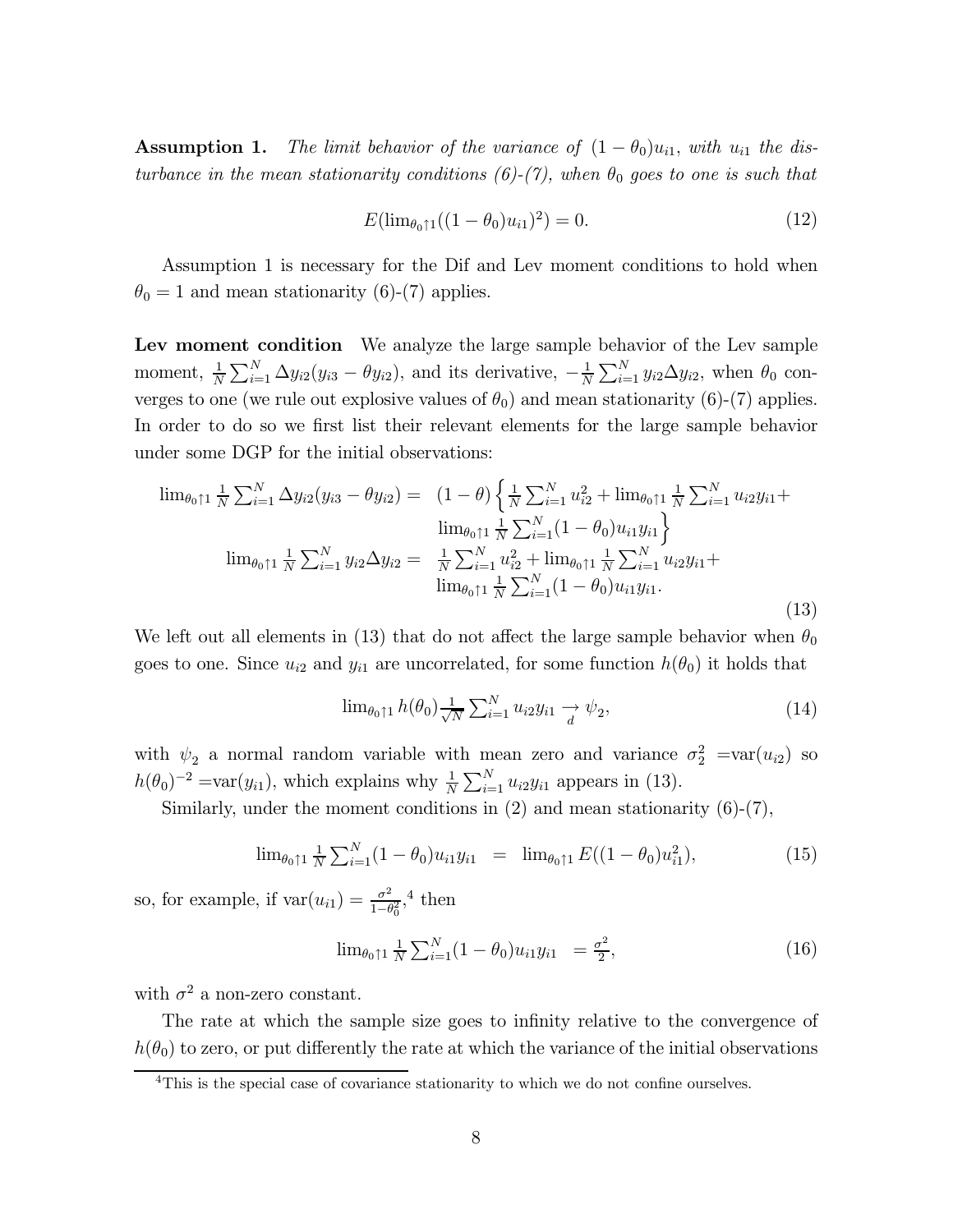**Assumption 1.** *The limit behavior of the variance of $(1-\theta_0)u_{i1}$, with $u_{i1}$ the disturbance in the mean stationarity conditions (6)-(7), when $\theta_0$ goes to one is such that*

$$E(\lim_{\theta_0 \uparrow 1}((1-\theta_0)u_{i1})^2) = 0. \tag{12}$$

Assumption 1 is necessary for the Dif and Lev moment conditions to hold when $\theta_0 = 1$ and mean stationarity (6)-(7) applies.

**Lev moment condition** We analyze the large sample behavior of the Lev sample moment, $\frac{1}{N}\sum_{i=1}^{N}\Delta y_{i2}(y_{i3}-\theta y_{i2})$, and its derivative, $-\frac{1}{N}\sum_{i=1}^{N} y_{i2}\Delta y_{i2}$, when $\theta_0$ converges to one (we rule out explosive values of $\theta_0$) and mean stationarity (6)-(7) applies. In order to do so we first list their relevant elements for the large sample behavior under some DGP for the initial observations:

$$\begin{array}{rl}
\lim_{\theta_0 \uparrow 1} \frac{1}{N}\sum_{i=1}^{N}\Delta y_{i2}(y_{i3}-\theta y_{i2}) = & (1-\theta)\Big\{\frac{1}{N}\sum_{i=1}^{N}u_{i2}^2 + \lim_{\theta_0\uparrow 1}\frac{1}{N}\sum_{i=1}^{N}u_{i2}y_{i1} + \\
& \lim_{\theta_0\uparrow 1}\frac{1}{N}\sum_{i=1}^{N}(1-\theta_0)u_{i1}y_{i1}\Big\} \\
\lim_{\theta_0\uparrow 1}\frac{1}{N}\sum_{i=1}^{N} y_{i2}\Delta y_{i2} = & \frac{1}{N}\sum_{i=1}^{N}u_{i2}^2 + \lim_{\theta_0\uparrow 1}\frac{1}{N}\sum_{i=1}^{N}u_{i2}y_{i1} + \\
& \lim_{\theta_0\uparrow 1}\frac{1}{N}\sum_{i=1}^{N}(1-\theta_0)u_{i1}y_{i1}.
\end{array} \tag{13}$$

We left out all elements in (13) that do not affect the large sample behavior when $\theta_0$ goes to one. Since $u_{i2}$ and $y_{i1}$ are uncorrelated, for some function $h(\theta_0)$ it holds that

$$\lim_{\theta_0\uparrow 1} h(\theta_0)\frac{1}{\sqrt{N}}\sum_{i=1}^{N}u_{i2}y_{i1} \underset{d}{\rightarrow} \psi_2, \tag{14}$$

with $\psi_2$ a normal random variable with mean zero and variance $\sigma_2^2$ =var$(u_{i2})$ so $h(\theta_0)^{-2}$ =var$(y_{i1})$, which explains why $\frac{1}{N}\sum_{i=1}^{N}u_{i2}y_{i1}$ appears in (13).

Similarly, under the moment conditions in (2) and mean stationarity (6)-(7),

$$\lim_{\theta_0\uparrow 1}\frac{1}{N}\sum_{i=1}^{N}(1-\theta_0)u_{i1}y_{i1} \;=\; \lim_{\theta_0\uparrow 1}E((1-\theta_0)u_{i1}^2), \tag{15}$$

so, for example, if var$(u_{i1}) = \frac{\sigma^2}{1-\theta_0^2}$,[4] then

$$\lim_{\theta_0\uparrow 1}\frac{1}{N}\sum_{i=1}^{N}(1-\theta_0)u_{i1}y_{i1} \;= \frac{\sigma^2}{2}, \tag{16}$$

with $\sigma^2$ a non-zero constant.

The rate at which the sample size goes to infinity relative to the convergence of $h(\theta_0)$ to zero, or put differently the rate at which the variance of the initial observations

[4] This is the special case of covariance stationarity to which we do not confine ourselves.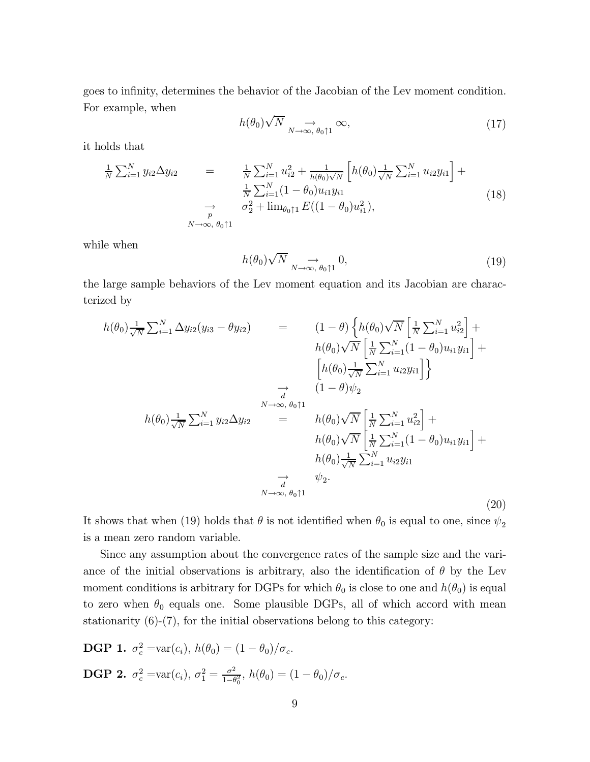goes to infinity, determines the behavior of the Jacobian of the Lev moment condition. For example, when

$$h(\theta_0)\sqrt{N} \underset{N\to\infty,\ \theta_0\uparrow 1}{\to} \infty, \tag{17}$$

it holds that

$$\begin{array}{rcl} \frac{1}{N}\sum_{i=1}^N y_{i2}\Delta y_{i2} & = & \frac{1}{N}\sum_{i=1}^N u_{i2}^2 + \frac{1}{h(\theta_0)\sqrt{N}}\left[h(\theta_0)\frac{1}{\sqrt{N}}\sum_{i=1}^N u_{i2}y_{i1}\right] + \\ & & \frac{1}{N}\sum_{i=1}^N (1-\theta_0)u_{i1}y_{i1} \\ & \underset{N\to\infty,\ \theta_0\uparrow 1}{\overset{p}{\to}} & \sigma_2^2 + \lim_{\theta_0\uparrow 1} E((1-\theta_0)u_{i1}^2), \end{array} \tag{18}$$

while when

$$h(\theta_0)\sqrt{N} \underset{N\to\infty,\ \theta_0\uparrow 1}{\to} 0, \tag{19}$$

the large sample behaviors of the Lev moment equation and its Jacobian are characterized by

$$\begin{array}{rcl} h(\theta_0)\frac{1}{\sqrt{N}}\sum_{i=1}^N \Delta y_{i2}(y_{i3}-\theta y_{i2}) & = & (1-\theta)\left\{h(\theta_0)\sqrt{N}\left[\frac{1}{N}\sum_{i=1}^N u_{i2}^2\right] + \right. \\ & & h(\theta_0)\sqrt{N}\left[\frac{1}{N}\sum_{i=1}^N (1-\theta_0)u_{i1}y_{i1}\right] + \\ & & \left.\left[h(\theta_0)\frac{1}{\sqrt{N}}\sum_{i=1}^N u_{i2}y_{i1}\right]\right\} \\ & \underset{N\to\infty,\ \theta_0\uparrow 1}{\overset{d}{\to}} & (1-\theta)\psi_2 \\ h(\theta_0)\frac{1}{\sqrt{N}}\sum_{i=1}^N y_{i2}\Delta y_{i2} & = & h(\theta_0)\sqrt{N}\left[\frac{1}{N}\sum_{i=1}^N u_{i2}^2\right] + \\ & & h(\theta_0)\sqrt{N}\left[\frac{1}{N}\sum_{i=1}^N (1-\theta_0)u_{i1}y_{i1}\right] + \\ & & h(\theta_0)\frac{1}{\sqrt{N}}\sum_{i=1}^N u_{i2}y_{i1} \\ & \underset{N\to\infty,\ \theta_0\uparrow 1}{\overset{d}{\to}} & \psi_2. \end{array} \tag{20}$$

It shows that when (19) holds that $\theta$ is not identified when $\theta_0$ is equal to one, since $\psi_2$ is a mean zero random variable.

Since any assumption about the convergence rates of the sample size and the variance of the initial observations is arbitrary, also the identification of $\theta$ by the Lev moment conditions is arbitrary for DGPs for which $\theta_0$ is close to one and $h(\theta_0)$ is equal to zero when $\theta_0$ equals one. Some plausible DGPs, all of which accord with mean stationarity (6)-(7), for the initial observations belong to this category:

**DGP 1.** $\sigma_c^2 = \text{var}(c_i)$, $h(\theta_0) = (1-\theta_0)/\sigma_c$.

**DGP 2.** $\sigma_c^2 = \text{var}(c_i)$, $\sigma_1^2 = \frac{\sigma^2}{1-\theta_0^2}$, $h(\theta_0) = (1-\theta_0)/\sigma_c$.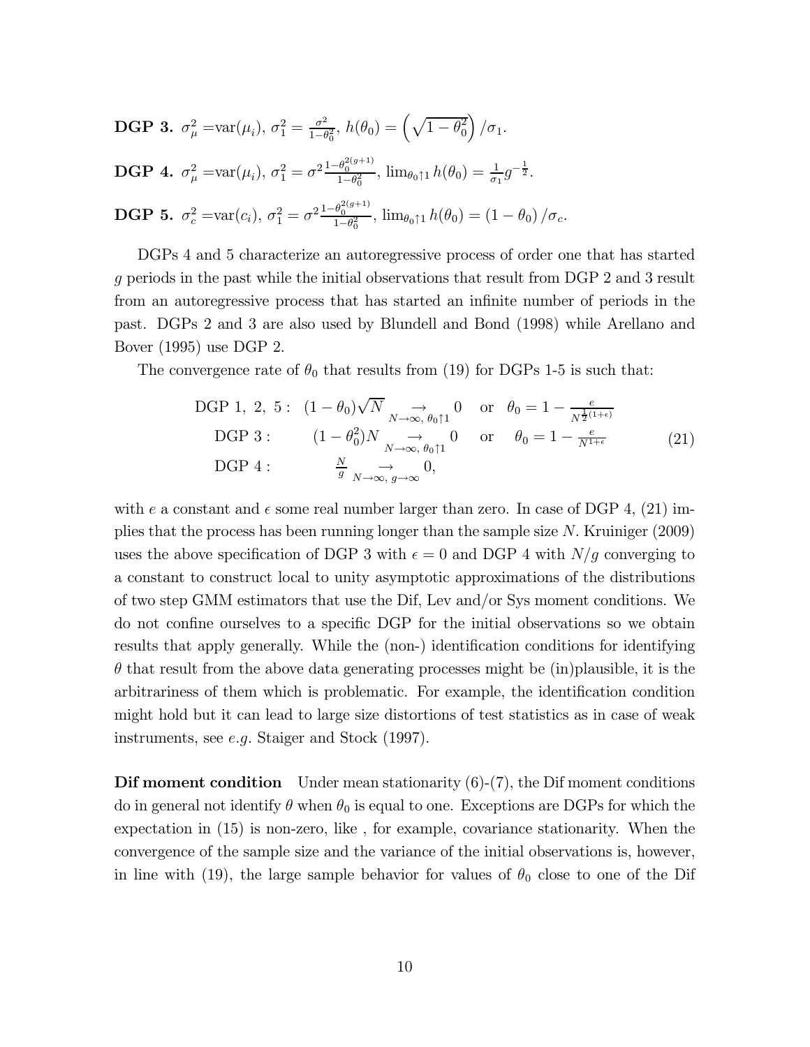**DGP 3.** $\sigma_\mu^2 = \text{var}(\mu_i)$, $\sigma_1^2 = \frac{\sigma^2}{1-\theta_0^2}$, $h(\theta_0) = \left(\sqrt{1-\theta_0^2}\right)/\sigma_1$.

**DGP 4.** $\sigma_\mu^2 = \text{var}(\mu_i)$, $\sigma_1^2 = \sigma^2 \frac{1-\theta_0^{2(g+1)}}{1-\theta_0^2}$, $\lim_{\theta_0 \uparrow 1} h(\theta_0) = \frac{1}{\sigma_1} g^{-\frac{1}{2}}$.

**DGP 5.** $\sigma_c^2 = \text{var}(c_i)$, $\sigma_1^2 = \sigma^2 \frac{1-\theta_0^{2(g+1)}}{1-\theta_0^2}$, $\lim_{\theta_0 \uparrow 1} h(\theta_0) = (1-\theta_0)/\sigma_c$.

DGPs 4 and 5 characterize an autoregressive process of order one that has started $g$ periods in the past while the initial observations that result from DGP 2 and 3 result from an autoregressive process that has started an infinite number of periods in the past. DGPs 2 and 3 are also used by Blundell and Bond (1998) while Arellano and Bover (1995) use DGP 2.

The convergence rate of $\theta_0$ that results from (19) for DGPs 1-5 is such that:

$$
\begin{array}{lll}
\text{DGP 1, 2, 5}: & (1-\theta_0)\sqrt{N} \underset{N\to\infty,\ \theta_0\uparrow 1}{\to} 0 & \text{or} \quad \theta_0 = 1 - \frac{e}{N^{\frac{1}{2}(1+\epsilon)}} \\
\text{DGP 3}: & (1-\theta_0^2)N \underset{N\to\infty,\ \theta_0\uparrow 1}{\to} 0 & \text{or} \quad \theta_0 = 1 - \frac{e}{N^{1+\epsilon}} \\
\text{DGP 4}: & \frac{N}{g} \underset{N\to\infty,\ g\to\infty}{\to} 0, &
\end{array}
\tag{21}
$$

with $e$ a constant and $\epsilon$ some real number larger than zero. In case of DGP 4, (21) implies that the process has been running longer than the sample size $N$. Kruiniger (2009) uses the above specification of DGP 3 with $\epsilon = 0$ and DGP 4 with $N/g$ converging to a constant to construct local to unity asymptotic approximations of the distributions of two step GMM estimators that use the Dif, Lev and/or Sys moment conditions. We do not confine ourselves to a specific DGP for the initial observations so we obtain results that apply generally. While the (non-) identification conditions for identifying $\theta$ that result from the above data generating processes might be (in)plausible, it is the arbitrariness of them which is problematic. For example, the identification condition might hold but it can lead to large size distortions of test statistics as in case of weak instruments, see *e.g.* Staiger and Stock (1997).

**Dif moment condition** Under mean stationarity (6)-(7), the Dif moment conditions do in general not identify $\theta$ when $\theta_0$ is equal to one. Exceptions are DGPs for which the expectation in (15) is non-zero, like , for example, covariance stationarity. When the convergence of the sample size and the variance of the initial observations is, however, in line with (19), the large sample behavior for values of $\theta_0$ close to one of the Dif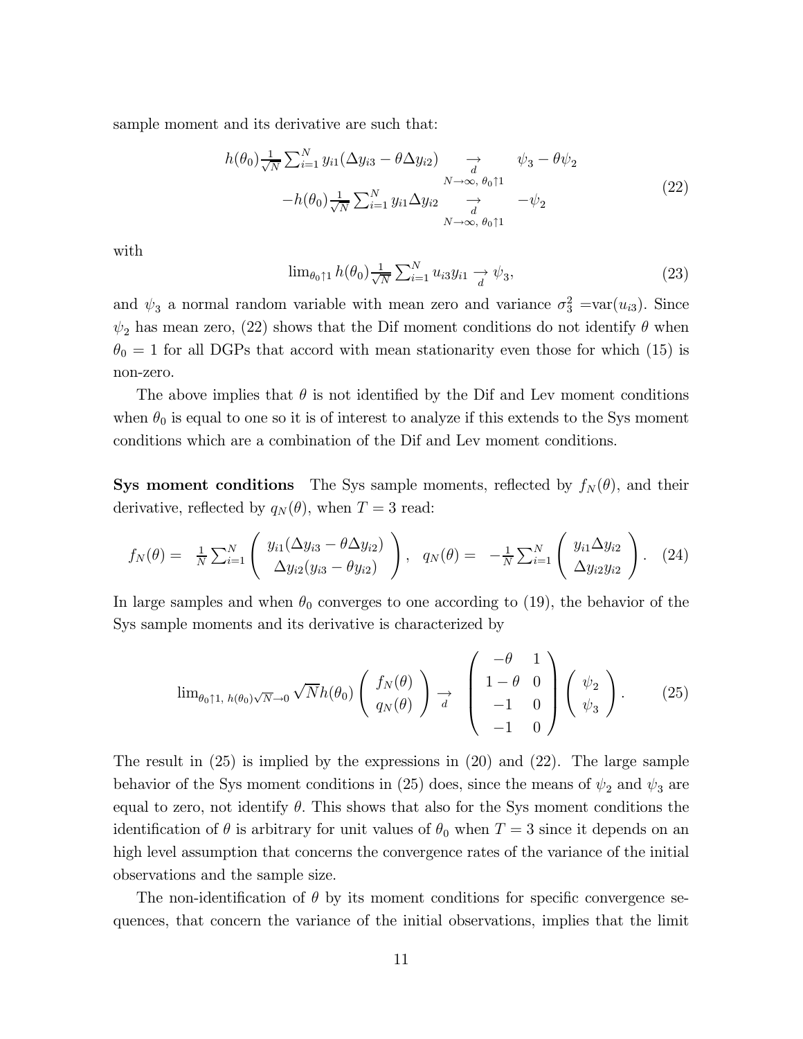sample moment and its derivative are such that:

$$
\begin{array}{rcl}
h(\theta_0)\frac{1}{\sqrt{N}}\sum_{i=1}^{N} y_{i1}(\Delta y_{i3} - \theta\Delta y_{i2}) & \underset{\substack{d \\ N\to\infty,\ \theta_0\uparrow 1}}{\to} & \psi_3 - \theta\psi_2 \\
-h(\theta_0)\frac{1}{\sqrt{N}}\sum_{i=1}^{N} y_{i1}\Delta y_{i2} & \underset{\substack{d \\ N\to\infty,\ \theta_0\uparrow 1}}{\to} & -\psi_2
\end{array}
\tag{22}
$$

with

$$
\lim_{\theta_0\uparrow 1} h(\theta_0)\tfrac{1}{\sqrt{N}}\sum_{i=1}^{N} u_{i3}y_{i1} \underset{d}{\to} \psi_3, \tag{23}
$$

and $\psi_3$ a normal random variable with mean zero and variance $\sigma_3^2 = \text{var}(u_{i3})$. Since $\psi_2$ has mean zero, (22) shows that the Dif moment conditions do not identify $\theta$ when $\theta_0 = 1$ for all DGPs that accord with mean stationarity even those for which (15) is non-zero.

The above implies that $\theta$ is not identified by the Dif and Lev moment conditions when $\theta_0$ is equal to one so it is of interest to analyze if this extends to the Sys moment conditions which are a combination of the Dif and Lev moment conditions.

**Sys moment conditions** The Sys sample moments, reflected by $f_N(\theta)$, and their derivative, reflected by $q_N(\theta)$, when $T = 3$ read:

$$
f_N(\theta) = \frac{1}{N}\sum_{i=1}^{N}\begin{pmatrix} y_{i1}(\Delta y_{i3} - \theta\Delta y_{i2}) \\ \Delta y_{i2}(y_{i3} - \theta y_{i2})\end{pmatrix}, \quad q_N(\theta) = -\frac{1}{N}\sum_{i=1}^{N}\begin{pmatrix} y_{i1}\Delta y_{i2} \\ \Delta y_{i2} y_{i2}\end{pmatrix}. \tag{24}
$$

In large samples and when $\theta_0$ converges to one according to (19), the behavior of the Sys sample moments and its derivative is characterized by

$$
\lim_{\theta_0\uparrow 1,\ h(\theta_0)\sqrt{N}\to 0}\sqrt{N}h(\theta_0)\begin{pmatrix} f_N(\theta) \\ q_N(\theta)\end{pmatrix} \underset{d}{\to} \begin{pmatrix} -\theta & 1 \\ 1-\theta & 0 \\ -1 & 0 \\ -1 & 0 \end{pmatrix}\begin{pmatrix} \psi_2 \\ \psi_3 \end{pmatrix}. \tag{25}
$$

The result in (25) is implied by the expressions in (20) and (22). The large sample behavior of the Sys moment conditions in (25) does, since the means of $\psi_2$ and $\psi_3$ are equal to zero, not identify $\theta$. This shows that also for the Sys moment conditions the identification of $\theta$ is arbitrary for unit values of $\theta_0$ when $T = 3$ since it depends on an high level assumption that concerns the convergence rates of the variance of the initial observations and the sample size.

The non-identification of $\theta$ by its moment conditions for specific convergence sequences, that concern the variance of the initial observations, implies that the limit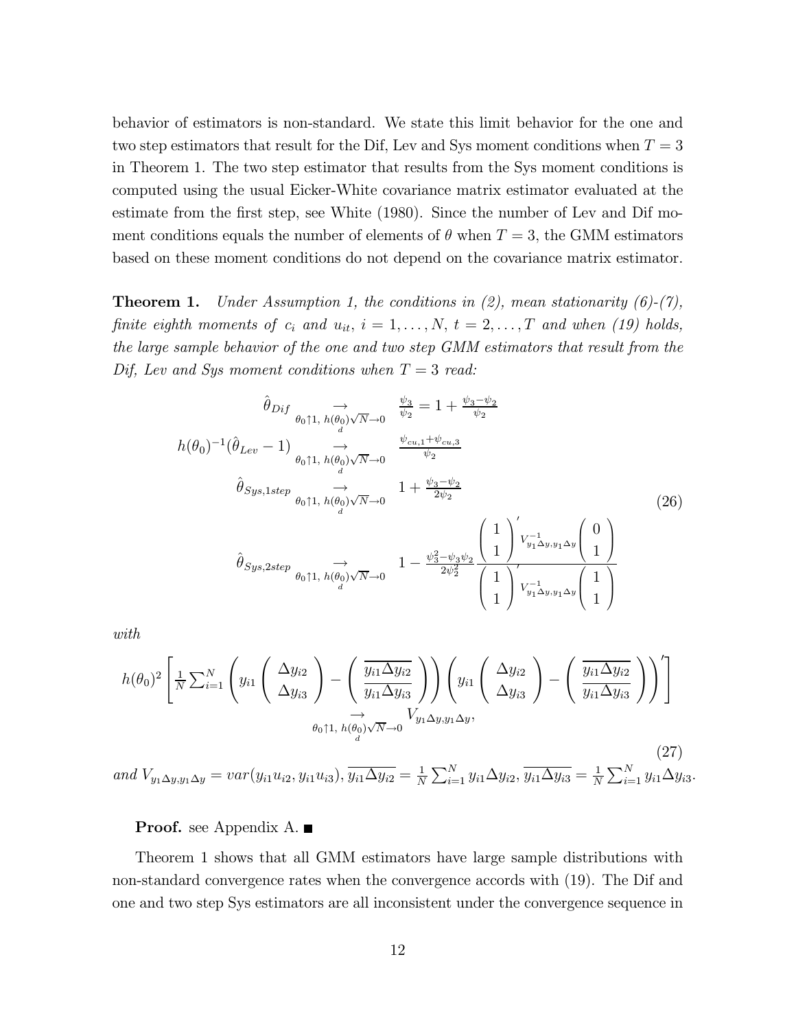behavior of estimators is non-standard. We state this limit behavior for the one and two step estimators that result for the Dif, Lev and Sys moment conditions when $T = 3$ in Theorem 1. The two step estimator that results from the Sys moment conditions is computed using the usual Eicker-White covariance matrix estimator evaluated at the estimate from the first step, see White (1980). Since the number of Lev and Dif moment conditions equals the number of elements of $\theta$ when $T = 3$, the GMM estimators based on these moment conditions do not depend on the covariance matrix estimator.

**Theorem 1.** *Under Assumption 1, the conditions in (2), mean stationarity (6)-(7), finite eighth moments of $c_i$ and $u_{it}$, $i = 1, \ldots, N$, $t = 2, \ldots, T$ and when (19) holds, the large sample behavior of the one and two step GMM estimators that result from the Dif, Lev and Sys moment conditions when $T = 3$ read:*

$$
\begin{array}{rcl}
\hat{\theta}_{Dif} & \underset{\theta_0 \uparrow 1,\ h(\theta_0)\sqrt{N} \to 0}{\underset{d}{\rightarrow}} & \frac{\psi_3}{\psi_2} = 1 + \frac{\psi_3 - \psi_2}{\psi_2} \\
h(\theta_0)^{-1}(\hat{\theta}_{Lev} - 1) & \underset{\theta_0 \uparrow 1,\ h(\theta_0)\sqrt{N} \to 0}{\underset{d}{\rightarrow}} & \frac{\psi_{cu,1} + \psi_{cu,3}}{\psi_2} \\
\hat{\theta}_{Sys,1step} & \underset{\theta_0 \uparrow 1,\ h(\theta_0)\sqrt{N} \to 0}{\underset{d}{\rightarrow}} & 1 + \frac{\psi_3 - \psi_2}{2\psi_2} \\
\hat{\theta}_{Sys,2step} & \underset{\theta_0 \uparrow 1,\ h(\theta_0)\sqrt{N} \to 0}{\underset{d}{\rightarrow}} & 1 - \frac{\psi_3^2 - \psi_3\psi_2}{2\psi_2^2} \dfrac{\begin{pmatrix} 1 \\ 1 \end{pmatrix}' V^{-1}_{y_1\Delta y, y_1\Delta y} \begin{pmatrix} 0 \\ 1 \end{pmatrix}}{\begin{pmatrix} 1 \\ 1 \end{pmatrix}' V^{-1}_{y_1\Delta y, y_1\Delta y} \begin{pmatrix} 1 \\ 1 \end{pmatrix}}
\end{array} \tag{26}
$$

*with*

$$
h(\theta_0)^2 \left[ \frac{1}{N} \sum_{i=1}^N \left( y_{i1} \begin{pmatrix} \Delta y_{i2} \\ \Delta y_{i3} \end{pmatrix} - \begin{pmatrix} \overline{y_{i1}\Delta y_{i2}} \\ \overline{y_{i1}\Delta y_{i3}} \end{pmatrix} \right) \left( y_{i1} \begin{pmatrix} \Delta y_{i2} \\ \Delta y_{i3} \end{pmatrix} - \begin{pmatrix} \overline{y_{i1}\Delta y_{i2}} \\ \overline{y_{i1}\Delta y_{i3}} \end{pmatrix} \right)' \right] \underset{\theta_0 \uparrow 1,\ h(\theta_0)\sqrt{N} \to 0}{\underset{d}{\rightarrow}} V_{y_1\Delta y, y_1\Delta y}, \tag{27}
$$

*and* $V_{y_1\Delta y, y_1\Delta y} = var(y_{i1}u_{i2}, y_{i1}u_{i3})$, $\overline{y_{i1}\Delta y_{i2}} = \frac{1}{N}\sum_{i=1}^N y_{i1}\Delta y_{i2}$, $\overline{y_{i1}\Delta y_{i3}} = \frac{1}{N}\sum_{i=1}^N y_{i1}\Delta y_{i3}$.

**Proof.** see Appendix A. ■

Theorem 1 shows that all GMM estimators have large sample distributions with non-standard convergence rates when the convergence accords with (19). The Dif and one and two step Sys estimators are all inconsistent under the convergence sequence in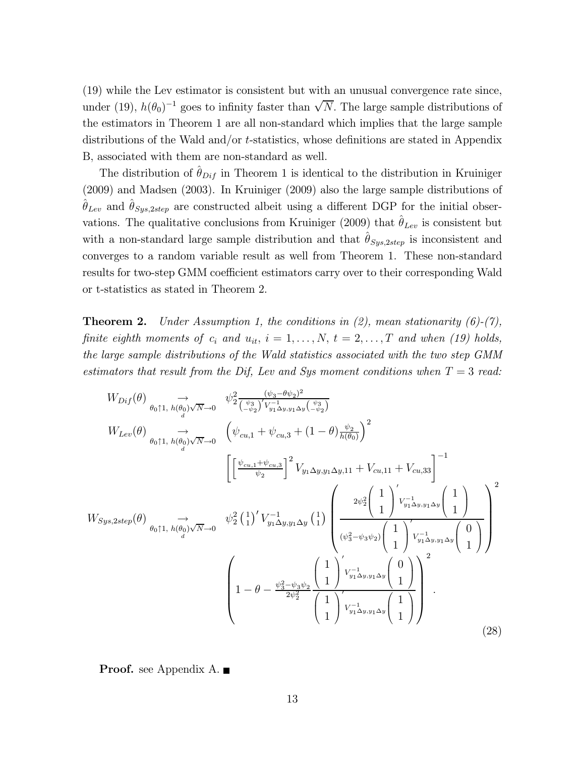(19) while the Lev estimator is consistent but with an unusual convergence rate since, under (19), $h(\theta_0)^{-1}$ goes to infinity faster than $\sqrt{N}$. The large sample distributions of the estimators in Theorem 1 are all non-standard which implies that the large sample distributions of the Wald and/or $t$-statistics, whose definitions are stated in Appendix B, associated with them are non-standard as well.

The distribution of $\hat{\theta}_{Dif}$ in Theorem 1 is identical to the distribution in Kruiniger (2009) and Madsen (2003). In Kruiniger (2009) also the large sample distributions of $\hat{\theta}_{Lev}$ and $\hat{\theta}_{Sys,2step}$ are constructed albeit using a different DGP for the initial observations. The qualitative conclusions from Kruiniger (2009) that $\hat{\theta}_{Lev}$ is consistent but with a non-standard large sample distribution and that $\hat{\theta}_{Sys,2step}$ is inconsistent and converges to a random variable result as well from Theorem 1. These non-standard results for two-step GMM coefficient estimators carry over to their corresponding Wald or t-statistics as stated in Theorem 2.

**Theorem 2.** *Under Assumption 1, the conditions in (2), mean stationarity (6)-(7), finite eighth moments of $c_i$ and $u_{it}$, $i = 1, \ldots, N$, $t = 2, \ldots, T$ and when (19) holds, the large sample distributions of the Wald statistics associated with the two step GMM estimators that result from the Dif, Lev and Sys moment conditions when $T = 3$ read:*

$$
\begin{aligned}
W_{Dif}(\theta) & \underset{\theta_0 \uparrow 1,\ h(\theta_0)\sqrt{N} \to 0}{\overset{d}{\to}} \psi_2^2 \frac{(\psi_3 - \theta\psi_2)^2}{\binom{\psi_3}{-\psi_2}' V_{y_1\Delta y, y_1\Delta y}^{-1} \binom{\psi_3}{-\psi_2}} \\
W_{Lev}(\theta) & \underset{\theta_0 \uparrow 1,\ h(\theta_0)\sqrt{N} \to 0}{\overset{d}{\to}} \left(\psi_{cu,1} + \psi_{cu,3} + (1-\theta)\frac{\psi_2}{h(\theta_0)}\right)^2 \\
& \qquad \left[\left[\frac{\psi_{cu,1} + \psi_{cu,3}}{\psi_2}\right]^2 V_{y_1\Delta y, y_1\Delta y, 11} + V_{cu,11} + V_{cu,33}\right]^{-1} \\
W_{Sys,2step}(\theta) & \underset{\theta_0 \uparrow 1,\ h(\theta_0)\sqrt{N} \to 0}{\overset{d}{\to}} \psi_2^2 \binom{1}{1}' V_{y_1\Delta y, y_1\Delta y}^{-1} \binom{1}{1} \left( \frac{2\psi_2^2 \begin{pmatrix} 1 \\ 1 \end{pmatrix}' V_{y_1\Delta y, y_1\Delta y}^{-1} \begin{pmatrix} 1 \\ 1 \end{pmatrix}}{(\psi_3^2 - \psi_3\psi_2) \begin{pmatrix} 1 \\ 1 \end{pmatrix}' V_{y_1\Delta y, y_1\Delta y}^{-1} \begin{pmatrix} 0 \\ 1 \end{pmatrix}} \right)^2 \\
& \qquad \left( 1 - \theta - \frac{\psi_3^2 - \psi_3\psi_2}{2\psi_2^2} \frac{\begin{pmatrix} 1 \\ 1 \end{pmatrix}' V_{y_1\Delta y, y_1\Delta y}^{-1} \begin{pmatrix} 0 \\ 1 \end{pmatrix}}{\begin{pmatrix} 1 \\ 1 \end{pmatrix}' V_{y_1\Delta y, y_1\Delta y}^{-1} \begin{pmatrix} 1 \\ 1 \end{pmatrix}} \right)^2.
\end{aligned}
\tag{28}
$$

**Proof.** see Appendix A. ■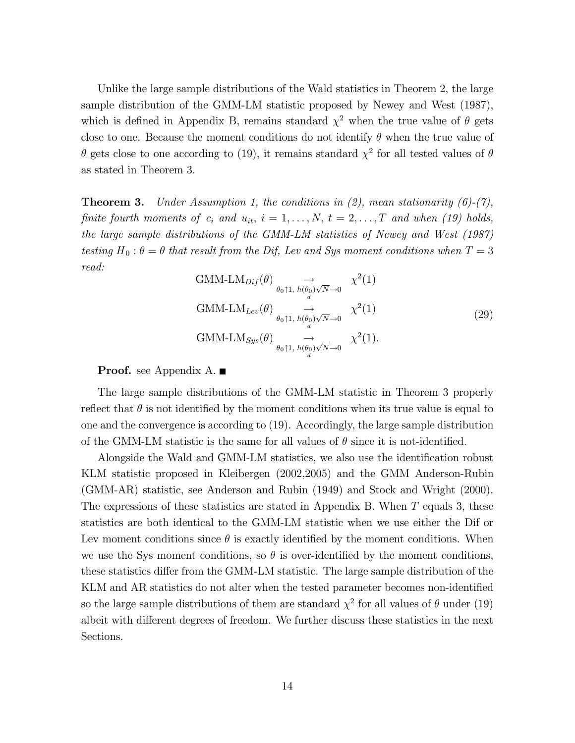Unlike the large sample distributions of the Wald statistics in Theorem 2, the large sample distribution of the GMM-LM statistic proposed by Newey and West (1987), which is defined in Appendix B, remains standard $\chi^2$ when the true value of $\theta$ gets close to one. Because the moment conditions do not identify $\theta$ when the true value of $\theta$ gets close to one according to (19), it remains standard $\chi^2$ for all tested values of $\theta$ as stated in Theorem 3.

**Theorem 3.** *Under Assumption 1, the conditions in (2), mean stationarity (6)-(7), finite fourth moments of $c_i$ and $u_{it}$, $i = 1, \ldots, N$, $t = 2, \ldots, T$ and when (19) holds, the large sample distributions of the GMM-LM statistics of Newey and West (1987) testing $H_0 : \theta = \theta$ that result from the Dif, Lev and Sys moment conditions when $T = 3$ read:*

$$
\begin{aligned}
\text{GMM-LM}_{Dif}(\theta) & \underset{\substack{\theta_0 \uparrow 1,\, h(\theta_0)\sqrt{N} \to 0 \\ d}}{\to} \chi^2(1) \\
\text{GMM-LM}_{Lev}(\theta) & \underset{\substack{\theta_0 \uparrow 1,\, h(\theta_0)\sqrt{N} \to 0 \\ d}}{\to} \chi^2(1) \\
\text{GMM-LM}_{Sys}(\theta) & \underset{\substack{\theta_0 \uparrow 1,\, h(\theta_0)\sqrt{N} \to 0 \\ d}}{\to} \chi^2(1).
\end{aligned}
\tag{29}
$$

**Proof.** see Appendix A. ■

The large sample distributions of the GMM-LM statistic in Theorem 3 properly reflect that $\theta$ is not identified by the moment conditions when its true value is equal to one and the convergence is according to (19). Accordingly, the large sample distribution of the GMM-LM statistic is the same for all values of $\theta$ since it is not-identified.

Alongside the Wald and GMM-LM statistics, we also use the identification robust KLM statistic proposed in Kleibergen (2002,2005) and the GMM Anderson-Rubin (GMM-AR) statistic, see Anderson and Rubin (1949) and Stock and Wright (2000). The expressions of these statistics are stated in Appendix B. When $T$ equals 3, these statistics are both identical to the GMM-LM statistic when we use either the Dif or Lev moment conditions since $\theta$ is exactly identified by the moment conditions. When we use the Sys moment conditions, so $\theta$ is over-identified by the moment conditions, these statistics differ from the GMM-LM statistic. The large sample distribution of the KLM and AR statistics do not alter when the tested parameter becomes non-identified so the large sample distributions of them are standard $\chi^2$ for all values of $\theta$ under (19) albeit with different degrees of freedom. We further discuss these statistics in the next Sections.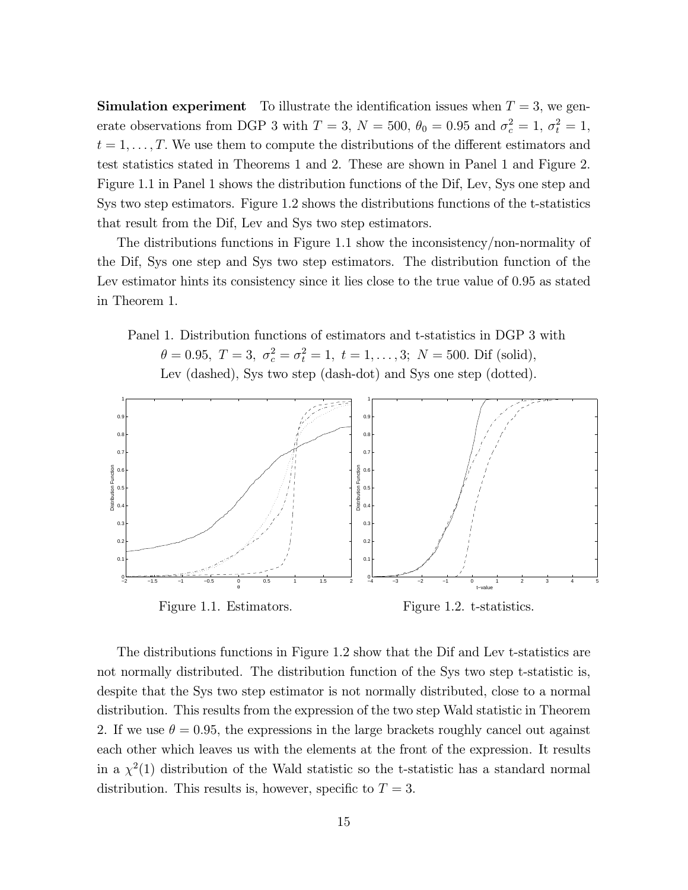**Simulation experiment** To illustrate the identification issues when $T = 3$, we generate observations from DGP 3 with $T = 3$, $N = 500$, $\theta_0 = 0.95$ and $\sigma_c^2 = 1$, $\sigma_t^2 = 1$, $t = 1, \ldots, T$. We use them to compute the distributions of the different estimators and test statistics stated in Theorems 1 and 2. These are shown in Panel 1 and Figure 2. Figure 1.1 in Panel 1 shows the distribution functions of the Dif, Lev, Sys one step and Sys two step estimators. Figure 1.2 shows the distributions functions of the t-statistics that result from the Dif, Lev and Sys two step estimators.

The distributions functions in Figure 1.1 show the inconsistency/non-normality of the Dif, Sys one step and Sys two step estimators. The distribution function of the Lev estimator hints its consistency since it lies close to the true value of 0.95 as stated in Theorem 1.

Panel 1. Distribution functions of estimators and t-statistics in DGP 3 with $\theta = 0.95,\ T = 3,\ \sigma_c^2 = \sigma_t^2 = 1,\ t = 1, \ldots, 3;\ N = 500$. Dif (solid), Lev (dashed), Sys two step (dash-dot) and Sys one step (dotted).

Figure 1.1. Estimators.

Figure 1.2. t-statistics.

The distributions functions in Figure 1.2 show that the Dif and Lev t-statistics are not normally distributed. The distribution function of the Sys two step t-statistic is, despite that the Sys two step estimator is not normally distributed, close to a normal distribution. This results from the expression of the two step Wald statistic in Theorem 2. If we use $\theta = 0.95$, the expressions in the large brackets roughly cancel out against each other which leaves us with the elements at the front of the expression. It results in a $\chi^2(1)$ distribution of the Wald statistic so the t-statistic has a standard normal distribution. This results is, however, specific to $T = 3$.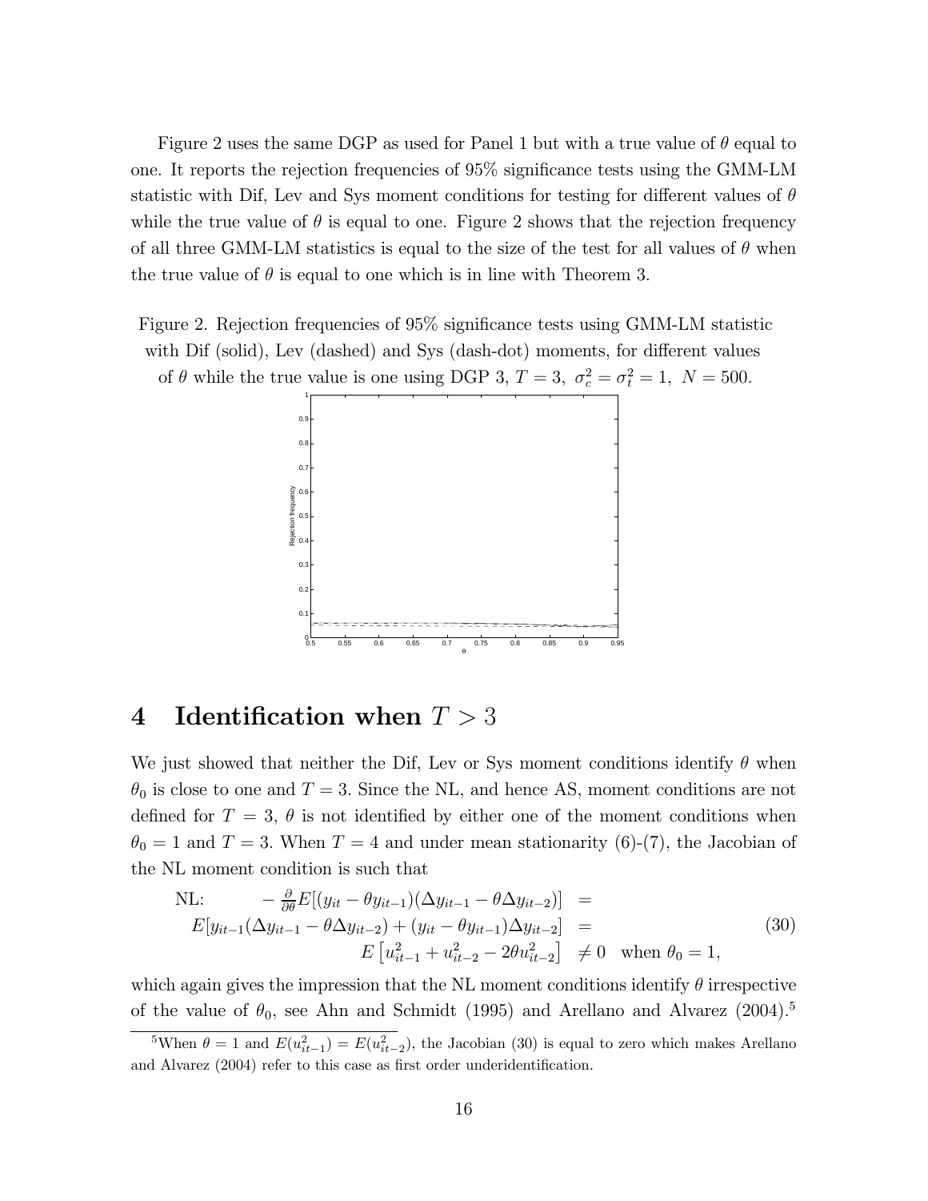Figure 2 uses the same DGP as used for Panel 1 but with a true value of $\theta$ equal to one. It reports the rejection frequencies of 95% significance tests using the GMM-LM statistic with Dif, Lev and Sys moment conditions for testing for different values of $\theta$ while the true value of $\theta$ is equal to one. Figure 2 shows that the rejection frequency of all three GMM-LM statistics is equal to the size of the test for all values of $\theta$ when the true value of $\theta$ is equal to one which is in line with Theorem 3.

Figure 2. Rejection frequencies of 95% significance tests using GMM-LM statistic with Dif (solid), Lev (dashed) and Sys (dash-dot) moments, for different values of $\theta$ while the true value is one using DGP 3, $T = 3$, $\sigma_c^2 = \sigma_t^2 = 1$, $N = 500$.

# 4 Identification when $T > 3$

We just showed that neither the Dif, Lev or Sys moment conditions identify $\theta$ when $\theta_0$ is close to one and $T = 3$. Since the NL, and hence AS, moment conditions are not defined for $T = 3$, $\theta$ is not identified by either one of the moment conditions when $\theta_0 = 1$ and $T = 3$. When $T = 4$ and under mean stationarity (6)-(7), the Jacobian of the NL moment condition is such that

$$\begin{array}{rl} \text{NL:} \qquad -\frac{\partial}{\partial\theta}E[(y_{it} - \theta y_{it-1})(\Delta y_{it-1} - \theta\Delta y_{it-2})] & = \\ E[y_{it-1}(\Delta y_{it-1} - \theta\Delta y_{it-2}) + (y_{it} - \theta y_{it-1})\Delta y_{it-2}] & = \\ E\left[u_{it-1}^2 + u_{it-2}^2 - 2\theta u_{it-2}^2\right] & \neq 0 \quad \text{when } \theta_0 = 1, \end{array} \tag{30}$$

which again gives the impression that the NL moment conditions identify $\theta$ irrespective of the value of $\theta_0$, see Ahn and Schmidt (1995) and Arellano and Alvarez (2004).[5]

[5] When $\theta = 1$ and $E(u_{it-1}^2) = E(u_{it-2}^2)$, the Jacobian (30) is equal to zero which makes Arellano and Alvarez (2004) refer to this case as first order underidentification.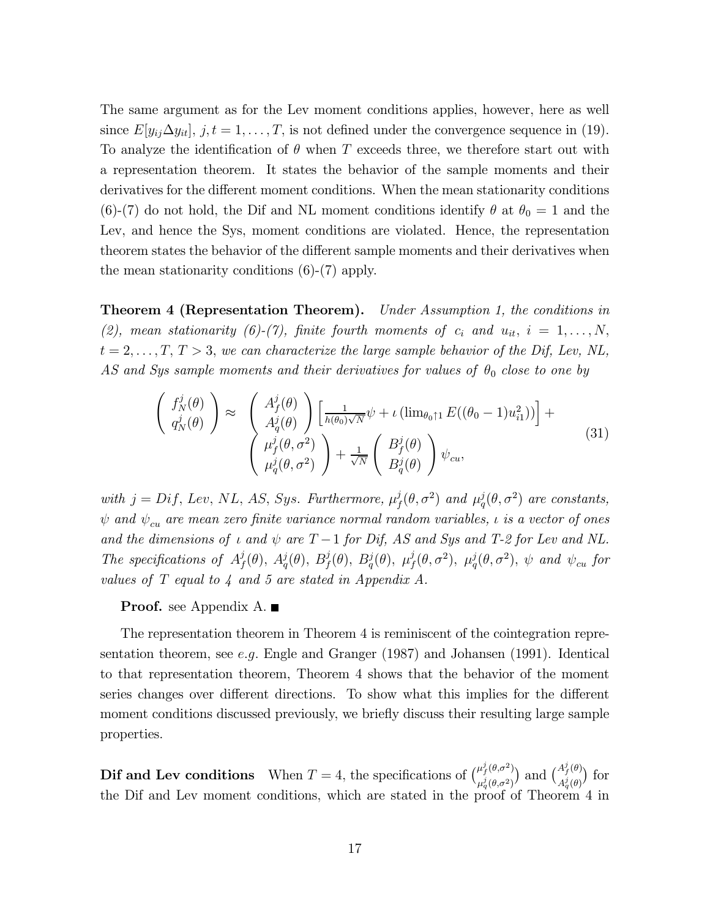The same argument as for the Lev moment conditions applies, however, here as well since $E[y_{ij}\Delta y_{it}]$, $j,t = 1,\ldots,T$, is not defined under the convergence sequence in (19). To analyze the identification of $\theta$ when $T$ exceeds three, we therefore start out with a representation theorem. It states the behavior of the sample moments and their derivatives for the different moment conditions. When the mean stationarity conditions (6)-(7) do not hold, the Dif and NL moment conditions identify $\theta$ at $\theta_0 = 1$ and the Lev, and hence the Sys, moment conditions are violated. Hence, the representation theorem states the behavior of the different sample moments and their derivatives when the mean stationarity conditions (6)-(7) apply.

**Theorem 4 (Representation Theorem).** *Under Assumption 1, the conditions in (2), mean stationarity (6)-(7), finite fourth moments of $c_i$ and $u_{it}$, $i = 1,\ldots,N$, $t = 2,\ldots,T$, $T > 3$, we can characterize the large sample behavior of the Dif, Lev, NL, AS and Sys sample moments and their derivatives for values of $\theta_0$ close to one by*

$$\begin{pmatrix} f_N^j(\theta) \\ q_N^j(\theta) \end{pmatrix} \approx \begin{pmatrix} A_f^j(\theta) \\ A_q^j(\theta) \end{pmatrix} \left[\frac{1}{h(\theta_0)\sqrt{N}}\psi + \iota\left(\lim_{\theta_0 \uparrow 1} E((\theta_0 - 1)u_{i1}^2)\right)\right] + \begin{pmatrix} \mu_f^j(\theta,\sigma^2) \\ \mu_q^j(\theta,\sigma^2) \end{pmatrix} + \frac{1}{\sqrt{N}}\begin{pmatrix} B_f^j(\theta) \\ B_q^j(\theta) \end{pmatrix}\psi_{cu}, \tag{31}$$

*with $j = Dif$, $Lev$, $NL$, $AS$, $Sys$. Furthermore, $\mu_f^j(\theta,\sigma^2)$ and $\mu_q^j(\theta,\sigma^2)$ are constants, $\psi$ and $\psi_{cu}$ are mean zero finite variance normal random variables, $\iota$ is a vector of ones and the dimensions of $\iota$ and $\psi$ are $T-1$ for Dif, AS and Sys and T-2 for Lev and NL. The specifications of $A_f^j(\theta)$, $A_q^j(\theta)$, $B_f^j(\theta)$, $B_q^j(\theta)$, $\mu_f^j(\theta,\sigma^2)$, $\mu_q^j(\theta,\sigma^2)$, $\psi$ and $\psi_{cu}$ for values of $T$ equal to 4 and 5 are stated in Appendix A.*

**Proof.** see Appendix A. ■

The representation theorem in Theorem 4 is reminiscent of the cointegration representation theorem, see *e.g.* Engle and Granger (1987) and Johansen (1991). Identical to that representation theorem, Theorem 4 shows that the behavior of the moment series changes over different directions. To show what this implies for the different moment conditions discussed previously, we briefly discuss their resulting large sample properties.

**Dif and Lev conditions** When $T = 4$, the specifications of $\binom{\mu_f^j(\theta,\sigma^2)}{\mu_q^j(\theta,\sigma^2)}$ and $\binom{A_f^j(\theta)}{A_q^j(\theta)}$ for the Dif and Lev moment conditions, which are stated in the proof of Theorem 4 in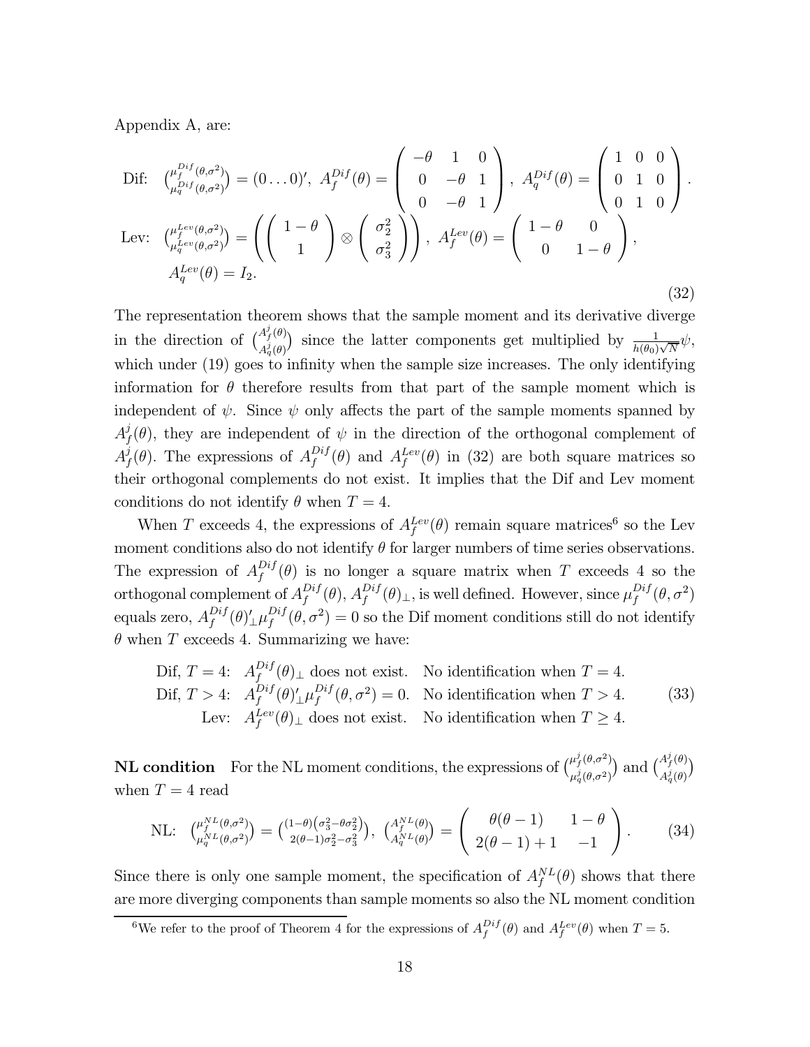Appendix A, are:

$$
\begin{aligned}
&\text{Dif:} \quad \binom{\mu_f^{Dif}(\theta,\sigma^2)}{\mu_q^{Dif}(\theta,\sigma^2)} = (0\dots0)',\ A_f^{Dif}(\theta) = \begin{pmatrix} -\theta & 1 & 0 \\ 0 & -\theta & 1 \\ 0 & -\theta & 1 \end{pmatrix},\ A_q^{Dif}(\theta) = \begin{pmatrix} 1 & 0 & 0 \\ 0 & 1 & 0 \\ 0 & 1 & 0 \end{pmatrix}. \\
&\text{Lev:} \quad \binom{\mu_f^{Lev}(\theta,\sigma^2)}{\mu_q^{Lev}(\theta,\sigma^2)} = \left( \begin{pmatrix} 1-\theta \\ 1 \end{pmatrix} \otimes \begin{pmatrix} \sigma_2^2 \\ \sigma_3^2 \end{pmatrix} \right),\ A_f^{Lev}(\theta) = \begin{pmatrix} 1-\theta & 0 \\ 0 & 1-\theta \end{pmatrix}, \\
&\qquad A_q^{Lev}(\theta) = I_2.
\end{aligned}
\tag{32}
$$

The representation theorem shows that the sample moment and its derivative diverge in the direction of $\binom{A_f^j(\theta)}{A_q^j(\theta)}$ since the latter components get multiplied by $\frac{1}{h(\theta_0)\sqrt{N}}\psi$, which under (19) goes to infinity when the sample size increases. The only identifying information for $\theta$ therefore results from that part of the sample moment which is independent of $\psi$. Since $\psi$ only affects the part of the sample moments spanned by $A_f^j(\theta)$, they are independent of $\psi$ in the direction of the orthogonal complement of $A_f^j(\theta)$. The expressions of $A_f^{Dif}(\theta)$ and $A_f^{Lev}(\theta)$ in (32) are both square matrices so their orthogonal complements do not exist. It implies that the Dif and Lev moment conditions do not identify $\theta$ when $T = 4$.

When $T$ exceeds 4, the expressions of $A_f^{Lev}(\theta)$ remain square matrices[6] so the Lev moment conditions also do not identify $\theta$ for larger numbers of time series observations. The expression of $A_f^{Dif}(\theta)$ is no longer a square matrix when $T$ exceeds 4 so the orthogonal complement of $A_f^{Dif}(\theta)$, $A_f^{Dif}(\theta)_\perp$, is well defined. However, since $\mu_f^{Dif}(\theta,\sigma^2)$ equals zero, $A_f^{Dif}(\theta)_\perp' \mu_f^{Dif}(\theta,\sigma^2) = 0$ so the Dif moment conditions still do not identify $\theta$ when $T$ exceeds 4. Summarizing we have:

$$
\begin{aligned}
\text{Dif, } T = 4:&\quad A_f^{Dif}(\theta)_\perp \text{ does not exist.} &&\text{No identification when } T = 4. \\
\text{Dif, } T > 4:&\quad A_f^{Dif}(\theta)_\perp' \mu_f^{Dif}(\theta,\sigma^2) = 0. &&\text{No identification when } T > 4. \\
\text{Lev:}&\quad A_f^{Lev}(\theta)_\perp \text{ does not exist.} &&\text{No identification when } T \geq 4.
\end{aligned}
\tag{33}
$$

**NL condition** For the NL moment conditions, the expressions of $\binom{\mu_f^j(\theta,\sigma^2)}{\mu_q^j(\theta,\sigma^2)}$ and $\binom{A_f^j(\theta)}{A_q^j(\theta)}$ when $T = 4$ read

$$
\text{NL:} \quad \binom{\mu_f^{NL}(\theta,\sigma^2)}{\mu_q^{NL}(\theta,\sigma^2)} = \binom{(1-\theta)\left(\sigma_3^2 - \theta\sigma_2^2\right)}{2(\theta-1)\sigma_2^2 - \sigma_3^2},\ \binom{A_f^{NL}(\theta)}{A_q^{NL}(\theta)} = \begin{pmatrix} \theta(\theta-1) & 1-\theta \\ 2(\theta-1)+1 & -1 \end{pmatrix}.
\tag{34}
$$

Since there is only one sample moment, the specification of $A_f^{NL}(\theta)$ shows that there are more diverging components than sample moments so also the NL moment condition

[6] We refer to the proof of Theorem 4 for the expressions of $A_f^{Dif}(\theta)$ and $A_f^{Lev}(\theta)$ when $T = 5$.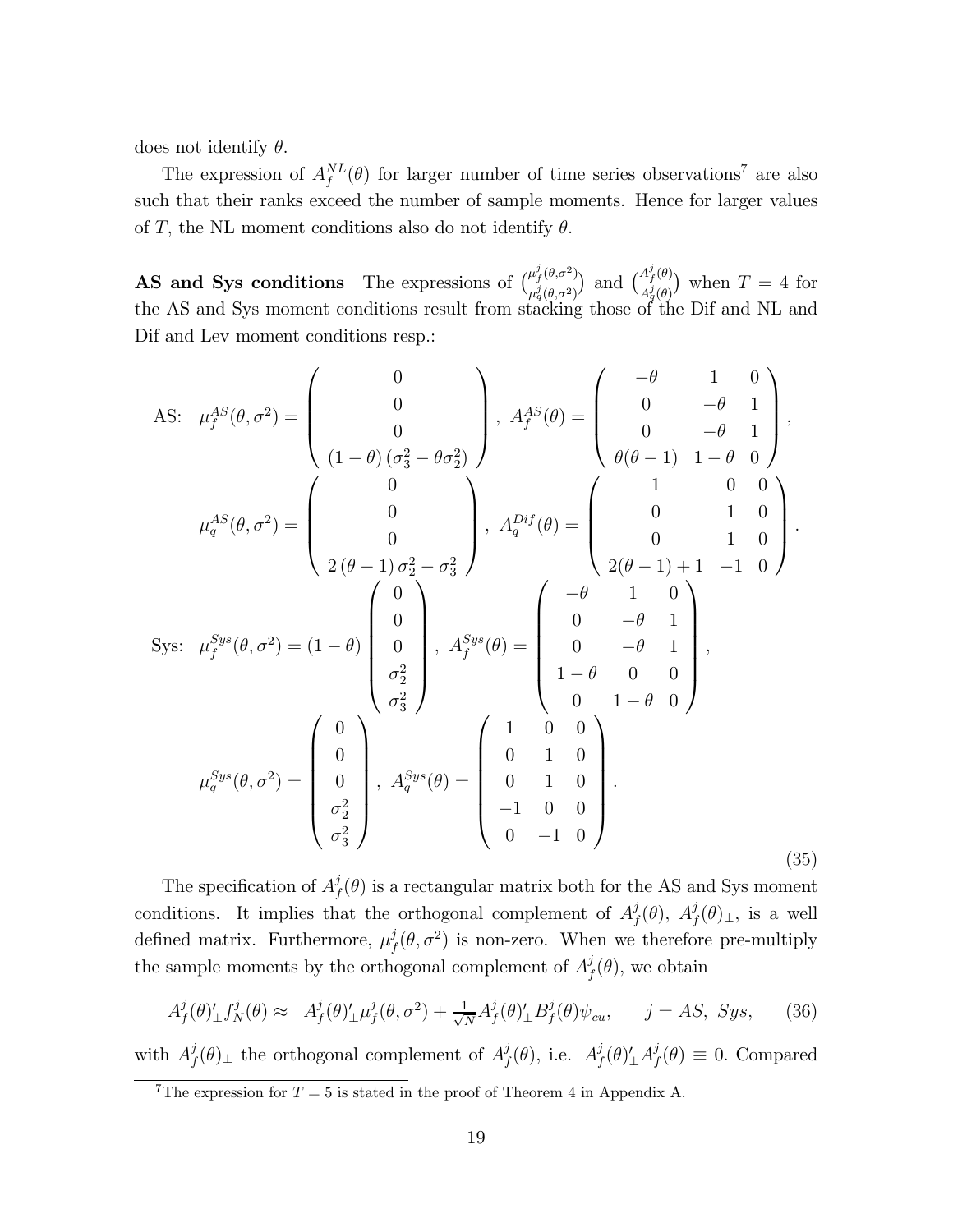does not identify $\theta$.

The expression of $A_f^{NL}(\theta)$ for larger number of time series observations[7] are also such that their ranks exceed the number of sample moments. Hence for larger values of $T$, the NL moment conditions also do not identify $\theta$.

**AS and Sys conditions** The expressions of $\binom{\mu_f^j(\theta,\sigma^2)}{\mu_q^j(\theta,\sigma^2)}$ and $\binom{A_f^j(\theta)}{A_q^j(\theta)}$ when $T=4$ for the AS and Sys moment conditions result from stacking those of the Dif and NL and Dif and Lev moment conditions resp.:

$$
\begin{aligned}
\text{AS:} \quad & \mu_f^{AS}(\theta,\sigma^2) = \begin{pmatrix} 0 \\ 0 \\ 0 \\ (1-\theta)\left(\sigma_3^2 - \theta\sigma_2^2\right) \end{pmatrix}, \; A_f^{AS}(\theta) = \begin{pmatrix} -\theta & 1 & 0 \\ 0 & -\theta & 1 \\ 0 & -\theta & 1 \\ \theta(\theta-1) & 1-\theta & 0 \end{pmatrix}, \\
& \mu_q^{AS}(\theta,\sigma^2) = \begin{pmatrix} 0 \\ 0 \\ 0 \\ 2\left(\theta-1\right)\sigma_2^2 - \sigma_3^2 \end{pmatrix}, \; A_q^{Dif}(\theta) = \begin{pmatrix} 1 & 0 & 0 \\ 0 & 1 & 0 \\ 0 & 1 & 0 \\ 2(\theta-1)+1 & -1 & 0 \end{pmatrix}. \\
\text{Sys:} \quad & \mu_f^{Sys}(\theta,\sigma^2) = (1-\theta)\begin{pmatrix} 0 \\ 0 \\ 0 \\ \sigma_2^2 \\ \sigma_3^2 \end{pmatrix}, \; A_f^{Sys}(\theta) = \begin{pmatrix} -\theta & 1 & 0 \\ 0 & -\theta & 1 \\ 0 & -\theta & 1 \\ 1-\theta & 0 & 0 \\ 0 & 1-\theta & 0 \end{pmatrix}, \\
& \mu_q^{Sys}(\theta,\sigma^2) = \begin{pmatrix} 0 \\ 0 \\ 0 \\ \sigma_2^2 \\ \sigma_3^2 \end{pmatrix}, \; A_q^{Sys}(\theta) = \begin{pmatrix} 1 & 0 & 0 \\ 0 & 1 & 0 \\ 0 & 1 & 0 \\ -1 & 0 & 0 \\ 0 & -1 & 0 \end{pmatrix}.
\end{aligned}
\tag{35}
$$

The specification of $A_f^j(\theta)$ is a rectangular matrix both for the AS and Sys moment conditions. It implies that the orthogonal complement of $A_f^j(\theta)$, $A_f^j(\theta)_\perp$, is a well defined matrix. Furthermore, $\mu_f^j(\theta,\sigma^2)$ is non-zero. When we therefore pre-multiply the sample moments by the orthogonal complement of $A_f^j(\theta)$, we obtain

$$
A_f^j(\theta)'_\perp f_N^j(\theta) \approx \; A_f^j(\theta)'_\perp \mu_f^j(\theta,\sigma^2) + \tfrac{1}{\sqrt{N}} A_f^j(\theta)'_\perp B_f^j(\theta)\psi_{cu}, \qquad j = AS,\; Sys, \tag{36}
$$

with $A_f^j(\theta)_\perp$ the orthogonal complement of $A_f^j(\theta)$, i.e. $A_f^j(\theta)'_\perp A_f^j(\theta) \equiv 0$. Compared

[7] The expression for $T=5$ is stated in the proof of Theorem 4 in Appendix A.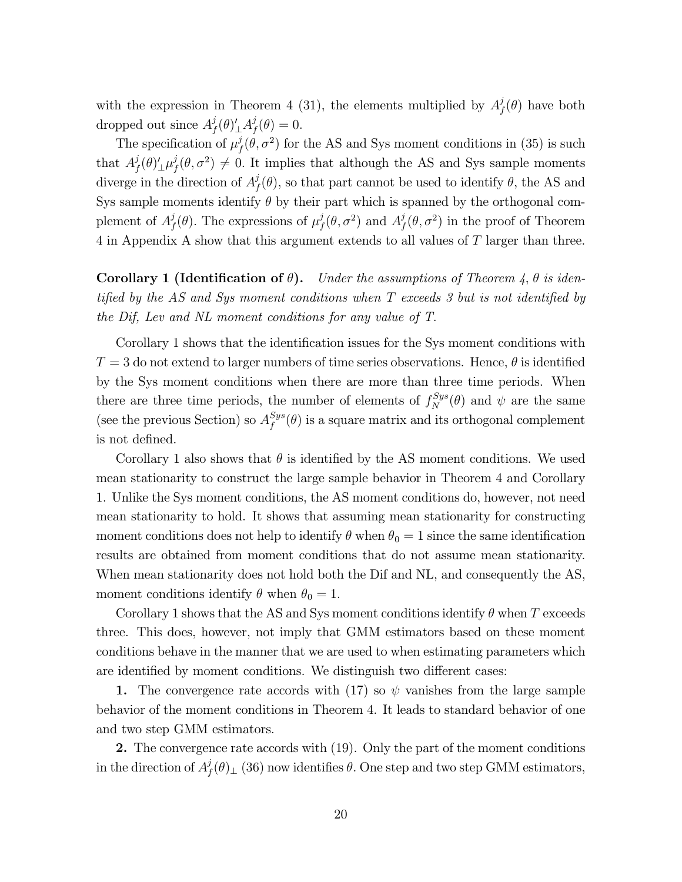with the expression in Theorem 4 (31), the elements multiplied by $A_f^j(\theta)$ have both dropped out since $A_f^j(\theta)'_{\perp}A_f^j(\theta) = 0$.

The specification of $\mu_f^j(\theta, \sigma^2)$ for the AS and Sys moment conditions in (35) is such that $A_f^j(\theta)'_{\perp}\mu_f^j(\theta, \sigma^2) \neq 0$. It implies that although the AS and Sys sample moments diverge in the direction of $A_f^j(\theta)$, so that part cannot be used to identify $\theta$, the AS and Sys sample moments identify $\theta$ by their part which is spanned by the orthogonal complement of $A_f^j(\theta)$. The expressions of $\mu_f^j(\theta, \sigma^2)$ and $A_f^j(\theta, \sigma^2)$ in the proof of Theorem 4 in Appendix A show that this argument extends to all values of $T$ larger than three.

**Corollary 1 (Identification of $\theta$).** *Under the assumptions of Theorem 4, $\theta$ is identified by the AS and Sys moment conditions when $T$ exceeds 3 but is not identified by the Dif, Lev and NL moment conditions for any value of $T$.*

Corollary 1 shows that the identification issues for the Sys moment conditions with $T = 3$ do not extend to larger numbers of time series observations. Hence, $\theta$ is identified by the Sys moment conditions when there are more than three time periods. When there are three time periods, the number of elements of $f_N^{Sys}(\theta)$ and $\psi$ are the same (see the previous Section) so $A_f^{Sys}(\theta)$ is a square matrix and its orthogonal complement is not defined.

Corollary 1 also shows that $\theta$ is identified by the AS moment conditions. We used mean stationarity to construct the large sample behavior in Theorem 4 and Corollary 1. Unlike the Sys moment conditions, the AS moment conditions do, however, not need mean stationarity to hold. It shows that assuming mean stationarity for constructing moment conditions does not help to identify $\theta$ when $\theta_0 = 1$ since the same identification results are obtained from moment conditions that do not assume mean stationarity. When mean stationarity does not hold both the Dif and NL, and consequently the AS, moment conditions identify $\theta$ when $\theta_0 = 1$.

Corollary 1 shows that the AS and Sys moment conditions identify $\theta$ when $T$ exceeds three. This does, however, not imply that GMM estimators based on these moment conditions behave in the manner that we are used to when estimating parameters which are identified by moment conditions. We distinguish two different cases:

**1.** The convergence rate accords with (17) so $\psi$ vanishes from the large sample behavior of the moment conditions in Theorem 4. It leads to standard behavior of one and two step GMM estimators.

**2.** The convergence rate accords with (19). Only the part of the moment conditions in the direction of $A_f^j(\theta)_{\perp}$ (36) now identifies $\theta$. One step and two step GMM estimators,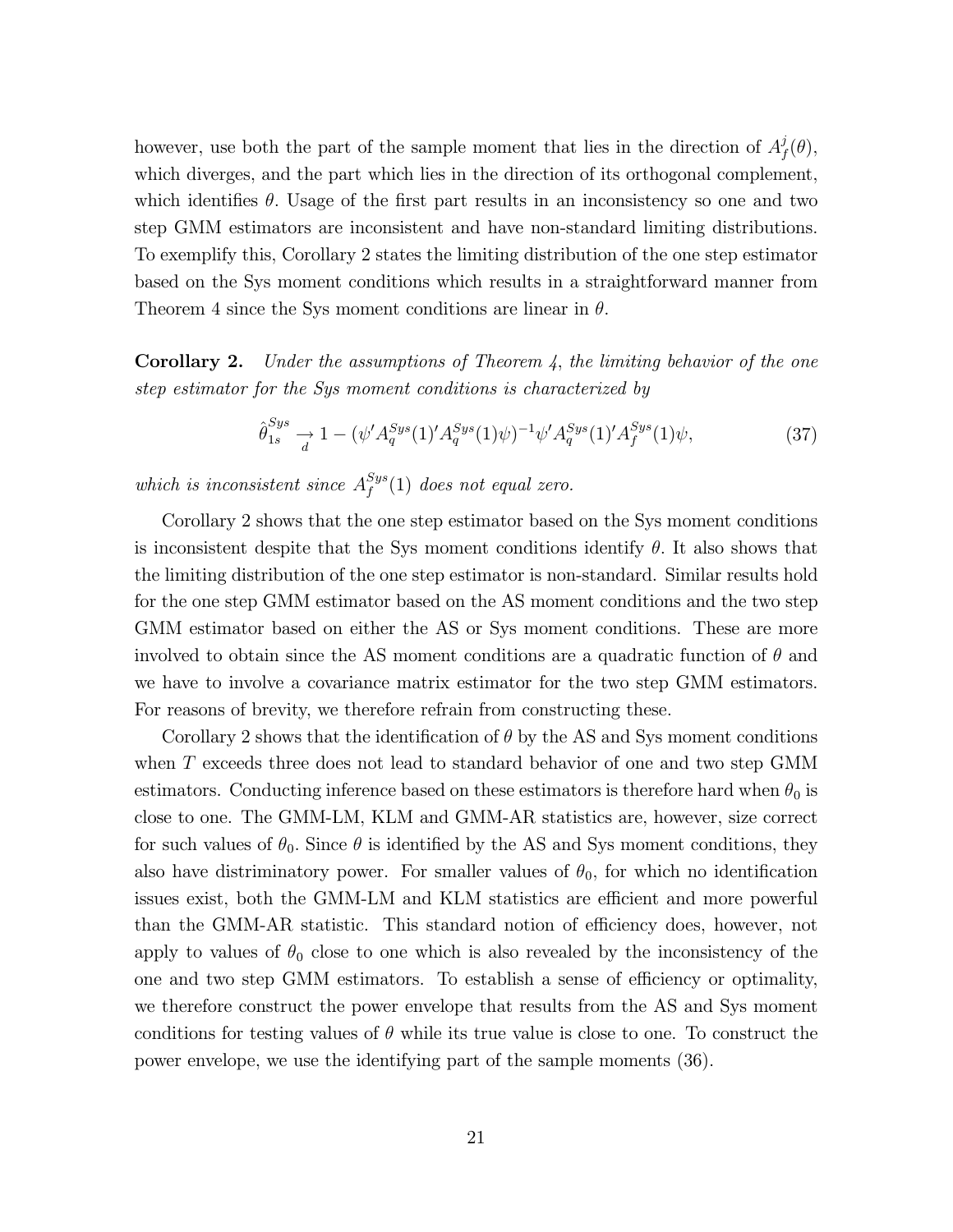however, use both the part of the sample moment that lies in the direction of $A_f^j(\theta)$, which diverges, and the part which lies in the direction of its orthogonal complement, which identifies $\theta$. Usage of the first part results in an inconsistency so one and two step GMM estimators are inconsistent and have non-standard limiting distributions. To exemplify this, Corollary 2 states the limiting distribution of the one step estimator based on the Sys moment conditions which results in a straightforward manner from Theorem 4 since the Sys moment conditions are linear in $\theta$.

**Corollary 2.** *Under the assumptions of Theorem 4, the limiting behavior of the one step estimator for the Sys moment conditions is characterized by*

$$\hat{\theta}_{1s}^{Sys} \underset{d}{\rightarrow} 1 - (\psi' A_q^{Sys}(1)' A_q^{Sys}(1)\psi)^{-1}\psi' A_q^{Sys}(1)' A_f^{Sys}(1)\psi, \tag{37}$$

*which is inconsistent since $A_f^{Sys}(1)$ does not equal zero.*

Corollary 2 shows that the one step estimator based on the Sys moment conditions is inconsistent despite that the Sys moment conditions identify $\theta$. It also shows that the limiting distribution of the one step estimator is non-standard. Similar results hold for the one step GMM estimator based on the AS moment conditions and the two step GMM estimator based on either the AS or Sys moment conditions. These are more involved to obtain since the AS moment conditions are a quadratic function of $\theta$ and we have to involve a covariance matrix estimator for the two step GMM estimators. For reasons of brevity, we therefore refrain from constructing these.

Corollary 2 shows that the identification of $\theta$ by the AS and Sys moment conditions when $T$ exceeds three does not lead to standard behavior of one and two step GMM estimators. Conducting inference based on these estimators is therefore hard when $\theta_0$ is close to one. The GMM-LM, KLM and GMM-AR statistics are, however, size correct for such values of $\theta_0$. Since $\theta$ is identified by the AS and Sys moment conditions, they also have distriminatory power. For smaller values of $\theta_0$, for which no identification issues exist, both the GMM-LM and KLM statistics are efficient and more powerful than the GMM-AR statistic. This standard notion of efficiency does, however, not apply to values of $\theta_0$ close to one which is also revealed by the inconsistency of the one and two step GMM estimators. To establish a sense of efficiency or optimality, we therefore construct the power envelope that results from the AS and Sys moment conditions for testing values of $\theta$ while its true value is close to one. To construct the power envelope, we use the identifying part of the sample moments (36).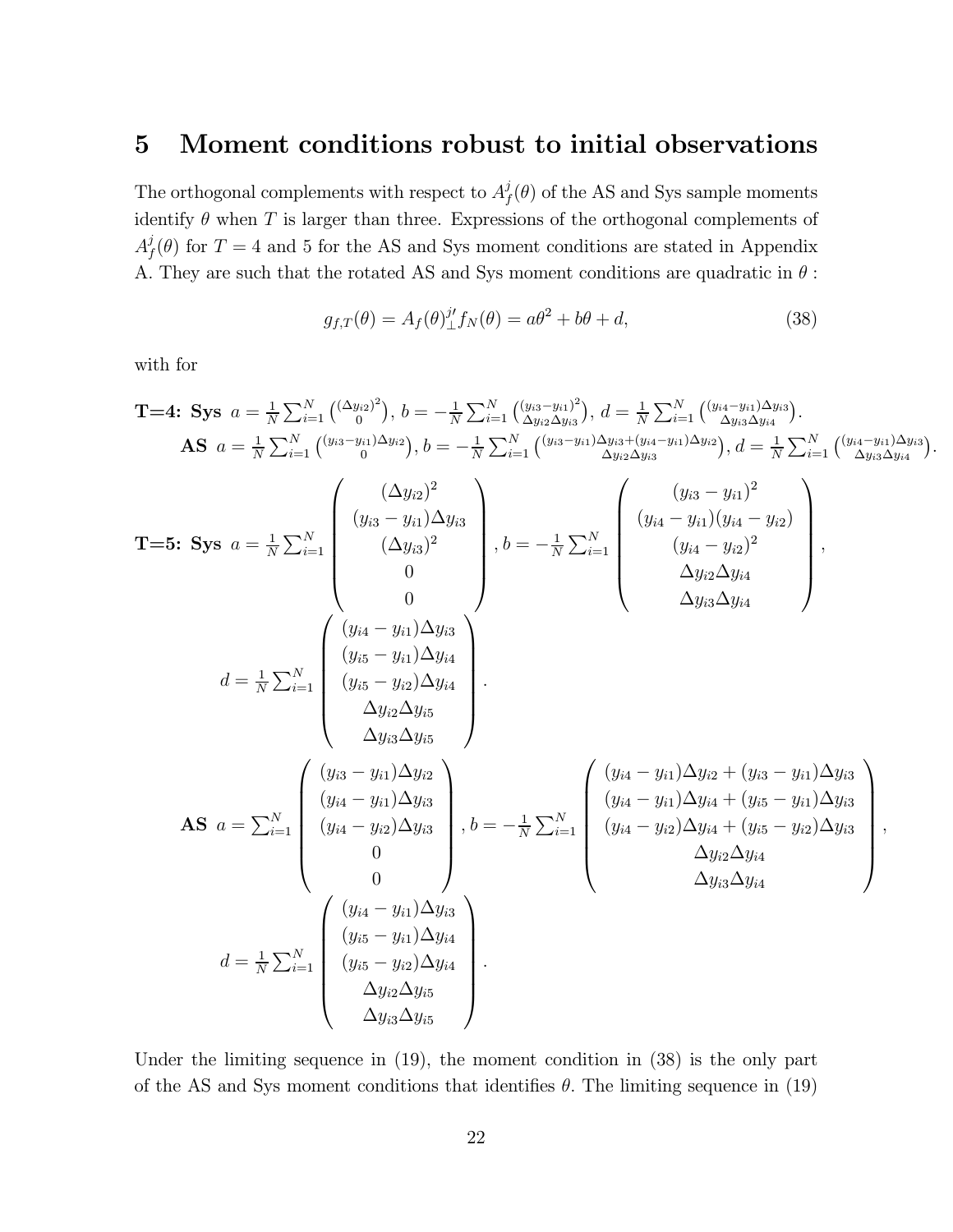# 5 Moment conditions robust to initial observations

The orthogonal complements with respect to $A_f^j(\theta)$ of the AS and Sys sample moments identify $\theta$ when $T$ is larger than three. Expressions of the orthogonal complements of $A_f^j(\theta)$ for $T = 4$ and 5 for the AS and Sys moment conditions are stated in Appendix A. They are such that the rotated AS and Sys moment conditions are quadratic in $\theta$ :

$$g_{f,T}(\theta) = A_f(\theta)_{\perp}^{j\prime} f_N(\theta) = a\theta^2 + b\theta + d, \tag{38}$$

with for

**T=4: Sys** $a = \frac{1}{N}\sum_{i=1}^{N} \binom{(\Delta y_{i2})^2}{0}$, $b = -\frac{1}{N}\sum_{i=1}^{N} \binom{(y_{i3}-y_{i1})^2}{\Delta y_{i2}\Delta y_{i3}}$, $d = \frac{1}{N}\sum_{i=1}^{N} \binom{(y_{i4}-y_{i1})\Delta y_{i3}}{\Delta y_{i3}\Delta y_{i4}}$.

**AS** $a = \frac{1}{N}\sum_{i=1}^{N} \binom{(y_{i3}-y_{i1})\Delta y_{i2}}{0}$, $b = -\frac{1}{N}\sum_{i=1}^{N} \binom{(y_{i3}-y_{i1})\Delta y_{i3}+(y_{i4}-y_{i1})\Delta y_{i2}}{\Delta y_{i2}\Delta y_{i3}}$, $d = \frac{1}{N}\sum_{i=1}^{N} \binom{(y_{i4}-y_{i1})\Delta y_{i3}}{\Delta y_{i3}\Delta y_{i4}}$.

**T=5: Sys** $a = \frac{1}{N}\sum_{i=1}^{N} \begin{pmatrix} (\Delta y_{i2})^2 \\ (y_{i3}-y_{i1})\Delta y_{i3} \\ (\Delta y_{i3})^2 \\ 0 \\ 0 \end{pmatrix}$, $b = -\frac{1}{N}\sum_{i=1}^{N} \begin{pmatrix} (y_{i3}-y_{i1})^2 \\ (y_{i4}-y_{i1})(y_{i4}-y_{i2}) \\ (y_{i4}-y_{i2})^2 \\ \Delta y_{i2}\Delta y_{i4} \\ \Delta y_{i3}\Delta y_{i4} \end{pmatrix}$,

$$d = \frac{1}{N}\sum_{i=1}^{N} \begin{pmatrix} (y_{i4}-y_{i1})\Delta y_{i3} \\ (y_{i5}-y_{i1})\Delta y_{i4} \\ (y_{i5}-y_{i2})\Delta y_{i4} \\ \Delta y_{i2}\Delta y_{i5} \\ \Delta y_{i3}\Delta y_{i5} \end{pmatrix}.$$

**AS** $a = \sum_{i=1}^{N} \begin{pmatrix} (y_{i3}-y_{i1})\Delta y_{i2} \\ (y_{i4}-y_{i1})\Delta y_{i3} \\ (y_{i4}-y_{i2})\Delta y_{i3} \\ 0 \\ 0 \end{pmatrix}$, $b = -\frac{1}{N}\sum_{i=1}^{N} \begin{pmatrix} (y_{i4}-y_{i1})\Delta y_{i2} + (y_{i3}-y_{i1})\Delta y_{i3} \\ (y_{i4}-y_{i1})\Delta y_{i4} + (y_{i5}-y_{i1})\Delta y_{i3} \\ (y_{i4}-y_{i2})\Delta y_{i4} + (y_{i5}-y_{i2})\Delta y_{i3} \\ \Delta y_{i2}\Delta y_{i4} \\ \Delta y_{i3}\Delta y_{i4} \end{pmatrix}$,

$$d = \frac{1}{N}\sum_{i=1}^{N} \begin{pmatrix} (y_{i4}-y_{i1})\Delta y_{i3} \\ (y_{i5}-y_{i1})\Delta y_{i4} \\ (y_{i5}-y_{i2})\Delta y_{i4} \\ \Delta y_{i2}\Delta y_{i5} \\ \Delta y_{i3}\Delta y_{i5} \end{pmatrix}.$$

Under the limiting sequence in (19), the moment condition in (38) is the only part of the AS and Sys moment conditions that identifies $\theta$. The limiting sequence in (19)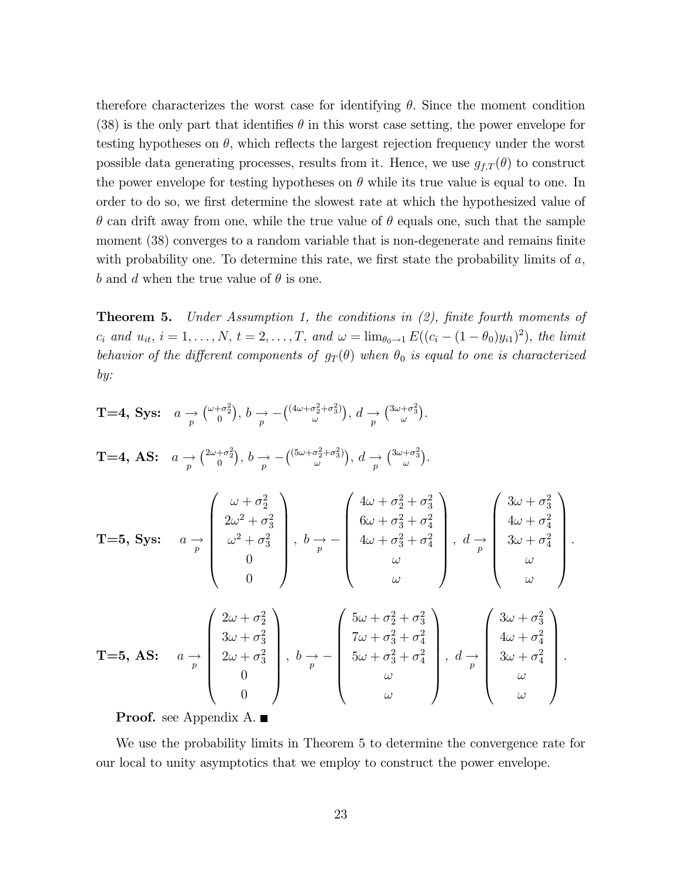therefore characterizes the worst case for identifying $\theta$. Since the moment condition (38) is the only part that identifies $\theta$ in this worst case setting, the power envelope for testing hypotheses on $\theta$, which reflects the largest rejection frequency under the worst possible data generating processes, results from it. Hence, we use $g_{f,T}(\theta)$ to construct the power envelope for testing hypotheses on $\theta$ while its true value is equal to one. In order to do so, we first determine the slowest rate at which the hypothesized value of $\theta$ can drift away from one, while the true value of $\theta$ equals one, such that the sample moment (38) converges to a random variable that is non-degenerate and remains finite with probability one. To determine this rate, we first state the probability limits of $a$, $b$ and $d$ when the true value of $\theta$ is one.

**Theorem 5.** *Under Assumption 1, the conditions in (2), finite fourth moments of $c_i$ and $u_{it}$, $i = 1, \ldots, N$, $t = 2, \ldots, T$, and $\omega = \lim_{\theta_0 \to 1} E((c_i - (1-\theta_0)y_{i1})^2)$, the limit behavior of the different components of $g_T(\theta)$ when $\theta_0$ is equal to one is characterized by:*

**T=4, Sys:** $a \underset{p}{\to} \binom{\omega+\sigma_2^2}{0}$, $b \underset{p}{\to} -\binom{(4\omega+\sigma_2^2+\sigma_3^2)}{\omega}$, $d \underset{p}{\to} \binom{3\omega+\sigma_3^2}{\omega}$.

**T=4, AS:** $a \underset{p}{\to} \binom{2\omega+\sigma_2^2}{0}$, $b \underset{p}{\to} -\binom{(5\omega+\sigma_2^2+\sigma_3^2)}{\omega}$, $d \underset{p}{\to} \binom{3\omega+\sigma_3^2}{\omega}$.

**T=5, Sys:**
$$a \underset{p}{\to} \begin{pmatrix} \omega+\sigma_2^2 \\ 2\omega^2+\sigma_3^2 \\ \omega^2+\sigma_3^2 \\ 0 \\ 0 \end{pmatrix}, \; b \underset{p}{\to} -\begin{pmatrix} 4\omega+\sigma_2^2+\sigma_3^2 \\ 6\omega+\sigma_3^2+\sigma_4^2 \\ 4\omega+\sigma_3^2+\sigma_4^2 \\ \omega \\ \omega \end{pmatrix}, \; d \underset{p}{\to} \begin{pmatrix} 3\omega+\sigma_3^2 \\ 4\omega+\sigma_4^2 \\ 3\omega+\sigma_4^2 \\ \omega \\ \omega \end{pmatrix}.$$

**T=5, AS:**
$$a \underset{p}{\to} \begin{pmatrix} 2\omega+\sigma_2^2 \\ 3\omega+\sigma_3^2 \\ 2\omega+\sigma_3^2 \\ 0 \\ 0 \end{pmatrix}, \; b \underset{p}{\to} -\begin{pmatrix} 5\omega+\sigma_2^2+\sigma_3^2 \\ 7\omega+\sigma_3^2+\sigma_4^2 \\ 5\omega+\sigma_3^2+\sigma_4^2 \\ \omega \\ \omega \end{pmatrix}, \; d \underset{p}{\to} \begin{pmatrix} 3\omega+\sigma_3^2 \\ 4\omega+\sigma_4^2 \\ 3\omega+\sigma_4^2 \\ \omega \\ \omega \end{pmatrix}.$$

**Proof.** see Appendix A. ■

We use the probability limits in Theorem 5 to determine the convergence rate for our local to unity asymptotics that we employ to construct the power envelope.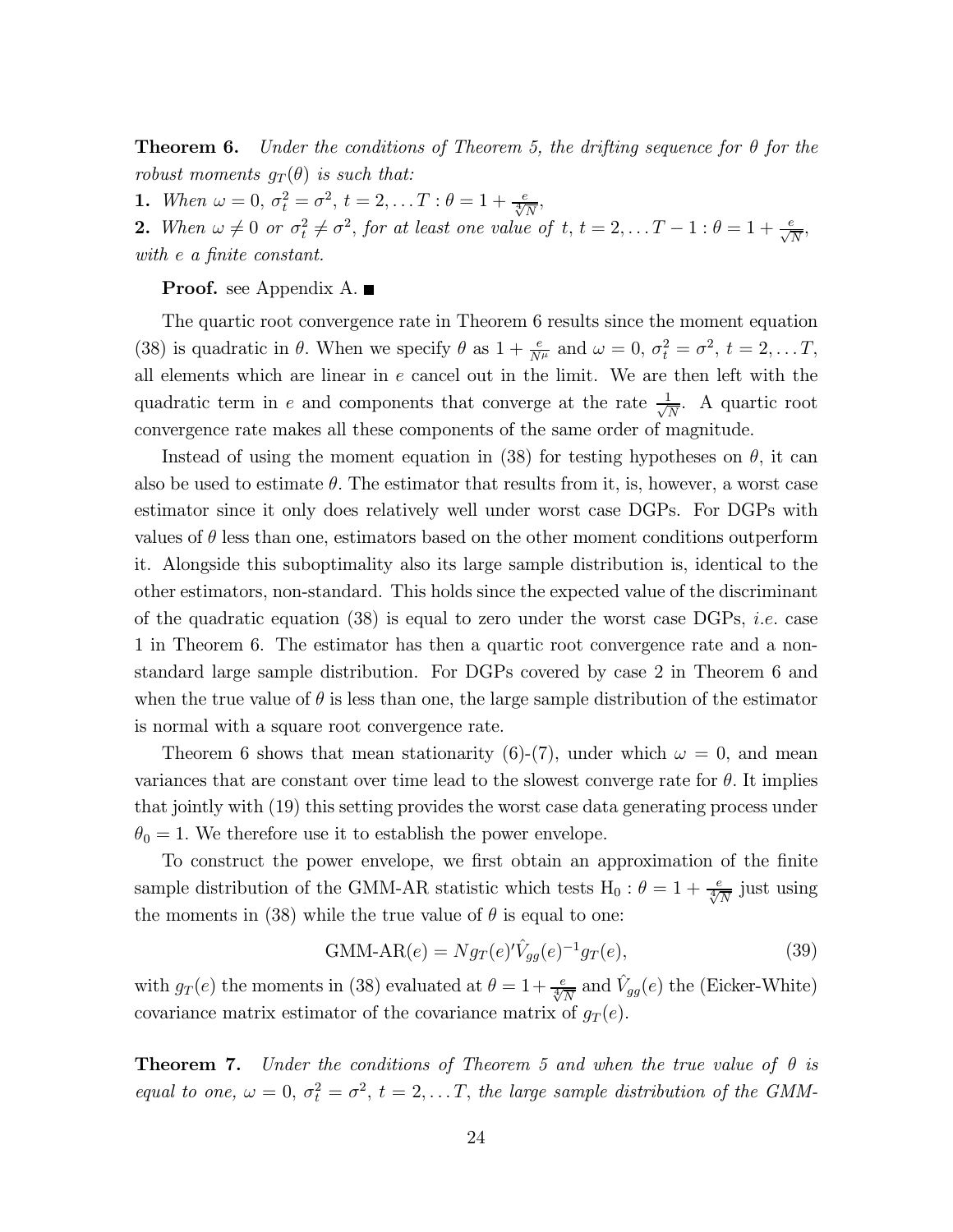**Theorem 6.** *Under the conditions of Theorem 5, the drifting sequence for $\theta$ for the robust moments $g_T(\theta)$ is such that:*

**1.** *When $\omega = 0$, $\sigma_t^2 = \sigma^2$, $t = 2, \ldots T : \theta = 1 + \frac{e}{\sqrt[4]{N}}$,*

**2.** *When $\omega \neq 0$ or $\sigma_t^2 \neq \sigma^2$, for at least one value of $t$, $t = 2, \ldots T-1 : \theta = 1 + \frac{e}{\sqrt{N}}$, with $e$ a finite constant.*

**Proof.** see Appendix A. ■

The quartic root convergence rate in Theorem 6 results since the moment equation (38) is quadratic in $\theta$. When we specify $\theta$ as $1 + \frac{e}{N^\mu}$ and $\omega = 0$, $\sigma_t^2 = \sigma^2$, $t = 2, \ldots T$, all elements which are linear in $e$ cancel out in the limit. We are then left with the quadratic term in $e$ and components that converge at the rate $\frac{1}{\sqrt{N}}$. A quartic root convergence rate makes all these components of the same order of magnitude.

Instead of using the moment equation in (38) for testing hypotheses on $\theta$, it can also be used to estimate $\theta$. The estimator that results from it, is, however, a worst case estimator since it only does relatively well under worst case DGPs. For DGPs with values of $\theta$ less than one, estimators based on the other moment conditions outperform it. Alongside this suboptimality also its large sample distribution is, identical to the other estimators, non-standard. This holds since the expected value of the discriminant of the quadratic equation (38) is equal to zero under the worst case DGPs, *i.e.* case 1 in Theorem 6. The estimator has then a quartic root convergence rate and a non-standard large sample distribution. For DGPs covered by case 2 in Theorem 6 and when the true value of $\theta$ is less than one, the large sample distribution of the estimator is normal with a square root convergence rate.

Theorem 6 shows that mean stationarity (6)-(7), under which $\omega = 0$, and mean variances that are constant over time lead to the slowest converge rate for $\theta$. It implies that jointly with (19) this setting provides the worst case data generating process under $\theta_0 = 1$. We therefore use it to establish the power envelope.

To construct the power envelope, we first obtain an approximation of the finite sample distribution of the GMM-AR statistic which tests $\text{H}_0 : \theta = 1 + \frac{e}{\sqrt[4]{N}}$ just using the moments in (38) while the true value of $\theta$ is equal to one:

$$\text{GMM-AR}(e) = N g_T(e)' \hat{V}_{gg}(e)^{-1} g_T(e), \tag{39}$$

with $g_T(e)$ the moments in (38) evaluated at $\theta = 1 + \frac{e}{\sqrt[4]{N}}$ and $\hat{V}_{gg}(e)$ the (Eicker-White) covariance matrix estimator of the covariance matrix of $g_T(e)$.

**Theorem 7.** *Under the conditions of Theorem 5 and when the true value of $\theta$ is equal to one, $\omega = 0$, $\sigma_t^2 = \sigma^2$, $t = 2, \ldots T$, the large sample distribution of the GMM-*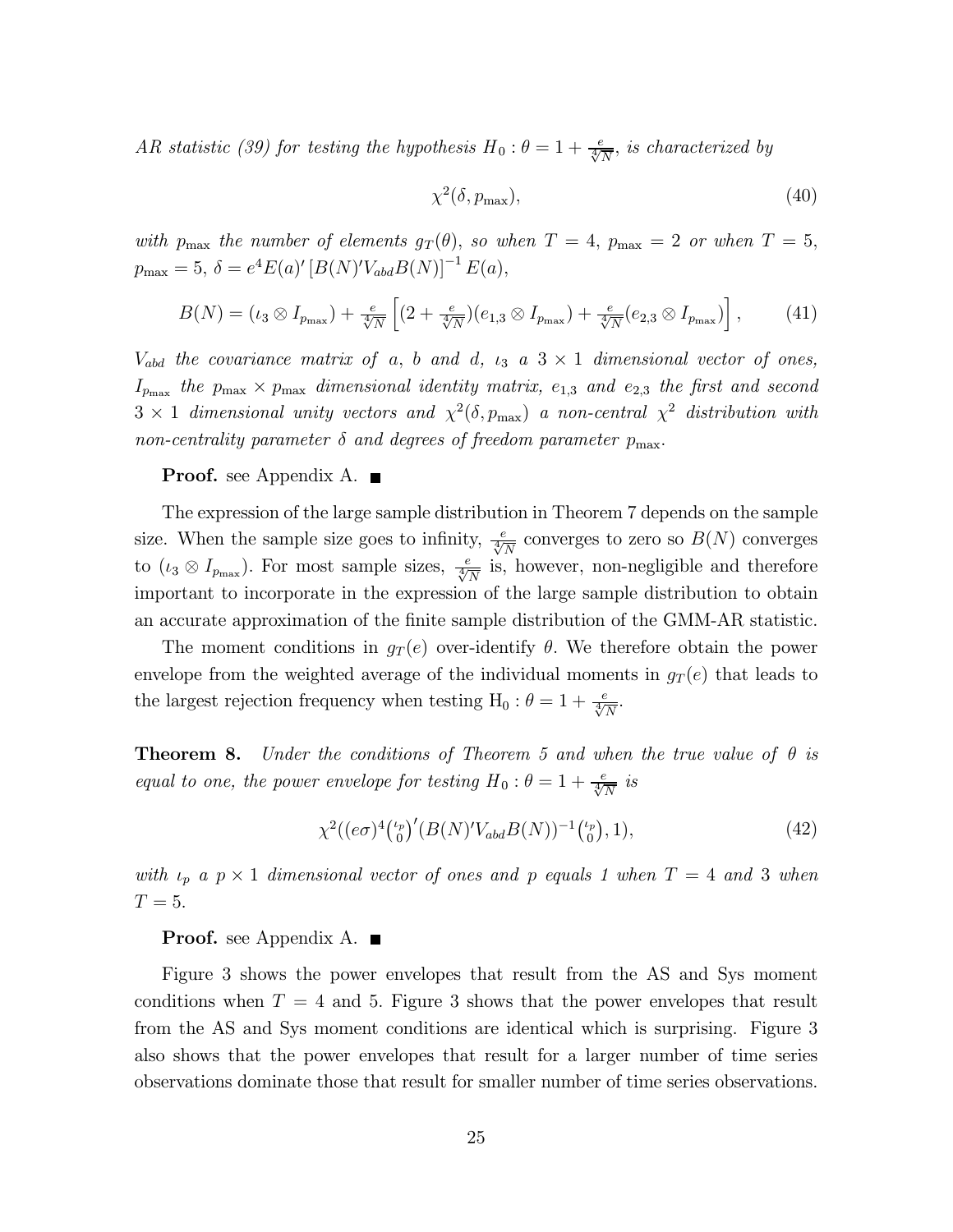*AR statistic (39) for testing the hypothesis $H_0 : \theta = 1 + \frac{e}{\sqrt[4]{N}}$, is characterized by*

$$\chi^2(\delta, p_{\max}), \tag{40}$$

*with $p_{\max}$ the number of elements $g_T(\theta)$, so when $T = 4$, $p_{\max} = 2$ or when $T = 5$, $p_{\max} = 5$, $\delta = e^4 E(a)' \left[B(N)' V_{abd} B(N)\right]^{-1} E(a)$,*

$$B(N) = (\iota_3 \otimes I_{p_{\max}}) + \tfrac{e}{\sqrt[4]{N}} \left[ (2 + \tfrac{e}{\sqrt[4]{N}})(e_{1,3} \otimes I_{p_{\max}}) + \tfrac{e}{\sqrt[4]{N}}(e_{2,3} \otimes I_{p_{\max}}) \right], \tag{41}$$

*$V_{abd}$ the covariance matrix of $a$, $b$ and $d$, $\iota_3$ a $3 \times 1$ dimensional vector of ones, $I_{p_{\max}}$ the $p_{\max} \times p_{\max}$ dimensional identity matrix, $e_{1,3}$ and $e_{2,3}$ the first and second $3 \times 1$ dimensional unity vectors and $\chi^2(\delta, p_{\max})$ a non-central $\chi^2$ distribution with non-centrality parameter $\delta$ and degrees of freedom parameter $p_{\max}$.*

**Proof.** see Appendix A. ■

The expression of the large sample distribution in Theorem 7 depends on the sample size. When the sample size goes to infinity, $\frac{e}{\sqrt[4]{N}}$ converges to zero so $B(N)$ converges to $(\iota_3 \otimes I_{p_{\max}})$. For most sample sizes, $\frac{e}{\sqrt[4]{N}}$ is, however, non-negligible and therefore important to incorporate in the expression of the large sample distribution to obtain an accurate approximation of the finite sample distribution of the GMM-AR statistic.

The moment conditions in $g_T(e)$ over-identify $\theta$. We therefore obtain the power envelope from the weighted average of the individual moments in $g_T(e)$ that leads to the largest rejection frequency when testing $\mathrm{H}_0 : \theta = 1 + \frac{e}{\sqrt[4]{N}}$.

**Theorem 8.** *Under the conditions of Theorem 5 and when the true value of $\theta$ is equal to one, the power envelope for testing $H_0 : \theta = 1 + \frac{e}{\sqrt[4]{N}}$ is*

$$\chi^2((e\sigma)^4 \tbinom{\iota_p}{0}' (B(N)' V_{abd} B(N))^{-1} \tbinom{\iota_p}{0}, 1), \tag{42}$$

*with $\iota_p$ a $p \times 1$ dimensional vector of ones and $p$ equals 1 when $T = 4$ and 3 when $T = 5$.*

**Proof.** see Appendix A. ■

Figure 3 shows the power envelopes that result from the AS and Sys moment conditions when $T = 4$ and 5. Figure 3 shows that the power envelopes that result from the AS and Sys moment conditions are identical which is surprising. Figure 3 also shows that the power envelopes that result for a larger number of time series observations dominate those that result for smaller number of time series observations.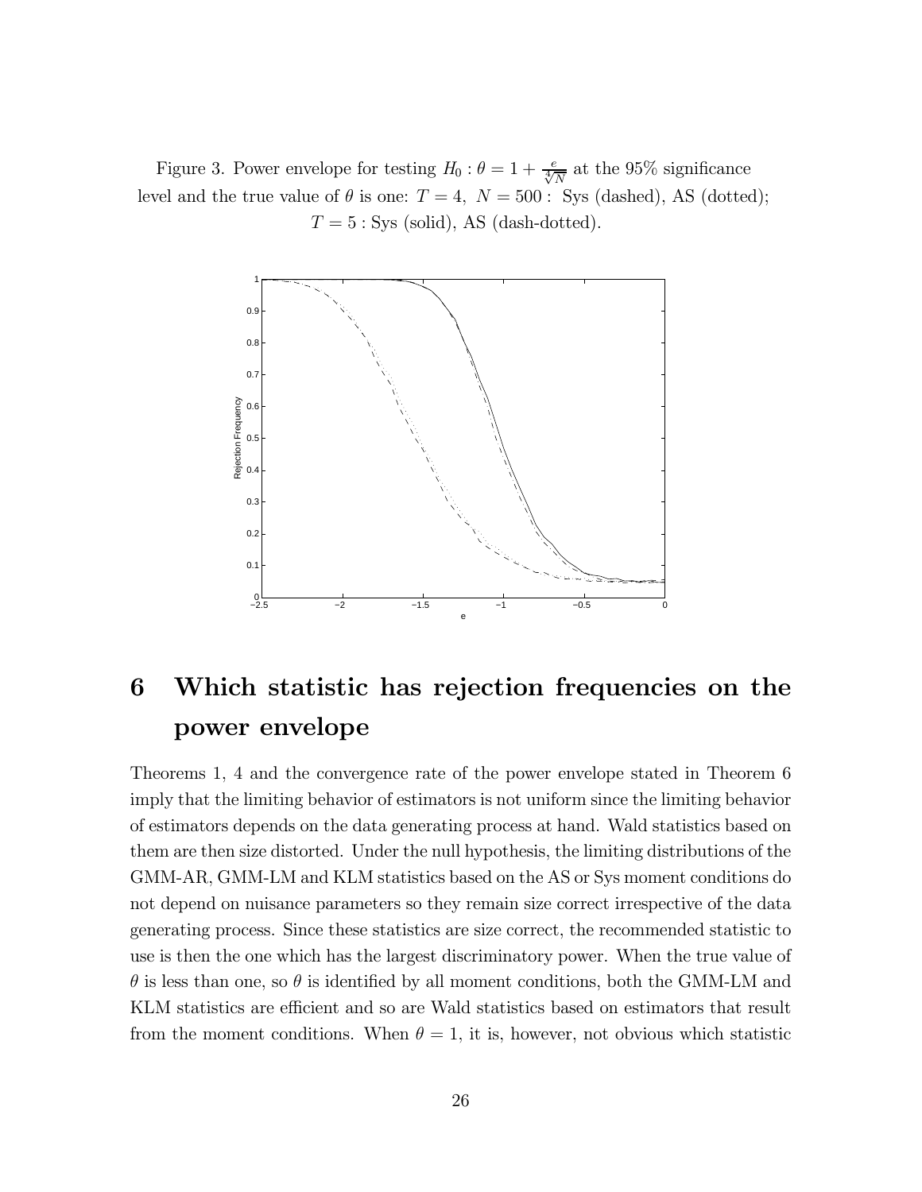Figure 3. Power envelope for testing $H_0 : \theta = 1 + \frac{e}{\sqrt[4]{N}}$ at the 95% significance level and the true value of $\theta$ is one: $T = 4,\ N = 500:$ Sys (dashed), AS (dotted); $T = 5:$ Sys (solid), AS (dash-dotted).

# 6 Which statistic has rejection frequencies on the power envelope

Theorems 1, 4 and the convergence rate of the power envelope stated in Theorem 6 imply that the limiting behavior of estimators is not uniform since the limiting behavior of estimators depends on the data generating process at hand. Wald statistics based on them are then size distorted. Under the null hypothesis, the limiting distributions of the GMM-AR, GMM-LM and KLM statistics based on the AS or Sys moment conditions do not depend on nuisance parameters so they remain size correct irrespective of the data generating process. Since these statistics are size correct, the recommended statistic to use is then the one which has the largest discriminatory power. When the true value of $\theta$ is less than one, so $\theta$ is identified by all moment conditions, both the GMM-LM and KLM statistics are efficient and so are Wald statistics based on estimators that result from the moment conditions. When $\theta = 1$, it is, however, not obvious which statistic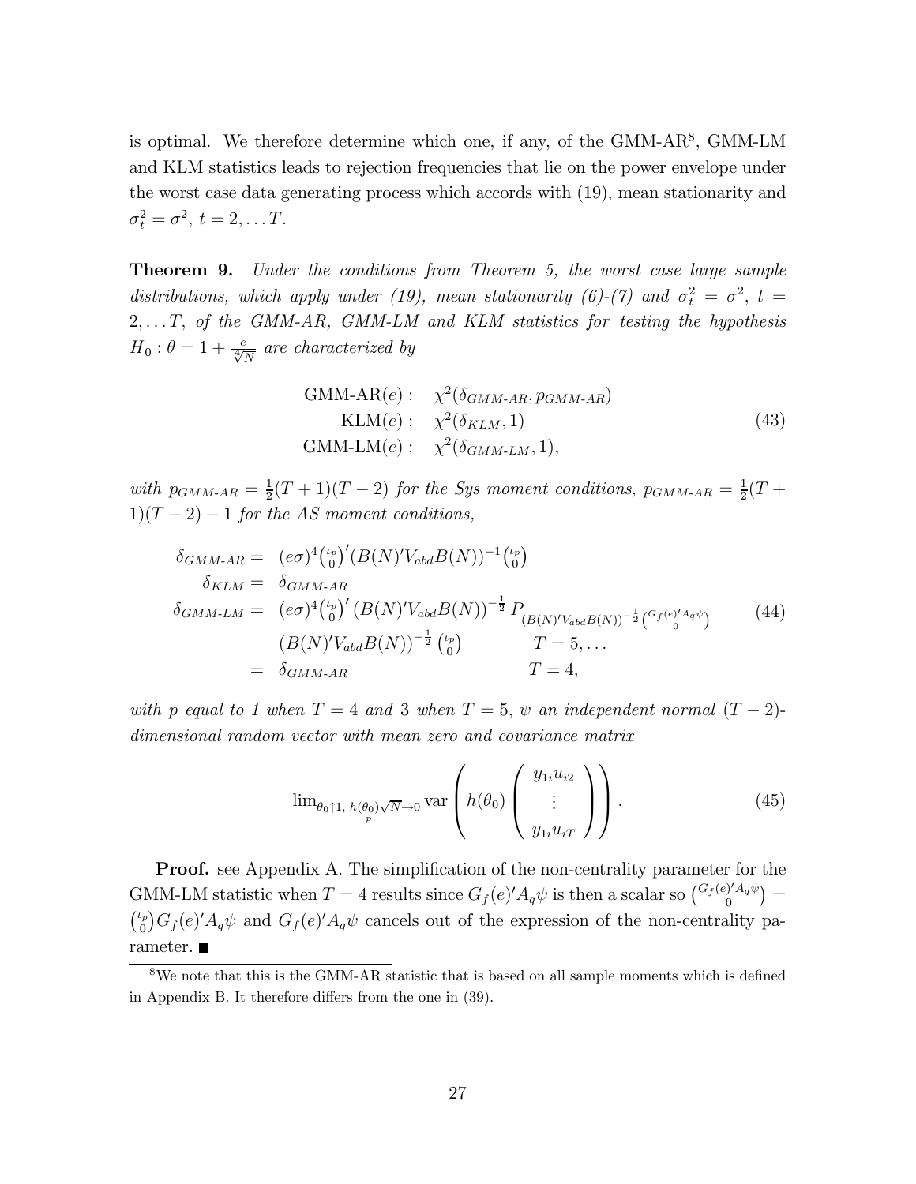is optimal. We therefore determine which one, if any, of the GMM-AR[8], GMM-LM and KLM statistics leads to rejection frequencies that lie on the power envelope under the worst case data generating process which accords with (19), mean stationarity and $\sigma_t^2 = \sigma^2$, $t = 2, \ldots T$.

**Theorem 9.** *Under the conditions from Theorem 5, the worst case large sample distributions, which apply under (19), mean stationarity (6)-(7) and $\sigma_t^2 = \sigma^2$, $t = 2, \ldots T$, of the GMM-AR, GMM-LM and KLM statistics for testing the hypothesis $H_0 : \theta = 1 + \frac{e}{\sqrt[4]{N}}$ are characterized by*

$$\begin{aligned} \text{GMM-AR}(e): & \quad \chi^2(\delta_{GMM\text{-}AR}, p_{GMM\text{-}AR}) \\ \text{KLM}(e): & \quad \chi^2(\delta_{KLM}, 1) \\ \text{GMM-LM}(e): & \quad \chi^2(\delta_{GMM\text{-}LM}, 1), \end{aligned} \tag{43}$$

*with $p_{GMM\text{-}AR} = \frac{1}{2}(T+1)(T-2)$ for the Sys moment conditions, $p_{GMM\text{-}AR} = \frac{1}{2}(T+1)(T-2) - 1$ for the AS moment conditions,*

$$\begin{aligned} \delta_{GMM\text{-}AR} = & \ (e\sigma)^4 \binom{\iota_p}{0}' (B(N)'V_{abd}B(N))^{-1} \binom{\iota_p}{0} \\ \delta_{KLM} = & \ \delta_{GMM\text{-}AR} \\ \delta_{GMM\text{-}LM} = & \ (e\sigma)^4 \binom{\iota_p}{0}' (B(N)'V_{abd}B(N))^{-\frac{1}{2}} P_{(B(N)'V_{abd}B(N))^{-\frac{1}{2}}\binom{G_f(e)'A_q\psi}{0}} \\ & \ (B(N)'V_{abd}B(N))^{-\frac{1}{2}} \binom{\iota_p}{0} \qquad\qquad T = 5, \ldots \\ = & \ \delta_{GMM\text{-}AR} \qquad\qquad\qquad\qquad\qquad\quad T = 4, \end{aligned} \tag{44}$$

*with $p$ equal to 1 when $T = 4$ and 3 when $T = 5$, $\psi$ an independent normal $(T-2)$-dimensional random vector with mean zero and covariance matrix*

$$\lim_{\theta_0 \uparrow 1,\, h(\theta_0)\sqrt{N} \underset{p}{\to} 0} \text{var}\left( h(\theta_0) \begin{pmatrix} y_{1i}u_{i2} \\ \vdots \\ y_{1i}u_{iT} \end{pmatrix} \right). \tag{45}$$

**Proof.** see Appendix A. The simplification of the non-centrality parameter for the GMM-LM statistic when $T = 4$ results since $G_f(e)'A_q\psi$ is then a scalar so $\binom{G_f(e)'A_q\psi}{0} = \binom{\iota_p}{0} G_f(e)'A_q\psi$ and $G_f(e)'A_q\psi$ cancels out of the expression of the non-centrality parameter. ∎

[8] We note that this is the GMM-AR statistic that is based on all sample moments which is defined in Appendix B. It therefore differs from the one in (39).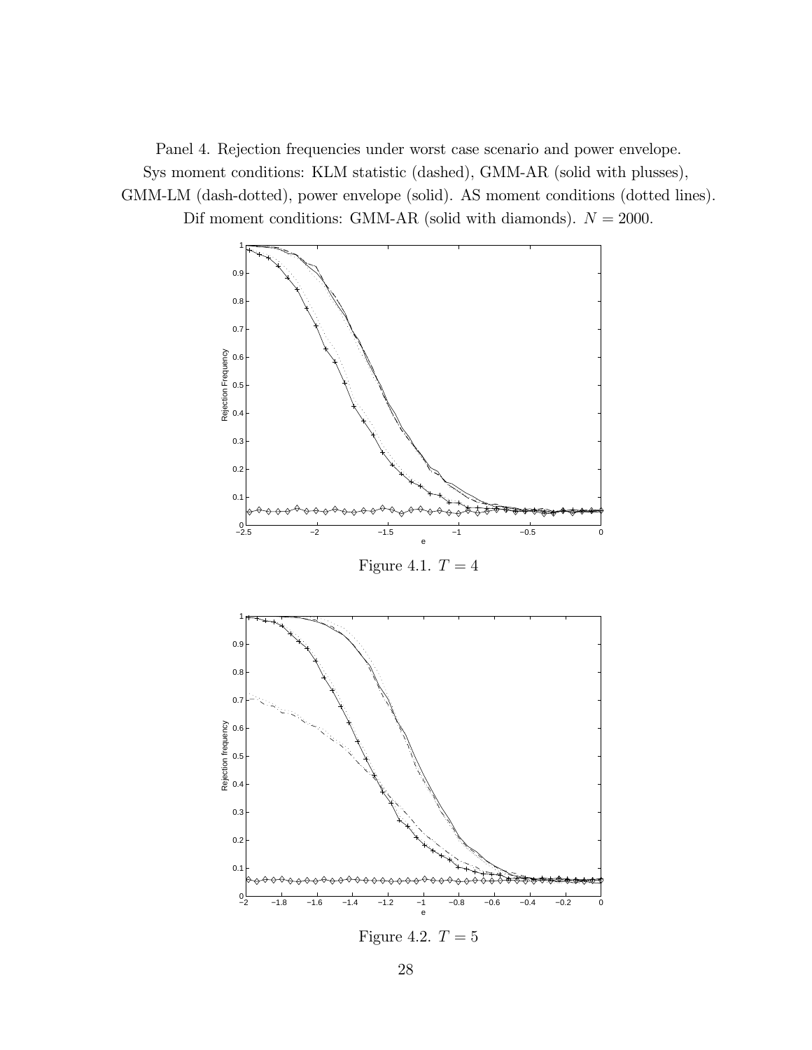Panel 4. Rejection frequencies under worst case scenario and power envelope.
Sys moment conditions: KLM statistic (dashed), GMM-AR (solid with plusses),
GMM-LM (dash-dotted), power envelope (solid). AS moment conditions (dotted lines).
Dif moment conditions: GMM-AR (solid with diamonds). $N = 2000$.

Figure 4.1. $T = 4$

Figure 4.2. $T = 5$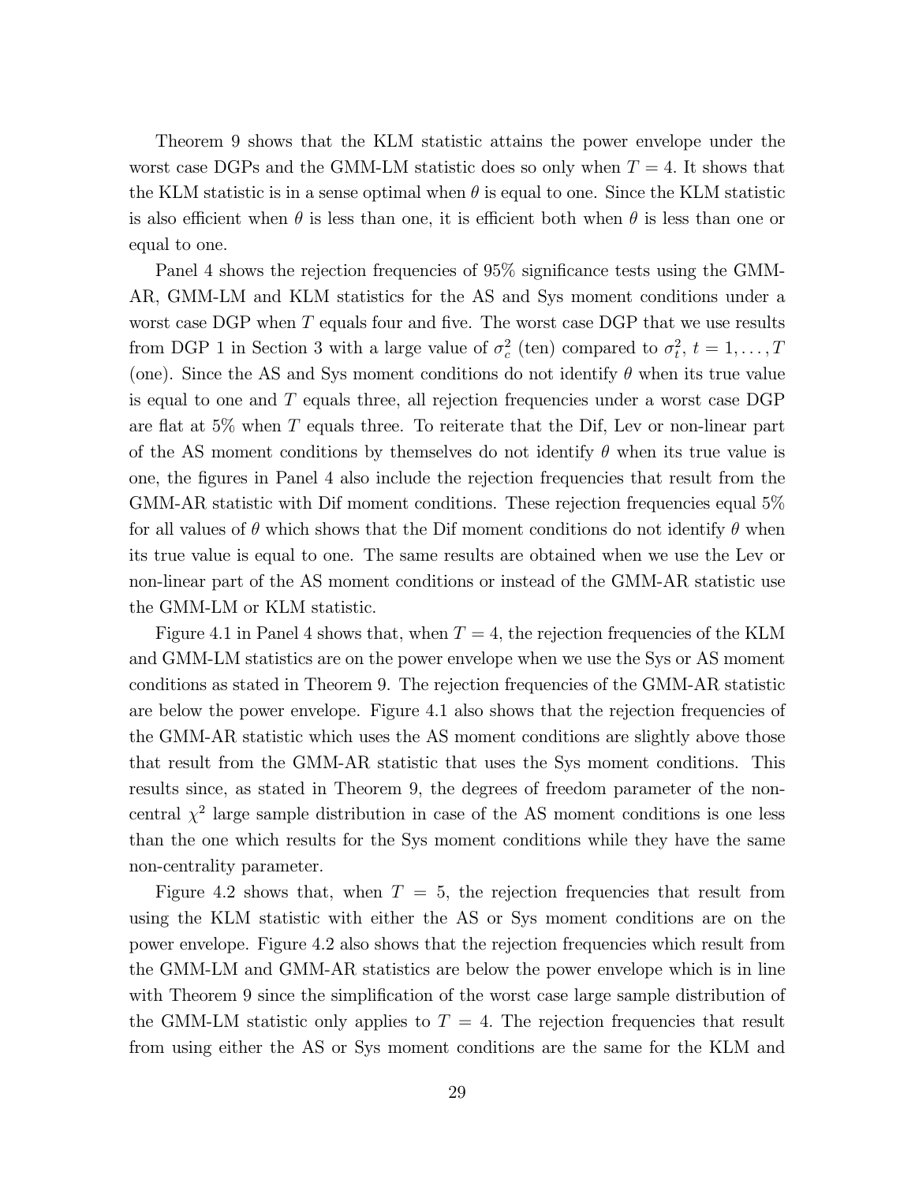Theorem 9 shows that the KLM statistic attains the power envelope under the worst case DGPs and the GMM-LM statistic does so only when $T = 4$. It shows that the KLM statistic is in a sense optimal when $\theta$ is equal to one. Since the KLM statistic is also efficient when $\theta$ is less than one, it is efficient both when $\theta$ is less than one or equal to one.

Panel 4 shows the rejection frequencies of 95% significance tests using the GMM-AR, GMM-LM and KLM statistics for the AS and Sys moment conditions under a worst case DGP when $T$ equals four and five. The worst case DGP that we use results from DGP 1 in Section 3 with a large value of $\sigma_c^2$ (ten) compared to $\sigma_t^2$, $t = 1, \ldots, T$ (one). Since the AS and Sys moment conditions do not identify $\theta$ when its true value is equal to one and $T$ equals three, all rejection frequencies under a worst case DGP are flat at 5% when $T$ equals three. To reiterate that the Dif, Lev or non-linear part of the AS moment conditions by themselves do not identify $\theta$ when its true value is one, the figures in Panel 4 also include the rejection frequencies that result from the GMM-AR statistic with Dif moment conditions. These rejection frequencies equal 5% for all values of $\theta$ which shows that the Dif moment conditions do not identify $\theta$ when its true value is equal to one. The same results are obtained when we use the Lev or non-linear part of the AS moment conditions or instead of the GMM-AR statistic use the GMM-LM or KLM statistic.

Figure 4.1 in Panel 4 shows that, when $T = 4$, the rejection frequencies of the KLM and GMM-LM statistics are on the power envelope when we use the Sys or AS moment conditions as stated in Theorem 9. The rejection frequencies of the GMM-AR statistic are below the power envelope. Figure 4.1 also shows that the rejection frequencies of the GMM-AR statistic which uses the AS moment conditions are slightly above those that result from the GMM-AR statistic that uses the Sys moment conditions. This results since, as stated in Theorem 9, the degrees of freedom parameter of the non-central $\chi^2$ large sample distribution in case of the AS moment conditions is one less than the one which results for the Sys moment conditions while they have the same non-centrality parameter.

Figure 4.2 shows that, when $T = 5$, the rejection frequencies that result from using the KLM statistic with either the AS or Sys moment conditions are on the power envelope. Figure 4.2 also shows that the rejection frequencies which result from the GMM-LM and GMM-AR statistics are below the power envelope which is in line with Theorem 9 since the simplification of the worst case large sample distribution of the GMM-LM statistic only applies to $T = 4$. The rejection frequencies that result from using either the AS or Sys moment conditions are the same for the KLM and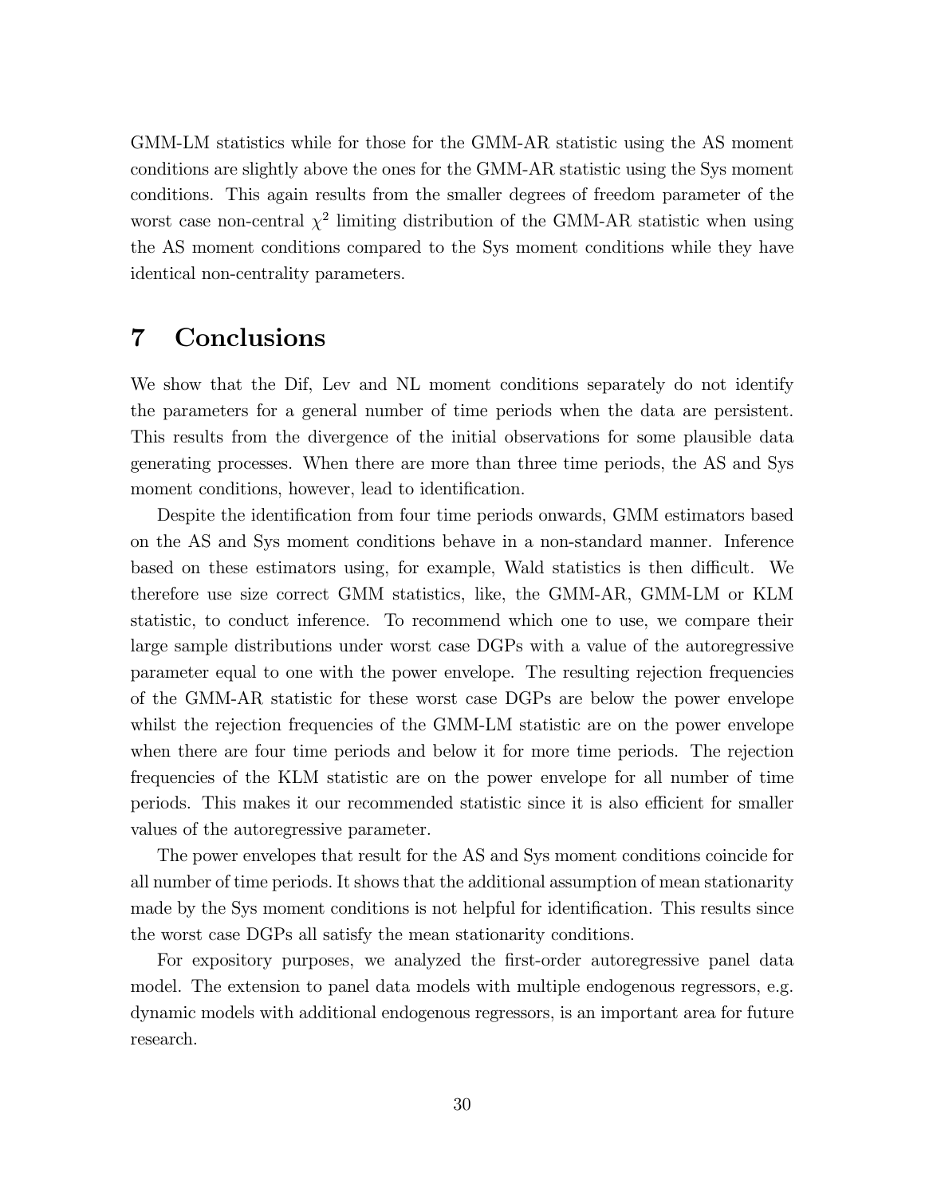GMM-LM statistics while for those for the GMM-AR statistic using the AS moment conditions are slightly above the ones for the GMM-AR statistic using the Sys moment conditions. This again results from the smaller degrees of freedom parameter of the worst case non-central $\chi^2$ limiting distribution of the GMM-AR statistic when using the AS moment conditions compared to the Sys moment conditions while they have identical non-centrality parameters.

# 7 Conclusions

We show that the Dif, Lev and NL moment conditions separately do not identify the parameters for a general number of time periods when the data are persistent. This results from the divergence of the initial observations for some plausible data generating processes. When there are more than three time periods, the AS and Sys moment conditions, however, lead to identification.

Despite the identification from four time periods onwards, GMM estimators based on the AS and Sys moment conditions behave in a non-standard manner. Inference based on these estimators using, for example, Wald statistics is then difficult. We therefore use size correct GMM statistics, like, the GMM-AR, GMM-LM or KLM statistic, to conduct inference. To recommend which one to use, we compare their large sample distributions under worst case DGPs with a value of the autoregressive parameter equal to one with the power envelope. The resulting rejection frequencies of the GMM-AR statistic for these worst case DGPs are below the power envelope whilst the rejection frequencies of the GMM-LM statistic are on the power envelope when there are four time periods and below it for more time periods. The rejection frequencies of the KLM statistic are on the power envelope for all number of time periods. This makes it our recommended statistic since it is also efficient for smaller values of the autoregressive parameter.

The power envelopes that result for the AS and Sys moment conditions coincide for all number of time periods. It shows that the additional assumption of mean stationarity made by the Sys moment conditions is not helpful for identification. This results since the worst case DGPs all satisfy the mean stationarity conditions.

For expository purposes, we analyzed the first-order autoregressive panel data model. The extension to panel data models with multiple endogenous regressors, e.g. dynamic models with additional endogenous regressors, is an important area for future research.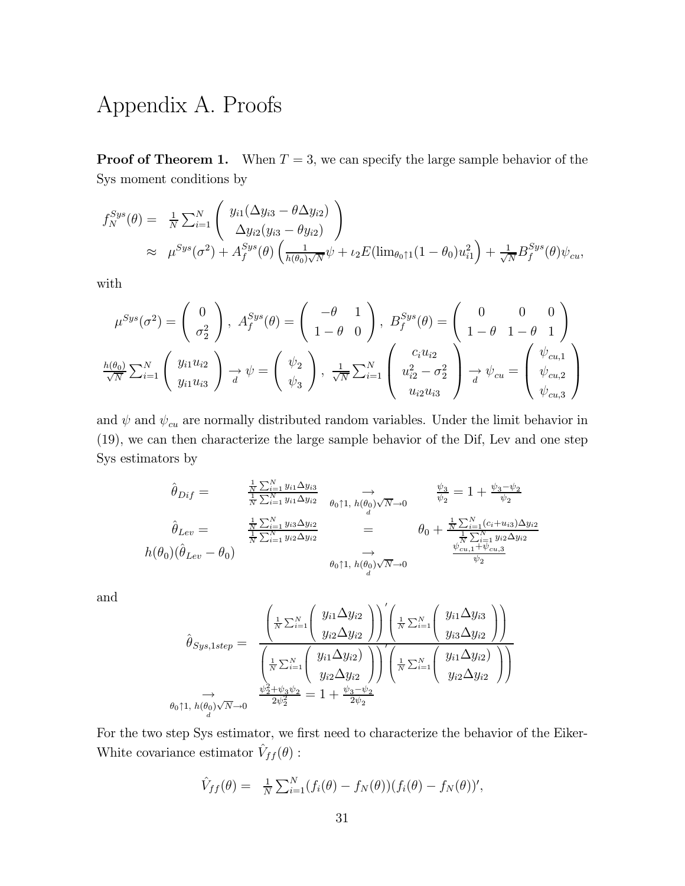# Appendix A. Proofs

**Proof of Theorem 1.** When $T = 3$, we can specify the large sample behavior of the Sys moment conditions by

$$
\begin{aligned}
f_N^{Sys}(\theta) = & \ \frac{1}{N}\sum_{i=1}^N \begin{pmatrix} y_{i1}(\Delta y_{i3} - \theta \Delta y_{i2}) \\ \Delta y_{i2}(y_{i3} - \theta y_{i2}) \end{pmatrix} \\
\approx & \ \mu^{Sys}(\sigma^2) + A_f^{Sys}(\theta)\left(\frac{1}{h(\theta_0)\sqrt{N}}\psi + \iota_2 E(\lim_{\theta_0 \uparrow 1}(1-\theta_0)u_{i1}^2\right) + \frac{1}{\sqrt{N}}B_f^{Sys}(\theta)\psi_{cu},
\end{aligned}
$$

with

$$
\mu^{Sys}(\sigma^2) = \begin{pmatrix} 0 \\ \sigma_2^2 \end{pmatrix}, \ A_f^{Sys}(\theta) = \begin{pmatrix} -\theta & 1 \\ 1-\theta & 0 \end{pmatrix}, \ B_f^{Sys}(\theta) = \begin{pmatrix} 0 & 0 & 0 \\ 1-\theta & 1-\theta & 1 \end{pmatrix}
$$

$$
\frac{h(\theta_0)}{\sqrt{N}}\sum_{i=1}^N \begin{pmatrix} y_{i1}u_{i2} \\ y_{i1}u_{i3} \end{pmatrix} \underset{d}{\rightarrow} \psi = \begin{pmatrix} \psi_2 \\ \psi_3 \end{pmatrix}, \ \frac{1}{\sqrt{N}}\sum_{i=1}^N \begin{pmatrix} c_i u_{i2} \\ u_{i2}^2 - \sigma_2^2 \\ u_{i2}u_{i3} \end{pmatrix} \underset{d}{\rightarrow} \psi_{cu} = \begin{pmatrix} \psi_{cu,1} \\ \psi_{cu,2} \\ \psi_{cu,3} \end{pmatrix}
$$

and $\psi$ and $\psi_{cu}$ are normally distributed random variables. Under the limit behavior in (19), we can then characterize the large sample behavior of the Dif, Lev and one step Sys estimators by

$$
\begin{array}{llll}
\hat{\theta}_{Dif} = & \frac{\frac{1}{N}\sum_{i=1}^N y_{i1}\Delta y_{i3}}{\frac{1}{N}\sum_{i=1}^N y_{i1}\Delta y_{i2}} & \underset{\theta_0 \uparrow 1, \ h(\theta_0)\sqrt{N} \to 0}{\overset{\rightarrow}{d}} & \frac{\psi_3}{\psi_2} = 1 + \frac{\psi_3 - \psi_2}{\psi_2} \\
\hat{\theta}_{Lev} = & \frac{\frac{1}{N}\sum_{i=1}^N y_{i3}\Delta y_{i2}}{\frac{1}{N}\sum_{i=1}^N y_{i2}\Delta y_{i2}} & = & \theta_0 + \frac{\frac{1}{N}\sum_{i=1}^N (c_i + u_{i3})\Delta y_{i2}}{\frac{1}{N}\sum_{i=1}^N y_{i2}\Delta y_{i2}} \\
h(\theta_0)(\hat{\theta}_{Lev} - \theta_0) & & \underset{\theta_0 \uparrow 1, \ h(\theta_0)\sqrt{N} \to 0}{\overset{\rightarrow}{d}} & \frac{\psi_{cu,1} + \psi_{cu,3}}{\psi_2}
\end{array}
$$

and

$$
\begin{array}{ll}
\hat{\theta}_{Sys,1step} = & \frac{\left(\frac{1}{N}\sum_{i=1}^N \begin{pmatrix} y_{i1}\Delta y_{i2} \\ y_{i2}\Delta y_{i2} \end{pmatrix}\right)'\left(\frac{1}{N}\sum_{i=1}^N \begin{pmatrix} y_{i1}\Delta y_{i3} \\ y_{i3}\Delta y_{i2} \end{pmatrix}\right)}{\left(\frac{1}{N}\sum_{i=1}^N \begin{pmatrix} y_{i1}\Delta y_{i2}) \\ y_{i2}\Delta y_{i2} \end{pmatrix}\right)'\left(\frac{1}{N}\sum_{i=1}^N \begin{pmatrix} y_{i1}\Delta y_{i2}) \\ y_{i2}\Delta y_{i2} \end{pmatrix}\right)} \\
\underset{\theta_0 \uparrow 1, \ h(\theta_0)\sqrt{N} \to 0}{\overset{\rightarrow}{d}} & \frac{\psi_2^2 + \psi_3\psi_2}{2\psi_2^2} = 1 + \frac{\psi_3 - \psi_2}{2\psi_2}
\end{array}
$$

For the two step Sys estimator, we first need to characterize the behavior of the Eiker-White covariance estimator $\hat{V}_{ff}(\theta)$ :

$$
\hat{V}_{ff}(\theta) = \ \frac{1}{N}\sum_{i=1}^N (f_i(\theta) - f_N(\theta))(f_i(\theta) - f_N(\theta))',
$$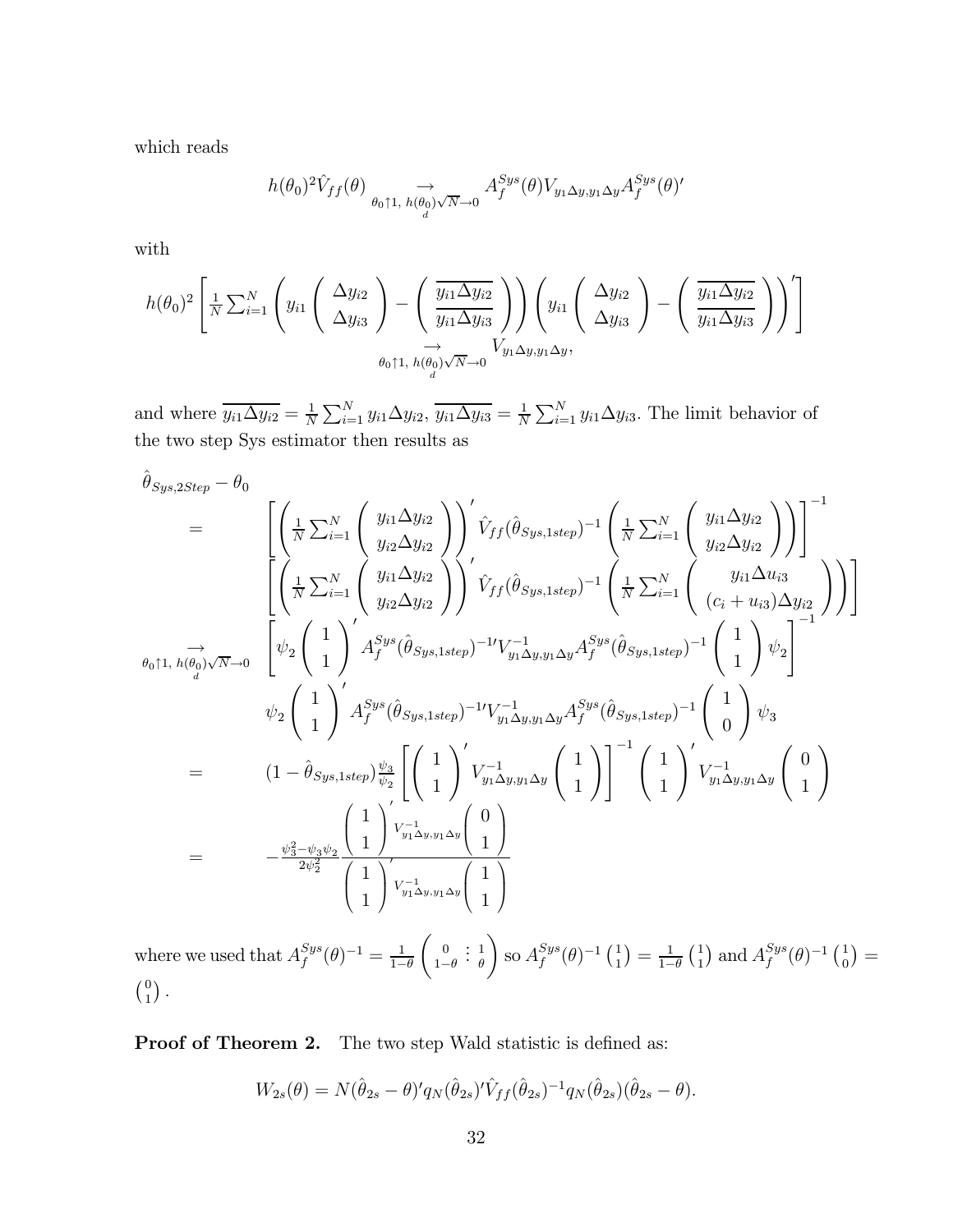which reads

$$h(\theta_0)^2 \hat{V}_{ff}(\theta) \underset{\theta_0 \uparrow 1,\ h(\theta_0)\sqrt{N} \to 0}{\overset{\rightarrow}{d}} A_f^{Sys}(\theta) V_{y_1\Delta y, y_1 \Delta y} A_f^{Sys}(\theta)'$$

with

$$h(\theta_0)^2 \left[ \frac{1}{N} \sum_{i=1}^N \left( y_{i1} \begin{pmatrix} \Delta y_{i2} \\ \Delta y_{i3} \end{pmatrix} - \begin{pmatrix} \overline{y_{i1}\Delta y_{i2}} \\ \overline{y_{i1}\Delta y_{i3}} \end{pmatrix} \right) \left( y_{i1} \begin{pmatrix} \Delta y_{i2} \\ \Delta y_{i3} \end{pmatrix} - \begin{pmatrix} \overline{y_{i1}\Delta y_{i2}} \\ \overline{y_{i1}\Delta y_{i3}} \end{pmatrix} \right)' \right] \underset{\theta_0 \uparrow 1,\ h(\theta_0)\sqrt{N} \to 0}{\overset{\rightarrow}{d}} V_{y_1\Delta y, y_1 \Delta y},$$

and where $\overline{y_{i1}\Delta y_{i2}} = \frac{1}{N}\sum_{i=1}^N y_{i1}\Delta y_{i2}$, $\overline{y_{i1}\Delta y_{i3}} = \frac{1}{N}\sum_{i=1}^N y_{i1}\Delta y_{i3}$. The limit behavior of the two step Sys estimator then results as

$$\begin{aligned}
&\hat{\theta}_{Sys,2Step} - \theta_0 \\
&= \left[ \left( \frac{1}{N}\sum_{i=1}^N \begin{pmatrix} y_{i1}\Delta y_{i2} \\ y_{i2}\Delta y_{i2} \end{pmatrix} \right)' \hat{V}_{ff}(\hat{\theta}_{Sys,1step})^{-1} \left( \frac{1}{N}\sum_{i=1}^N \begin{pmatrix} y_{i1}\Delta y_{i2} \\ y_{i2}\Delta y_{i2} \end{pmatrix} \right) \right]^{-1} \\
&\quad \left[ \left( \frac{1}{N}\sum_{i=1}^N \begin{pmatrix} y_{i1}\Delta y_{i2} \\ y_{i2}\Delta y_{i2} \end{pmatrix} \right)' \hat{V}_{ff}(\hat{\theta}_{Sys,1step})^{-1} \left( \frac{1}{N}\sum_{i=1}^N \begin{pmatrix} y_{i1}\Delta u_{i3} \\ (c_i + u_{i3})\Delta y_{i2} \end{pmatrix} \right) \right] \\
&\underset{\theta_0 \uparrow 1,\ h(\theta_0)\sqrt{N} \to 0}{\overset{\rightarrow}{d}} \left[ \psi_2 \begin{pmatrix} 1 \\ 1 \end{pmatrix}' A_f^{Sys}(\hat{\theta}_{Sys,1step})^{-1\prime} V_{y_1\Delta y, y_1\Delta y}^{-1} A_f^{Sys}(\hat{\theta}_{Sys,1step})^{-1} \begin{pmatrix} 1 \\ 1 \end{pmatrix} \psi_2 \right]^{-1} \\
&\quad \psi_2 \begin{pmatrix} 1 \\ 1 \end{pmatrix}' A_f^{Sys}(\hat{\theta}_{Sys,1step})^{-1\prime} V_{y_1\Delta y, y_1\Delta y}^{-1} A_f^{Sys}(\hat{\theta}_{Sys,1step})^{-1} \begin{pmatrix} 1 \\ 0 \end{pmatrix} \psi_3 \\
&= (1 - \hat{\theta}_{Sys,1step}) \frac{\psi_3}{\psi_2} \left[ \begin{pmatrix} 1 \\ 1 \end{pmatrix}' V_{y_1\Delta y, y_1\Delta y}^{-1} \begin{pmatrix} 1 \\ 1 \end{pmatrix} \right]^{-1} \begin{pmatrix} 1 \\ 1 \end{pmatrix}' V_{y_1\Delta y, y_1\Delta y}^{-1} \begin{pmatrix} 0 \\ 1 \end{pmatrix} \\
&= -\frac{\psi_3^2 - \psi_3\psi_2}{2\psi_2^2} \frac{\begin{pmatrix} 1 \\ 1 \end{pmatrix}' V_{y_1\Delta y, y_1\Delta y}^{-1} \begin{pmatrix} 0 \\ 1 \end{pmatrix}}{\begin{pmatrix} 1 \\ 1 \end{pmatrix}' V_{y_1\Delta y, y_1\Delta y}^{-1} \begin{pmatrix} 1 \\ 1 \end{pmatrix}}
\end{aligned}$$

where we used that $A_f^{Sys}(\theta)^{-1} = \frac{1}{1-\theta}\begin{pmatrix} 0 & \vdots & 1 \\ 1-\theta & \vdots & \theta \end{pmatrix}$ so $A_f^{Sys}(\theta)^{-1}\binom{1}{1} = \frac{1}{1-\theta}\binom{1}{1}$ and $A_f^{Sys}(\theta)^{-1}\binom{1}{0} = \binom{0}{1}$.

**Proof of Theorem 2.** The two step Wald statistic is defined as:

$$W_{2s}(\theta) = N(\hat{\theta}_{2s} - \theta)' q_N(\hat{\theta}_{2s})' \hat{V}_{ff}(\hat{\theta}_{2s})^{-1} q_N(\hat{\theta}_{2s})(\hat{\theta}_{2s} - \theta).$$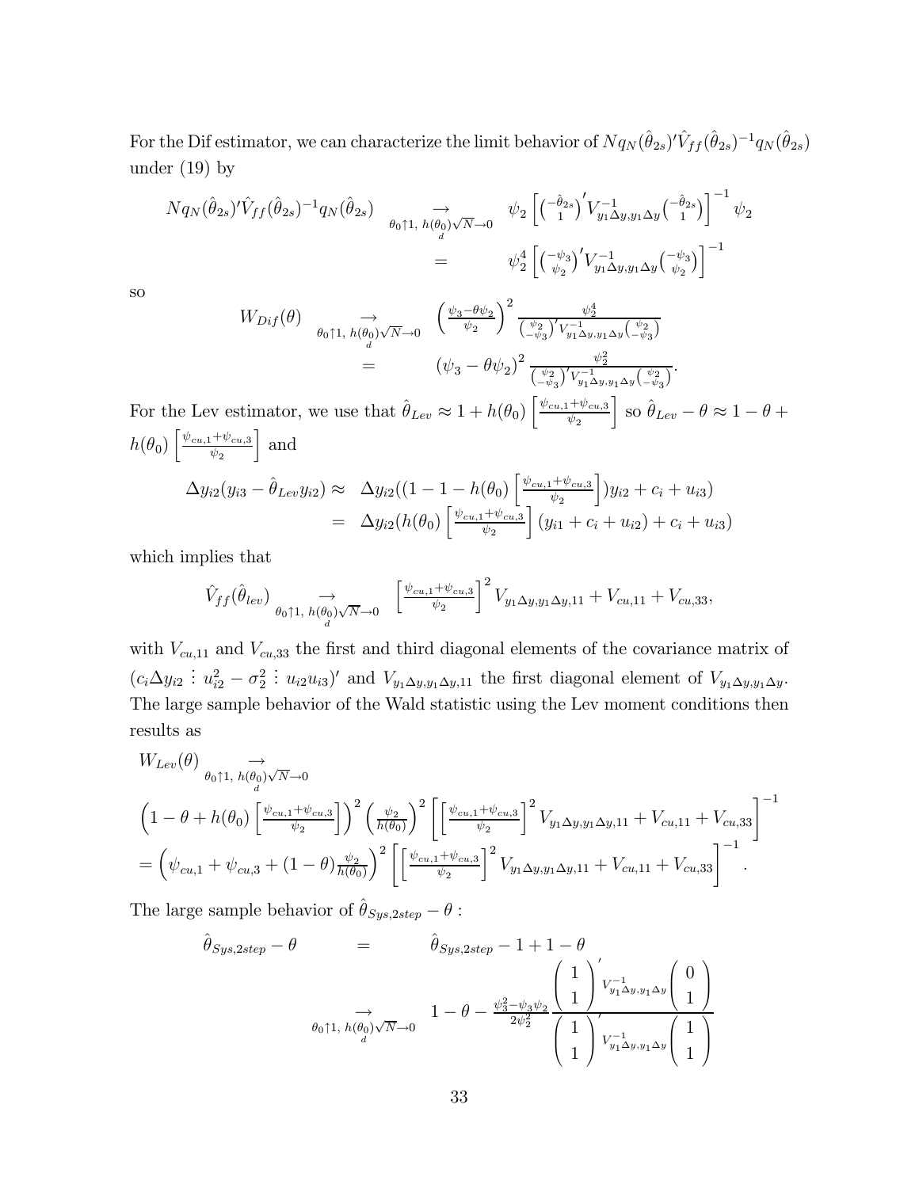For the Dif estimator, we can characterize the limit behavior of $Nq_N(\hat{\theta}_{2s})'\hat{V}_{ff}(\hat{\theta}_{2s})^{-1}q_N(\hat{\theta}_{2s})$ under (19) by

$$
\begin{aligned}
Nq_N(\hat{\theta}_{2s})'\hat{V}_{ff}(\hat{\theta}_{2s})^{-1}q_N(\hat{\theta}_{2s}) \quad & \underset{\theta_0\uparrow 1,\ h(\theta_0)\sqrt{N}\to 0}{\overset{\textstyle\rightarrow}{d}} \quad \psi_2\left[\binom{-\hat{\theta}_{2s}}{1}'V^{-1}_{y_1\Delta y,y_1\Delta y}\binom{-\hat{\theta}_{2s}}{1}\right]^{-1}\psi_2 \\
& = \quad \psi_2^4\left[\binom{-\psi_3}{\psi_2}'V^{-1}_{y_1\Delta y,y_1\Delta y}\binom{-\psi_3}{\psi_2}\right]^{-1}
\end{aligned}
$$

so

$$
\begin{aligned}
W_{Dif}(\theta) \quad & \underset{\theta_0\uparrow 1,\ h(\theta_0)\sqrt{N}\to 0}{\overset{\textstyle\rightarrow}{d}} \quad \left(\frac{\psi_3-\theta\psi_2}{\psi_2}\right)^2\frac{\psi_2^4}{\binom{\psi_2}{-\psi_3}'V^{-1}_{y_1\Delta y,y_1\Delta y}\binom{\psi_2}{-\psi_3}} \\
& = \quad (\psi_3-\theta\psi_2)^2\frac{\psi_2^2}{\binom{\psi_2}{-\psi_3}'V^{-1}_{y_1\Delta y,y_1\Delta y}\binom{\psi_2}{-\psi_3}}.
\end{aligned}
$$

For the Lev estimator, we use that $\hat{\theta}_{Lev}\approx 1+h(\theta_0)\left[\frac{\psi_{cu,1}+\psi_{cu,3}}{\psi_2}\right]$ so $\hat{\theta}_{Lev}-\theta\approx 1-\theta+h(\theta_0)\left[\frac{\psi_{cu,1}+\psi_{cu,3}}{\psi_2}\right]$ and

$$
\begin{aligned}
\Delta y_{i2}(y_{i3}-\hat{\theta}_{Lev}y_{i2}) \approx & \quad \Delta y_{i2}((1-1-h(\theta_0)\left[\tfrac{\psi_{cu,1}+\psi_{cu,3}}{\psi_2}\right])y_{i2}+c_i+u_{i3}) \\
= & \quad \Delta y_{i2}(h(\theta_0)\left[\tfrac{\psi_{cu,1}+\psi_{cu,3}}{\psi_2}\right](y_{i1}+c_i+u_{i2})+c_i+u_{i3})
\end{aligned}
$$

which implies that

$$
\hat{V}_{ff}(\hat{\theta}_{lev}) \underset{\theta_0\uparrow 1,\ h(\theta_0)\sqrt{N}\to 0}{\overset{\textstyle\rightarrow}{d}} \left[\frac{\psi_{cu,1}+\psi_{cu,3}}{\psi_2}\right]^2 V_{y_1\Delta y,y_1\Delta y,11}+V_{cu,11}+V_{cu,33},
$$

with $V_{cu,11}$ and $V_{cu,33}$ the first and third diagonal elements of the covariance matrix of $(c_i\Delta y_{i2}\ \vdots\ u_{i2}^2-\sigma_2^2\ \vdots\ u_{i2}u_{i3})'$ and $V_{y_1\Delta y,y_1\Delta y,11}$ the first diagonal element of $V_{y_1\Delta y,y_1\Delta y}$. The large sample behavior of the Wald statistic using the Lev moment conditions then results as

$$
\begin{aligned}
& W_{Lev}(\theta) \underset{\theta_0\uparrow 1,\ h(\theta_0)\sqrt{N}\to 0}{\overset{\textstyle\rightarrow}{d}} \\
& \left(1-\theta+h(\theta_0)\left[\frac{\psi_{cu,1}+\psi_{cu,3}}{\psi_2}\right]\right)^2\left(\frac{\psi_2}{h(\theta_0)}\right)^2\left[\left[\frac{\psi_{cu,1}+\psi_{cu,3}}{\psi_2}\right]^2V_{y_1\Delta y,y_1\Delta y,11}+V_{cu,11}+V_{cu,33}\right]^{-1} \\
& =\left(\psi_{cu,1}+\psi_{cu,3}+(1-\theta)\frac{\psi_2}{h(\theta_0)}\right)^2\left[\left[\frac{\psi_{cu,1}+\psi_{cu,3}}{\psi_2}\right]^2V_{y_1\Delta y,y_1\Delta y,11}+V_{cu,11}+V_{cu,33}\right]^{-1}.
\end{aligned}
$$

The large sample behavior of $\hat{\theta}_{Sys,2step}-\theta$ :

$$
\begin{aligned}
\hat{\theta}_{Sys,2step}-\theta \quad & = \quad \hat{\theta}_{Sys,2step}-1+1-\theta \\
& \underset{\theta_0\uparrow 1,\ h(\theta_0)\sqrt{N}\to 0}{\overset{\textstyle\rightarrow}{d}} \quad 1-\theta-\frac{\psi_3^2-\psi_3\psi_2}{2\psi_2^2}\frac{\begin{pmatrix}1\\1\end{pmatrix}'V^{-1}_{y_1\Delta y,y_1\Delta y}\begin{pmatrix}0\\1\end{pmatrix}}{\begin{pmatrix}1\\1\end{pmatrix}'V^{-1}_{y_1\Delta y,y_1\Delta y}\begin{pmatrix}1\\1\end{pmatrix}}
\end{aligned}
$$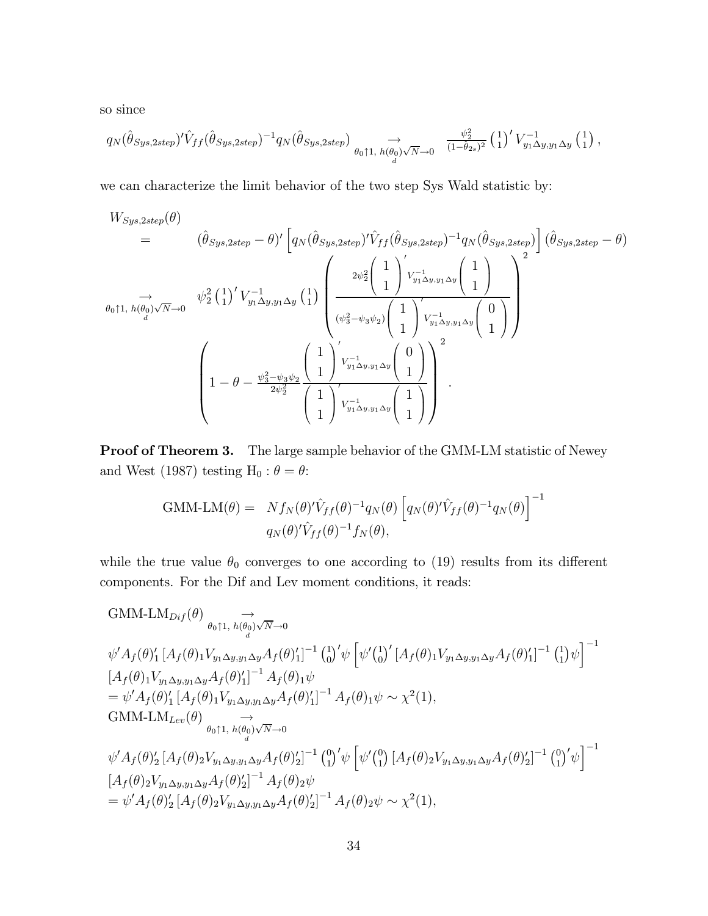so since

$$q_N(\hat{\theta}_{Sys,2step})'\hat{V}_{ff}(\hat{\theta}_{Sys,2step})^{-1}q_N(\hat{\theta}_{Sys,2step}) \underset{\theta_0\uparrow 1,\ h(\theta_0)\sqrt{N}\to 0}{\underset{d}{\to}} \frac{\psi_2^2}{(1-\hat{\theta}_{2s})^2}\binom{1}{1}'V_{y_1\Delta y,y_1\Delta y}^{-1}\binom{1}{1},$$

we can characterize the limit behavior of the two step Sys Wald statistic by:

$$\begin{aligned}
&W_{Sys,2step}(\theta) \\
&= \quad (\hat{\theta}_{Sys,2step}-\theta)'\left[q_N(\hat{\theta}_{Sys,2step})'\hat{V}_{ff}(\hat{\theta}_{Sys,2step})^{-1}q_N(\hat{\theta}_{Sys,2step})\right](\hat{\theta}_{Sys,2step}-\theta) \\
&\underset{\theta_0\uparrow 1,\ h(\theta_0)\sqrt{N}\to 0}{\underset{d}{\to}} \quad \psi_2^2\binom{1}{1}'V_{y_1\Delta y,y_1\Delta y}^{-1}\binom{1}{1}\left(\frac{2\psi_2^2\begin{pmatrix}1\\1\end{pmatrix}'V_{y_1\Delta y,y_1\Delta y}^{-1}\begin{pmatrix}1\\1\end{pmatrix}}{(\psi_3^2-\psi_3\psi_2)\begin{pmatrix}1\\1\end{pmatrix}'V_{y_1\Delta y,y_1\Delta y}^{-1}\begin{pmatrix}0\\1\end{pmatrix}}\right)^2 \\
&\qquad\left(1-\theta-\frac{\psi_3^2-\psi_3\psi_2}{2\psi_2^2}\frac{\begin{pmatrix}1\\1\end{pmatrix}'V_{y_1\Delta y,y_1\Delta y}^{-1}\begin{pmatrix}0\\1\end{pmatrix}}{\begin{pmatrix}1\\1\end{pmatrix}'V_{y_1\Delta y,y_1\Delta y}^{-1}\begin{pmatrix}1\\1\end{pmatrix}}\right)^2.
\end{aligned}$$

**Proof of Theorem 3.** The large sample behavior of the GMM-LM statistic of Newey and West (1987) testing $\mathrm{H}_0:\theta=\theta$:

$$\begin{aligned}
\text{GMM-LM}(\theta) = \quad & Nf_N(\theta)'\hat{V}_{ff}(\theta)^{-1}q_N(\theta)\left[q_N(\theta)'\hat{V}_{ff}(\theta)^{-1}q_N(\theta)\right]^{-1} \\
& q_N(\theta)'\hat{V}_{ff}(\theta)^{-1}f_N(\theta),
\end{aligned}$$

while the true value $\theta_0$ converges to one according to (19) results from its different components. For the Dif and Lev moment conditions, it reads:

$$\begin{aligned}
&\text{GMM-LM}_{Dif}(\theta) \underset{\theta_0\uparrow 1,\ h(\theta_0)\sqrt{N}\to 0}{\underset{d}{\to}} \\
&\psi'A_f(\theta)_1'\left[A_f(\theta)_1V_{y_1\Delta y,y_1\Delta y}A_f(\theta)_1'\right]^{-1}\binom{1}{0}'\psi\left[\psi'\binom{1}{0}'\left[A_f(\theta)_1V_{y_1\Delta y,y_1\Delta y}A_f(\theta)_1'\right]^{-1}\binom{1}{1}\psi\right]^{-1} \\
&\left[A_f(\theta)_1V_{y_1\Delta y,y_1\Delta y}A_f(\theta)_1'\right]^{-1}A_f(\theta)_1\psi \\
&=\psi'A_f(\theta)_1'\left[A_f(\theta)_1V_{y_1\Delta y,y_1\Delta y}A_f(\theta)_1'\right]^{-1}A_f(\theta)_1\psi\sim\chi^2(1), \\
&\text{GMM-LM}_{Lev}(\theta) \underset{\theta_0\uparrow 1,\ h(\theta_0)\sqrt{N}\to 0}{\underset{d}{\to}} \\
&\psi'A_f(\theta)_2'\left[A_f(\theta)_2V_{y_1\Delta y,y_1\Delta y}A_f(\theta)_2'\right]^{-1}\binom{0}{1}'\psi\left[\psi'\binom{0}{1}\left[A_f(\theta)_2V_{y_1\Delta y,y_1\Delta y}A_f(\theta)_2'\right]^{-1}\binom{0}{1}'\psi\right]^{-1} \\
&\left[A_f(\theta)_2V_{y_1\Delta y,y_1\Delta y}A_f(\theta)_2'\right]^{-1}A_f(\theta)_2\psi \\
&=\psi'A_f(\theta)_2'\left[A_f(\theta)_2V_{y_1\Delta y,y_1\Delta y}A_f(\theta)_2'\right]^{-1}A_f(\theta)_2\psi\sim\chi^2(1),
\end{aligned}$$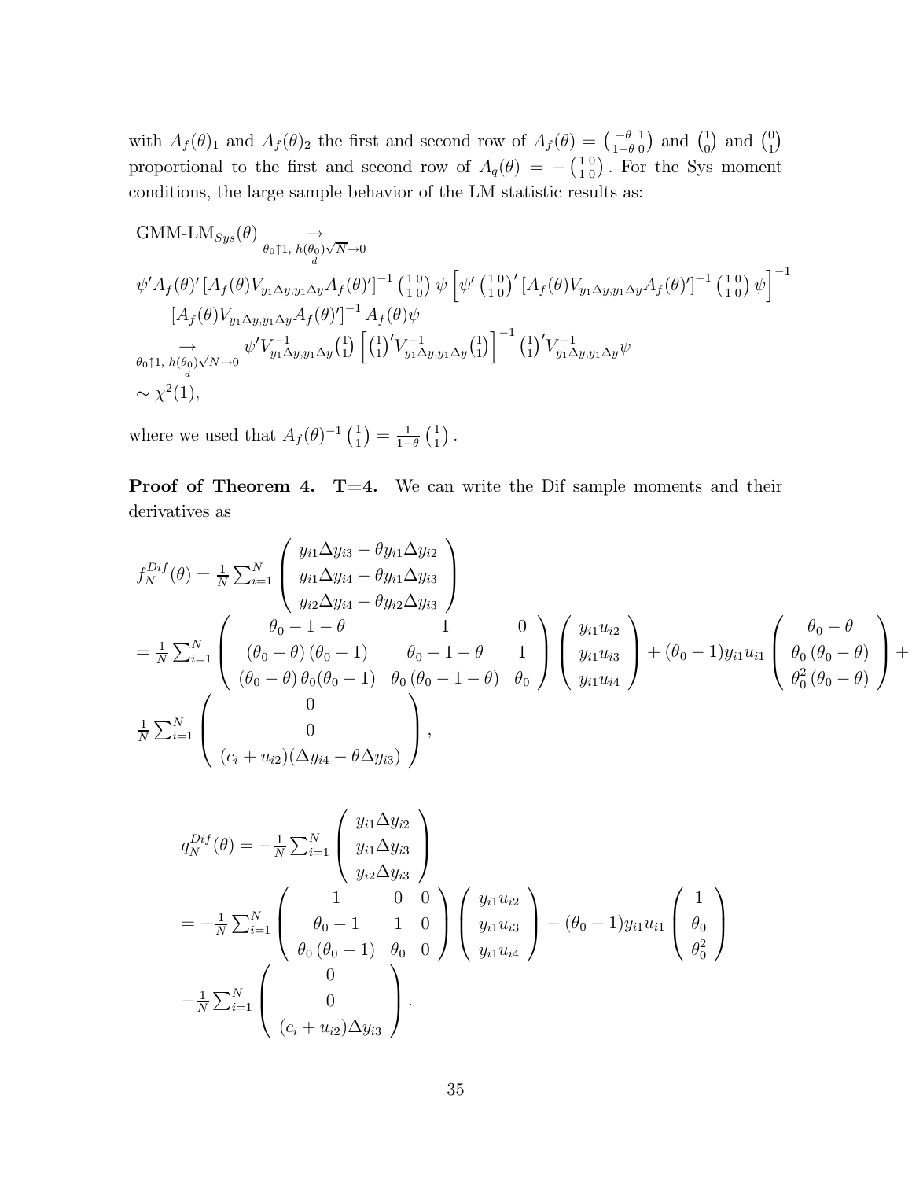with $A_f(\theta)_1$ and $A_f(\theta)_2$ the first and second row of $A_f(\theta) = \begin{pmatrix} -\theta & 1 \\ 1-\theta & 0 \end{pmatrix}$ and $\begin{pmatrix} 1 \\ 0 \end{pmatrix}$ and $\begin{pmatrix} 0 \\ 1 \end{pmatrix}$ proportional to the first and second row of $A_q(\theta) = -\begin{pmatrix} 1 & 0 \\ 1 & 0 \end{pmatrix}$. For the Sys moment conditions, the large sample behavior of the LM statistic results as:

$$
\begin{aligned}
&\text{GMM-LM}_{Sys}(\theta) \underset{\theta_0 \uparrow 1,\ h(\theta_0)\sqrt{N} \to 0}{\overset{\rightarrow}{d}} \\
&\psi' A_f(\theta)' \left[A_f(\theta) V_{y_1\Delta y, y_1\Delta y} A_f(\theta)'\right]^{-1} \begin{pmatrix} 1 & 0 \\ 1 & 0 \end{pmatrix} \psi \left[\psi' \begin{pmatrix} 1 & 0 \\ 1 & 0 \end{pmatrix}' \left[A_f(\theta) V_{y_1\Delta y, y_1\Delta y} A_f(\theta)'\right]^{-1} \begin{pmatrix} 1 & 0 \\ 1 & 0 \end{pmatrix} \psi\right]^{-1} \\
&\qquad \left[A_f(\theta) V_{y_1\Delta y, y_1\Delta y} A_f(\theta)'\right]^{-1} A_f(\theta) \psi \\
&\underset{\theta_0 \uparrow 1,\ h(\theta_0)\sqrt{N} \to 0}{\overset{\rightarrow}{d}} \psi' V_{y_1\Delta y, y_1\Delta y}^{-1} \begin{pmatrix} 1 \\ 1 \end{pmatrix} \left[\begin{pmatrix} 1 \\ 1 \end{pmatrix}' V_{y_1\Delta y, y_1\Delta y}^{-1} \begin{pmatrix} 1 \\ 1 \end{pmatrix}\right]^{-1} \begin{pmatrix} 1 \\ 1 \end{pmatrix}' V_{y_1\Delta y, y_1\Delta y}^{-1} \psi \\
&\sim \chi^2(1),
\end{aligned}
$$

where we used that $A_f(\theta)^{-1} \begin{pmatrix} 1 \\ 1 \end{pmatrix} = \frac{1}{1-\theta} \begin{pmatrix} 1 \\ 1 \end{pmatrix}$.

**Proof of Theorem 4. T=4.** We can write the Dif sample moments and their derivatives as

$$
\begin{aligned}
&f_N^{Dif}(\theta) = \tfrac{1}{N} \textstyle\sum_{i=1}^N \begin{pmatrix} y_{i1}\Delta y_{i3} - \theta y_{i1}\Delta y_{i2} \\ y_{i1}\Delta y_{i4} - \theta y_{i1}\Delta y_{i3} \\ y_{i2}\Delta y_{i4} - \theta y_{i2}\Delta y_{i3} \end{pmatrix} \\
&= \tfrac{1}{N} \textstyle\sum_{i=1}^N \begin{pmatrix} \theta_0 - 1 - \theta & 1 & 0 \\ (\theta_0 - \theta)(\theta_0 - 1) & \theta_0 - 1 - \theta & 1 \\ (\theta_0 - \theta)\,\theta_0(\theta_0 - 1) & \theta_0(\theta_0 - 1 - \theta) & \theta_0 \end{pmatrix} \begin{pmatrix} y_{i1}u_{i2} \\ y_{i1}u_{i3} \\ y_{i1}u_{i4} \end{pmatrix} + (\theta_0 - 1) y_{i1}u_{i1} \begin{pmatrix} \theta_0 - \theta \\ \theta_0(\theta_0 - \theta) \\ \theta_0^2(\theta_0 - \theta) \end{pmatrix} + \\
&\tfrac{1}{N} \textstyle\sum_{i=1}^N \begin{pmatrix} 0 \\ 0 \\ (c_i + u_{i2})(\Delta y_{i4} - \theta \Delta y_{i3}) \end{pmatrix},
\end{aligned}
$$

$$
\begin{aligned}
&q_N^{Dif}(\theta) = -\tfrac{1}{N} \textstyle\sum_{i=1}^N \begin{pmatrix} y_{i1}\Delta y_{i2} \\ y_{i1}\Delta y_{i3} \\ y_{i2}\Delta y_{i3} \end{pmatrix} \\
&= -\tfrac{1}{N} \textstyle\sum_{i=1}^N \begin{pmatrix} 1 & 0 & 0 \\ \theta_0 - 1 & 1 & 0 \\ \theta_0(\theta_0 - 1) & \theta_0 & 0 \end{pmatrix} \begin{pmatrix} y_{i1}u_{i2} \\ y_{i1}u_{i3} \\ y_{i1}u_{i4} \end{pmatrix} - (\theta_0 - 1) y_{i1}u_{i1} \begin{pmatrix} 1 \\ \theta_0 \\ \theta_0^2 \end{pmatrix} \\
&-\tfrac{1}{N} \textstyle\sum_{i=1}^N \begin{pmatrix} 0 \\ 0 \\ (c_i + u_{i2})\Delta y_{i3} \end{pmatrix}.
\end{aligned}
$$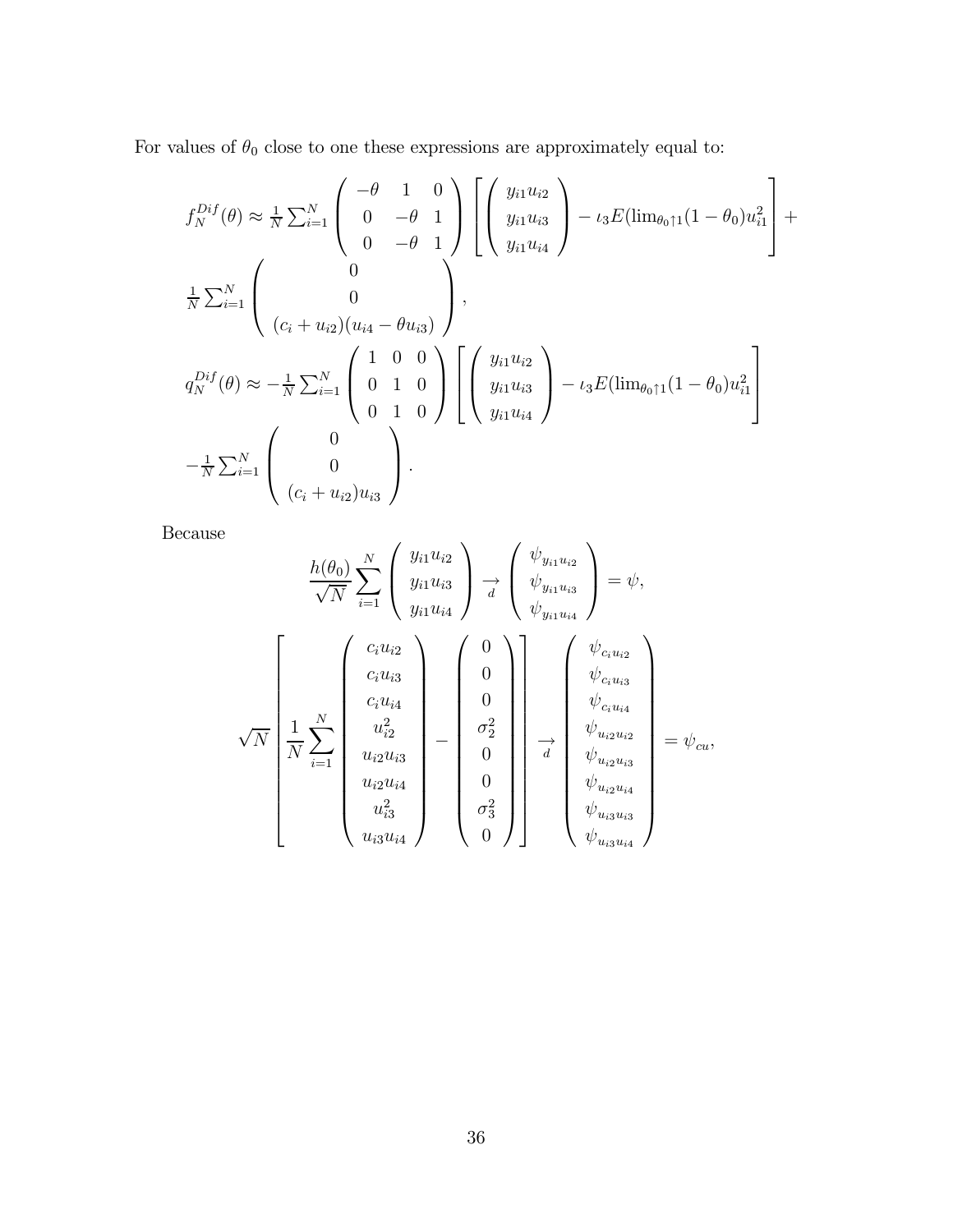For values of $\theta_0$ close to one these expressions are approximately equal to:

$$
f_N^{Dif}(\theta) \approx \frac{1}{N}\sum_{i=1}^N \begin{pmatrix} -\theta & 1 & 0 \\ 0 & -\theta & 1 \\ 0 & -\theta & 1 \end{pmatrix} \left[ \begin{pmatrix} y_{i1}u_{i2} \\ y_{i1}u_{i3} \\ y_{i1}u_{i4} \end{pmatrix} - \iota_3 E(\lim_{\theta_0 \uparrow 1}(1-\theta_0)u_{i1}^2 \right] +
$$

$$
\frac{1}{N}\sum_{i=1}^N \begin{pmatrix} 0 \\ 0 \\ (c_i + u_{i2})(u_{i4} - \theta u_{i3}) \end{pmatrix},
$$

$$
q_N^{Dif}(\theta) \approx -\frac{1}{N}\sum_{i=1}^N \begin{pmatrix} 1 & 0 & 0 \\ 0 & 1 & 0 \\ 0 & 1 & 0 \end{pmatrix} \left[ \begin{pmatrix} y_{i1}u_{i2} \\ y_{i1}u_{i3} \\ y_{i1}u_{i4} \end{pmatrix} - \iota_3 E(\lim_{\theta_0 \uparrow 1}(1-\theta_0)u_{i1}^2 \right]
$$

$$
-\frac{1}{N}\sum_{i=1}^N \begin{pmatrix} 0 \\ 0 \\ (c_i + u_{i2})u_{i3} \end{pmatrix}.
$$

Because

$$
\frac{h(\theta_0)}{\sqrt{N}} \sum_{i=1}^N \begin{pmatrix} y_{i1}u_{i2} \\ y_{i1}u_{i3} \\ y_{i1}u_{i4} \end{pmatrix} \underset{d}{\rightarrow} \begin{pmatrix} \psi_{y_{i1}u_{i2}} \\ \psi_{y_{i1}u_{i3}} \\ \psi_{y_{i1}u_{i4}} \end{pmatrix} = \psi,
$$

$$
\sqrt{N}\left[ \frac{1}{N}\sum_{i=1}^N \begin{pmatrix} c_i u_{i2} \\ c_i u_{i3} \\ c_i u_{i4} \\ u_{i2}^2 \\ u_{i2}u_{i3} \\ u_{i2}u_{i4} \\ u_{i3}^2 \\ u_{i3}u_{i4} \end{pmatrix} - \begin{pmatrix} 0 \\ 0 \\ 0 \\ \sigma_2^2 \\ 0 \\ 0 \\ \sigma_3^2 \\ 0 \end{pmatrix} \right] \underset{d}{\rightarrow} \begin{pmatrix} \psi_{c_i u_{i2}} \\ \psi_{c_i u_{i3}} \\ \psi_{c_i u_{i4}} \\ \psi_{u_{i2}u_{i2}} \\ \psi_{u_{i2}u_{i3}} \\ \psi_{u_{i2}u_{i4}} \\ \psi_{u_{i3}u_{i3}} \\ \psi_{u_{i3}u_{i4}} \end{pmatrix} = \psi_{cu},
$$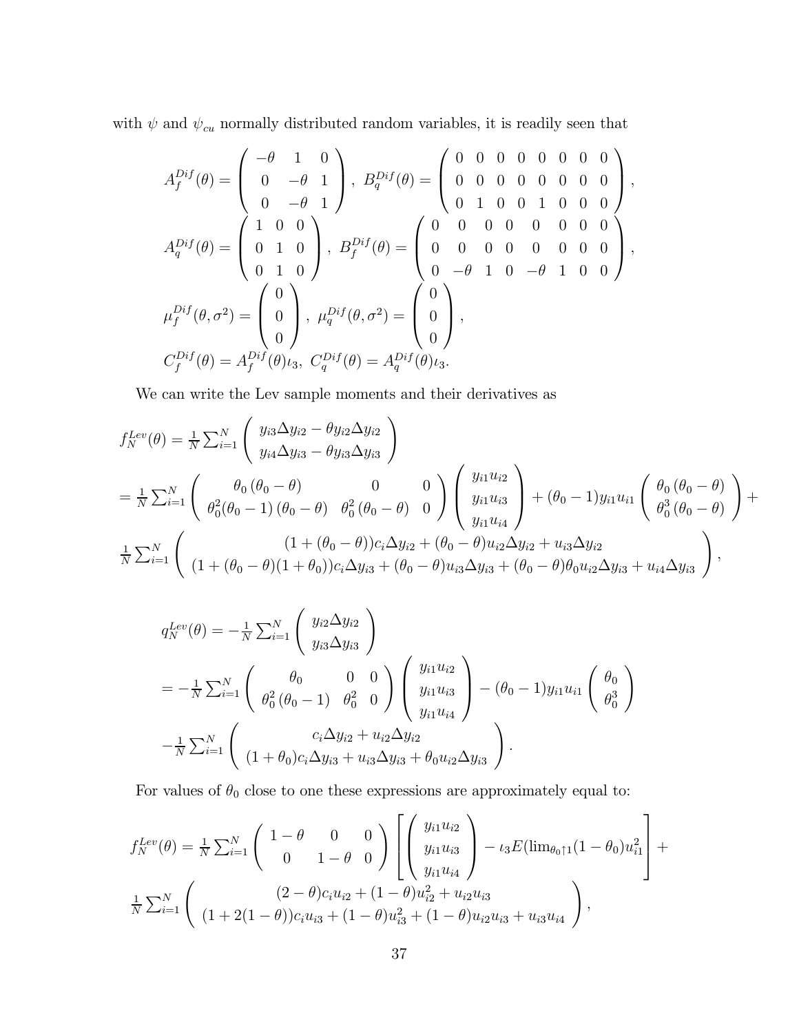with $\psi$ and $\psi_{cu}$ normally distributed random variables, it is readily seen that

$$
\begin{aligned}
&A_f^{Dif}(\theta) = \begin{pmatrix} -\theta & 1 & 0 \\ 0 & -\theta & 1 \\ 0 & -\theta & 1 \end{pmatrix},\ B_q^{Dif}(\theta) = \begin{pmatrix} 0 & 0 & 0 & 0 & 0 & 0 & 0 & 0 \\ 0 & 0 & 0 & 0 & 0 & 0 & 0 & 0 \\ 0 & 1 & 0 & 0 & 1 & 0 & 0 & 0 \end{pmatrix}, \\
&A_q^{Dif}(\theta) = \begin{pmatrix} 1 & 0 & 0 \\ 0 & 1 & 0 \\ 0 & 1 & 0 \end{pmatrix},\ B_f^{Dif}(\theta) = \begin{pmatrix} 0 & 0 & 0 & 0 & 0 & 0 & 0 & 0 \\ 0 & 0 & 0 & 0 & 0 & 0 & 0 & 0 \\ 0 & -\theta & 1 & 0 & -\theta & 1 & 0 & 0 \end{pmatrix}, \\
&\mu_f^{Dif}(\theta,\sigma^2) = \begin{pmatrix} 0 \\ 0 \\ 0 \end{pmatrix},\ \mu_q^{Dif}(\theta,\sigma^2) = \begin{pmatrix} 0 \\ 0 \\ 0 \end{pmatrix}, \\
&C_f^{Dif}(\theta) = A_f^{Dif}(\theta)\iota_3,\ C_q^{Dif}(\theta) = A_q^{Dif}(\theta)\iota_3.
\end{aligned}
$$

We can write the Lev sample moments and their derivatives as

$$
\begin{aligned}
&f_N^{Lev}(\theta) = \tfrac{1}{N}\textstyle\sum_{i=1}^N \begin{pmatrix} y_{i3}\Delta y_{i2} - \theta y_{i2}\Delta y_{i2} \\ y_{i4}\Delta y_{i3} - \theta y_{i3}\Delta y_{i3} \end{pmatrix} \\
&= \tfrac{1}{N}\textstyle\sum_{i=1}^N \begin{pmatrix} \theta_0(\theta_0-\theta) & 0 & 0 \\ \theta_0^2(\theta_0-1)(\theta_0-\theta) & \theta_0^2(\theta_0-\theta) & 0 \end{pmatrix} \begin{pmatrix} y_{i1}u_{i2} \\ y_{i1}u_{i3} \\ y_{i1}u_{i4} \end{pmatrix} + (\theta_0-1)y_{i1}u_{i1}\begin{pmatrix} \theta_0(\theta_0-\theta) \\ \theta_0^3(\theta_0-\theta) \end{pmatrix} + \\
&\tfrac{1}{N}\textstyle\sum_{i=1}^N \begin{pmatrix} (1+(\theta_0-\theta))c_i\Delta y_{i2} + (\theta_0-\theta)u_{i2}\Delta y_{i2} + u_{i3}\Delta y_{i2} \\ (1+(\theta_0-\theta)(1+\theta_0))c_i\Delta y_{i3} + (\theta_0-\theta)u_{i3}\Delta y_{i3} + (\theta_0-\theta)\theta_0 u_{i2}\Delta y_{i3} + u_{i4}\Delta y_{i3} \end{pmatrix},
\end{aligned}
$$

$$
\begin{aligned}
&q_N^{Lev}(\theta) = -\tfrac{1}{N}\textstyle\sum_{i=1}^N \begin{pmatrix} y_{i2}\Delta y_{i2} \\ y_{i3}\Delta y_{i3} \end{pmatrix} \\
&= -\tfrac{1}{N}\textstyle\sum_{i=1}^N \begin{pmatrix} \theta_0 & 0 & 0 \\ \theta_0^2(\theta_0-1) & \theta_0^2 & 0 \end{pmatrix} \begin{pmatrix} y_{i1}u_{i2} \\ y_{i1}u_{i3} \\ y_{i1}u_{i4} \end{pmatrix} - (\theta_0-1)y_{i1}u_{i1}\begin{pmatrix} \theta_0 \\ \theta_0^3 \end{pmatrix} \\
&-\tfrac{1}{N}\textstyle\sum_{i=1}^N \begin{pmatrix} c_i\Delta y_{i2} + u_{i2}\Delta y_{i2} \\ (1+\theta_0)c_i\Delta y_{i3} + u_{i3}\Delta y_{i3} + \theta_0 u_{i2}\Delta y_{i3} \end{pmatrix}.
\end{aligned}
$$

For values of $\theta_0$ close to one these expressions are approximately equal to:

$$
\begin{aligned}
&f_N^{Lev}(\theta) = \tfrac{1}{N}\textstyle\sum_{i=1}^N \begin{pmatrix} 1-\theta & 0 & 0 \\ 0 & 1-\theta & 0 \end{pmatrix} \left[ \begin{pmatrix} y_{i1}u_{i2} \\ y_{i1}u_{i3} \\ y_{i1}u_{i4} \end{pmatrix} - \iota_3 E(\lim_{\theta_0\uparrow 1}(1-\theta_0)u_{i1}^2 \right] + \\
&\tfrac{1}{N}\textstyle\sum_{i=1}^N \begin{pmatrix} (2-\theta)c_i u_{i2} + (1-\theta)u_{i2}^2 + u_{i2}u_{i3} \\ (1+2(1-\theta))c_i u_{i3} + (1-\theta)u_{i3}^2 + (1-\theta)u_{i2}u_{i3} + u_{i3}u_{i4} \end{pmatrix},
\end{aligned}
$$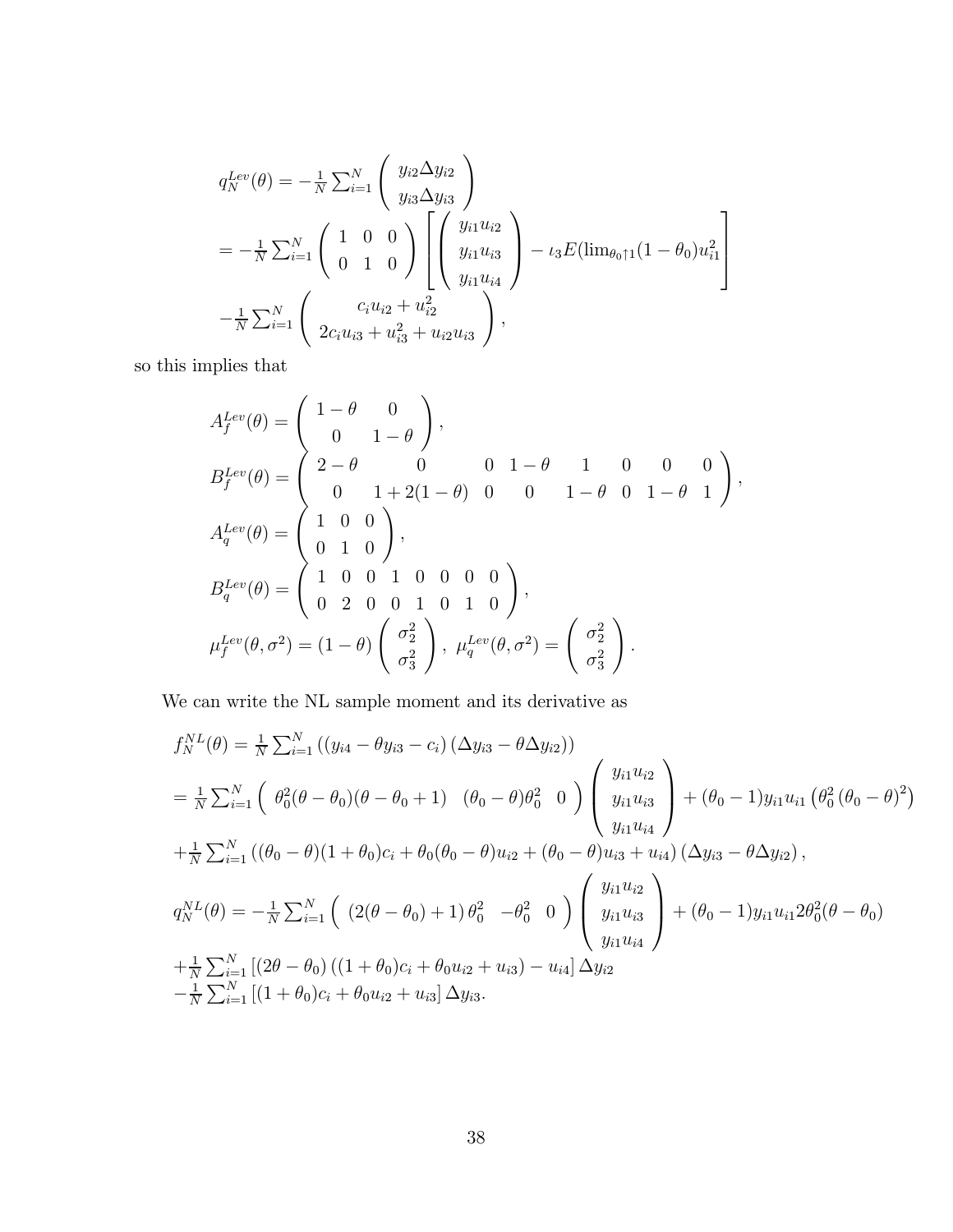$$
\begin{aligned}
&q_N^{Lev}(\theta) = -\tfrac{1}{N}\textstyle\sum_{i=1}^N \begin{pmatrix} y_{i2}\Delta y_{i2} \\ y_{i3}\Delta y_{i3} \end{pmatrix} \\
&= -\tfrac{1}{N}\textstyle\sum_{i=1}^N \begin{pmatrix} 1 & 0 & 0 \\ 0 & 1 & 0 \end{pmatrix} \left[ \begin{pmatrix} y_{i1}u_{i2} \\ y_{i1}u_{i3} \\ y_{i1}u_{i4} \end{pmatrix} - \iota_3 E(\lim_{\theta_0 \uparrow 1}(1-\theta_0)u_{i1}^2 \right] \\
&-\tfrac{1}{N}\textstyle\sum_{i=1}^N \begin{pmatrix} c_i u_{i2} + u_{i2}^2 \\ 2c_i u_{i3} + u_{i3}^2 + u_{i2}u_{i3} \end{pmatrix},
\end{aligned}
$$

so this implies that

$$
\begin{aligned}
&A_f^{Lev}(\theta) = \begin{pmatrix} 1-\theta & 0 \\ 0 & 1-\theta \end{pmatrix}, \\
&B_f^{Lev}(\theta) = \begin{pmatrix} 2-\theta & 0 & 0 & 1-\theta & 1 & 0 & 0 & 0 \\ 0 & 1+2(1-\theta) & 0 & 0 & 1-\theta & 0 & 1-\theta & 1 \end{pmatrix}, \\
&A_q^{Lev}(\theta) = \begin{pmatrix} 1 & 0 & 0 \\ 0 & 1 & 0 \end{pmatrix}, \\
&B_q^{Lev}(\theta) = \begin{pmatrix} 1 & 0 & 0 & 1 & 0 & 0 & 0 & 0 \\ 0 & 2 & 0 & 0 & 1 & 0 & 1 & 0 \end{pmatrix}, \\
&\mu_f^{Lev}(\theta, \sigma^2) = (1-\theta) \begin{pmatrix} \sigma_2^2 \\ \sigma_3^2 \end{pmatrix},\ \mu_q^{Lev}(\theta, \sigma^2) = \begin{pmatrix} \sigma_2^2 \\ \sigma_3^2 \end{pmatrix}.
\end{aligned}
$$

We can write the NL sample moment and its derivative as

$$
\begin{aligned}
&f_N^{NL}(\theta) = \tfrac{1}{N}\textstyle\sum_{i=1}^N \left( (y_{i4} - \theta y_{i3} - c_i)(\Delta y_{i3} - \theta \Delta y_{i2}) \right) \\
&= \tfrac{1}{N}\textstyle\sum_{i=1}^N \begin{pmatrix} \theta_0^2(\theta-\theta_0)(\theta-\theta_0+1) & (\theta_0-\theta)\theta_0^2 & 0 \end{pmatrix} \begin{pmatrix} y_{i1}u_{i2} \\ y_{i1}u_{i3} \\ y_{i1}u_{i4} \end{pmatrix} + (\theta_0 - 1)y_{i1}u_{i1}\left(\theta_0^2 (\theta_0-\theta)^2\right) \\
&+\tfrac{1}{N}\textstyle\sum_{i=1}^N \left( (\theta_0-\theta)(1+\theta_0)c_i + \theta_0(\theta_0-\theta)u_{i2} + (\theta_0-\theta)u_{i3} + u_{i4} \right)(\Delta y_{i3} - \theta \Delta y_{i2}), \\
&q_N^{NL}(\theta) = -\tfrac{1}{N}\textstyle\sum_{i=1}^N \begin{pmatrix} (2(\theta-\theta_0)+1)\,\theta_0^2 & -\theta_0^2 & 0 \end{pmatrix} \begin{pmatrix} y_{i1}u_{i2} \\ y_{i1}u_{i3} \\ y_{i1}u_{i4} \end{pmatrix} + (\theta_0-1)y_{i1}u_{i1}2\theta_0^2(\theta-\theta_0) \\
&+\tfrac{1}{N}\textstyle\sum_{i=1}^N \left[ (2\theta-\theta_0)\left((1+\theta_0)c_i + \theta_0 u_{i2} + u_{i3}\right) - u_{i4} \right] \Delta y_{i2} \\
&-\tfrac{1}{N}\textstyle\sum_{i=1}^N \left[ (1+\theta_0)c_i + \theta_0 u_{i2} + u_{i3} \right] \Delta y_{i3}.
\end{aligned}
$$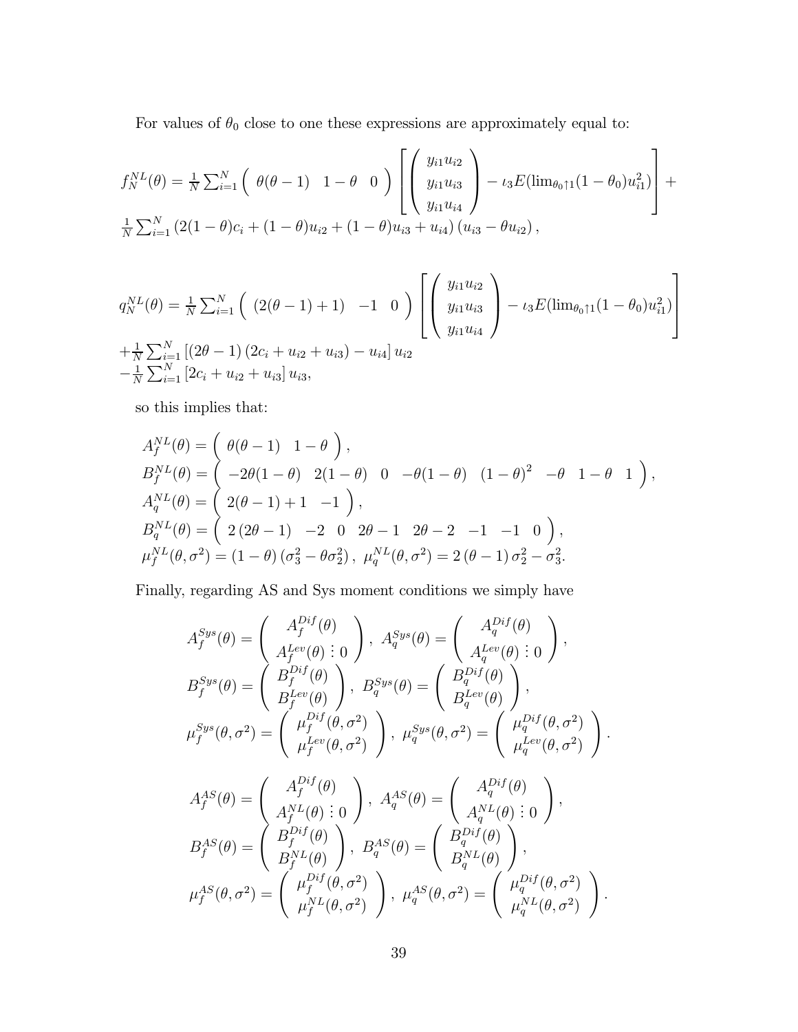For values of $\theta_0$ close to one these expressions are approximately equal to:

$$f_N^{NL}(\theta) = \frac{1}{N}\sum_{i=1}^{N} \begin{pmatrix} \theta(\theta-1) & 1-\theta & 0 \end{pmatrix} \left[ \begin{pmatrix} y_{i1}u_{i2} \\ y_{i1}u_{i3} \\ y_{i1}u_{i4} \end{pmatrix} - \iota_3 E(\lim_{\theta_0 \uparrow 1}(1-\theta_0)u_{i1}^2) \right] +$$
$$\frac{1}{N}\sum_{i=1}^{N} \left(2(1-\theta)c_i + (1-\theta)u_{i2} + (1-\theta)u_{i3} + u_{i4}\right)\left(u_{i3} - \theta u_{i2}\right),$$

$$q_N^{NL}(\theta) = \frac{1}{N}\sum_{i=1}^{N} \begin{pmatrix} (2(\theta-1)+1) & -1 & 0 \end{pmatrix} \left[ \begin{pmatrix} y_{i1}u_{i2} \\ y_{i1}u_{i3} \\ y_{i1}u_{i4} \end{pmatrix} - \iota_3 E(\lim_{\theta_0 \uparrow 1}(1-\theta_0)u_{i1}^2) \right]$$
$$+\frac{1}{N}\sum_{i=1}^{N} \left[(2\theta-1)\left(2c_i + u_{i2} + u_{i3}\right) - u_{i4}\right] u_{i2}$$
$$-\frac{1}{N}\sum_{i=1}^{N} \left[2c_i + u_{i2} + u_{i3}\right] u_{i3},$$

so this implies that:

$$\begin{aligned}
&A_f^{NL}(\theta) = \begin{pmatrix} \theta(\theta-1) & 1-\theta \end{pmatrix}, \\
&B_f^{NL}(\theta) = \begin{pmatrix} -2\theta(1-\theta) & 2(1-\theta) & 0 & -\theta(1-\theta) & (1-\theta)^2 & -\theta & 1-\theta & 1 \end{pmatrix}, \\
&A_q^{NL}(\theta) = \begin{pmatrix} 2(\theta-1)+1 & -1 \end{pmatrix}, \\
&B_q^{NL}(\theta) = \begin{pmatrix} 2\left(2\theta-1\right) & -2 & 0 & 2\theta-1 & 2\theta-2 & -1 & -1 & 0 \end{pmatrix}, \\
&\mu_f^{NL}(\theta,\sigma^2) = (1-\theta)\left(\sigma_3^2 - \theta\sigma_2^2\right),\ \mu_q^{NL}(\theta,\sigma^2) = 2\left(\theta-1\right)\sigma_2^2 - \sigma_3^2.
\end{aligned}$$

Finally, regarding AS and Sys moment conditions we simply have

$$\begin{aligned}
&A_f^{Sys}(\theta) = \begin{pmatrix} A_f^{Dif}(\theta) \\ A_f^{Lev}(\theta) \vdots 0 \end{pmatrix},\ A_q^{Sys}(\theta) = \begin{pmatrix} A_q^{Dif}(\theta) \\ A_q^{Lev}(\theta) \vdots 0 \end{pmatrix}, \\
&B_f^{Sys}(\theta) = \begin{pmatrix} B_f^{Dif}(\theta) \\ B_f^{Lev}(\theta) \end{pmatrix},\ B_q^{Sys}(\theta) = \begin{pmatrix} B_q^{Dif}(\theta) \\ B_q^{Lev}(\theta) \end{pmatrix}, \\
&\mu_f^{Sys}(\theta,\sigma^2) = \begin{pmatrix} \mu_f^{Dif}(\theta,\sigma^2) \\ \mu_f^{Lev}(\theta,\sigma^2) \end{pmatrix},\ \mu_q^{Sys}(\theta,\sigma^2) = \begin{pmatrix} \mu_q^{Dif}(\theta,\sigma^2) \\ \mu_q^{Lev}(\theta,\sigma^2) \end{pmatrix}.
\end{aligned}$$

$$\begin{aligned}
&A_f^{AS}(\theta) = \begin{pmatrix} A_f^{Dif}(\theta) \\ A_f^{NL}(\theta) \vdots 0 \end{pmatrix},\ A_q^{AS}(\theta) = \begin{pmatrix} A_q^{Dif}(\theta) \\ A_q^{NL}(\theta) \vdots 0 \end{pmatrix}, \\
&B_f^{AS}(\theta) = \begin{pmatrix} B_f^{Dif}(\theta) \\ B_f^{NL}(\theta) \end{pmatrix},\ B_q^{AS}(\theta) = \begin{pmatrix} B_q^{Dif}(\theta) \\ B_q^{NL}(\theta) \end{pmatrix}, \\
&\mu_f^{AS}(\theta,\sigma^2) = \begin{pmatrix} \mu_f^{Dif}(\theta,\sigma^2) \\ \mu_f^{NL}(\theta,\sigma^2) \end{pmatrix},\ \mu_q^{AS}(\theta,\sigma^2) = \begin{pmatrix} \mu_q^{Dif}(\theta,\sigma^2) \\ \mu_q^{NL}(\theta,\sigma^2) \end{pmatrix}.
\end{aligned}$$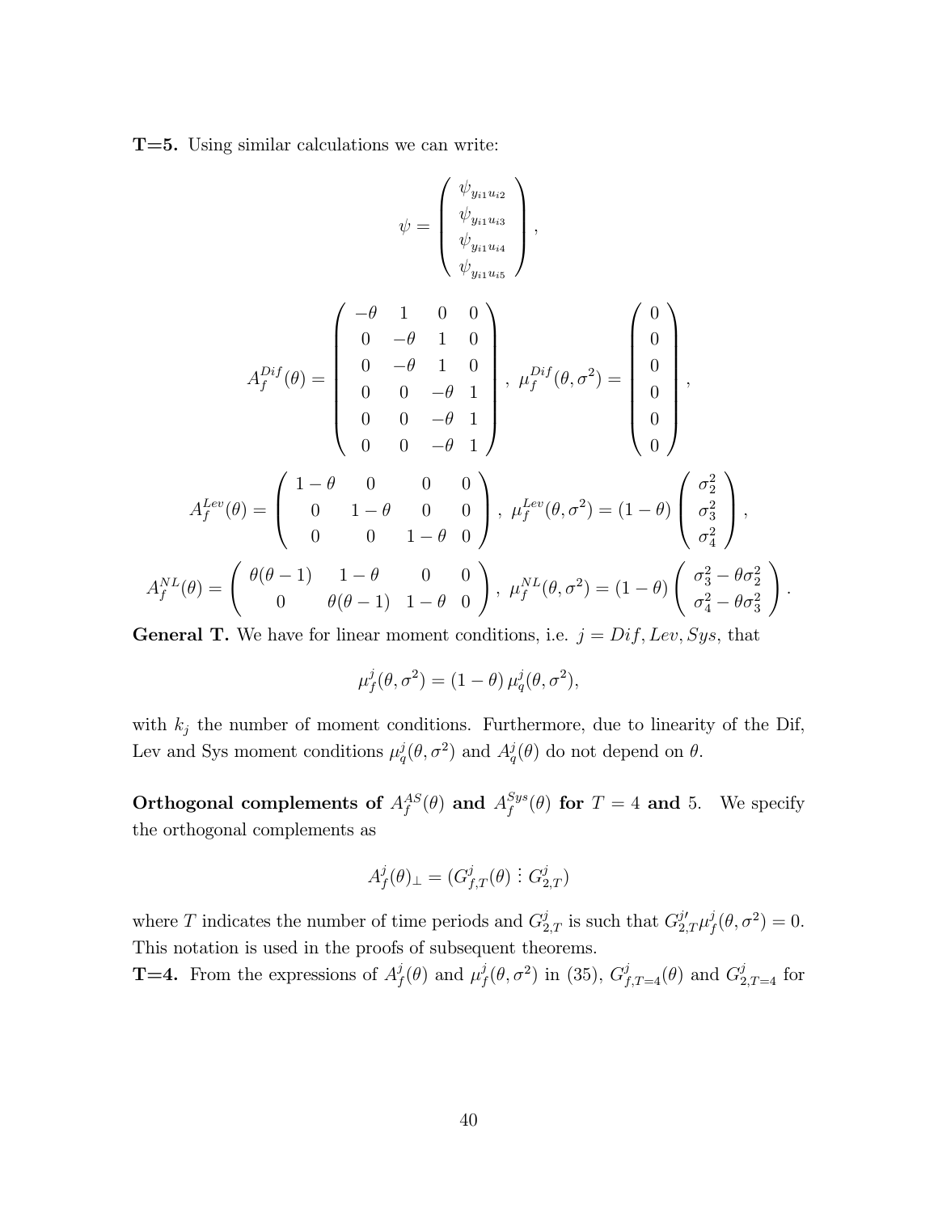**T=5.** Using similar calculations we can write:

$$\psi = \begin{pmatrix} \psi_{y_{i1}u_{i2}} \\ \psi_{y_{i1}u_{i3}} \\ \psi_{y_{i1}u_{i4}} \\ \psi_{y_{i1}u_{i5}} \end{pmatrix},$$

$$A_f^{Dif}(\theta) = \begin{pmatrix} -\theta & 1 & 0 & 0 \\ 0 & -\theta & 1 & 0 \\ 0 & -\theta & 1 & 0 \\ 0 & 0 & -\theta & 1 \\ 0 & 0 & -\theta & 1 \\ 0 & 0 & -\theta & 1 \end{pmatrix},\ \mu_f^{Dif}(\theta, \sigma^2) = \begin{pmatrix} 0 \\ 0 \\ 0 \\ 0 \\ 0 \\ 0 \end{pmatrix},$$

$$A_f^{Lev}(\theta) = \begin{pmatrix} 1-\theta & 0 & 0 & 0 \\ 0 & 1-\theta & 0 & 0 \\ 0 & 0 & 1-\theta & 0 \end{pmatrix},\ \mu_f^{Lev}(\theta, \sigma^2) = (1-\theta)\begin{pmatrix} \sigma_2^2 \\ \sigma_3^2 \\ \sigma_4^2 \end{pmatrix},$$

$$A_f^{NL}(\theta) = \begin{pmatrix} \theta(\theta-1) & 1-\theta & 0 & 0 \\ 0 & \theta(\theta-1) & 1-\theta & 0 \end{pmatrix},\ \mu_f^{NL}(\theta, \sigma^2) = (1-\theta)\begin{pmatrix} \sigma_3^2 - \theta\sigma_2^2 \\ \sigma_4^2 - \theta\sigma_3^2 \end{pmatrix}.$$

**General T.** We have for linear moment conditions, i.e. $j = Dif, Lev, Sys$, that

$$\mu_f^j(\theta, \sigma^2) = (1-\theta)\,\mu_q^j(\theta, \sigma^2),$$

with $k_j$ the number of moment conditions. Furthermore, due to linearity of the Dif, Lev and Sys moment conditions $\mu_q^j(\theta, \sigma^2)$ and $A_q^j(\theta)$ do not depend on $\theta$.

**Orthogonal complements of $A_f^{AS}(\theta)$ and $A_f^{Sys}(\theta)$ for $T = 4$ and 5.** We specify the orthogonal complements as

$$A_f^j(\theta)_\perp = (G_{f,T}^j(\theta) \vdots G_{2,T}^j)$$

where $T$ indicates the number of time periods and $G_{2,T}^j$ is such that $G_{2,T}^{j\prime}\mu_f^j(\theta, \sigma^2) = 0$. This notation is used in the proofs of subsequent theorems.

**T=4.** From the expressions of $A_f^j(\theta)$ and $\mu_f^j(\theta, \sigma^2)$ in (35), $G_{f,T=4}^j(\theta)$ and $G_{2,T=4}^j$ for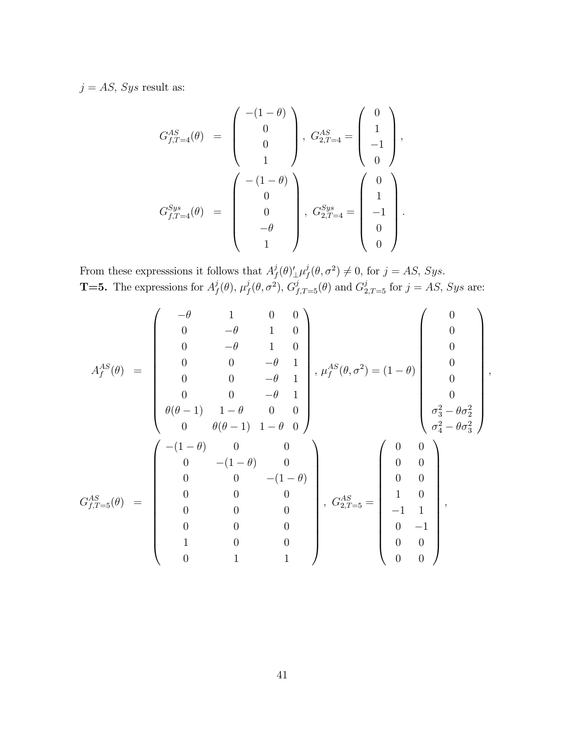$j = AS$, $Sys$ result as:

$$
\begin{aligned}
G^{AS}_{f,T=4}(\theta) &= \begin{pmatrix} -(1-\theta) \\ 0 \\ 0 \\ 1 \end{pmatrix}, \; G^{AS}_{2,T=4} = \begin{pmatrix} 0 \\ 1 \\ -1 \\ 0 \end{pmatrix}, \\
G^{Sys}_{f,T=4}(\theta) &= \begin{pmatrix} -(1-\theta) \\ 0 \\ 0 \\ -\theta \\ 1 \end{pmatrix}, \; G^{Sys}_{2,T=4} = \begin{pmatrix} 0 \\ 1 \\ -1 \\ 0 \\ 0 \end{pmatrix}.
\end{aligned}
$$

From these expresssions it follows that $A^j_f(\theta)'_\perp \mu^j_f(\theta, \sigma^2) \neq 0$, for $j = AS$, $Sys$.

**T=5.** The expressions for $A^j_f(\theta)$, $\mu^j_f(\theta, \sigma^2)$, $G^j_{f,T=5}(\theta)$ and $G^j_{2,T=5}$ for $j = AS$, $Sys$ are:

$$
\begin{aligned}
A^{AS}_f(\theta) &= \begin{pmatrix} -\theta & 1 & 0 & 0 \\ 0 & -\theta & 1 & 0 \\ 0 & -\theta & 1 & 0 \\ 0 & 0 & -\theta & 1 \\ 0 & 0 & -\theta & 1 \\ 0 & 0 & -\theta & 1 \\ \theta(\theta-1) & 1-\theta & 0 & 0 \\ 0 & \theta(\theta-1) & 1-\theta & 0 \end{pmatrix}, \; \mu^{AS}_f(\theta, \sigma^2) = (1-\theta) \begin{pmatrix} 0 \\ 0 \\ 0 \\ 0 \\ 0 \\ 0 \\ \sigma^2_3 - \theta\sigma^2_2 \\ \sigma^2_4 - \theta\sigma^2_3 \end{pmatrix}, \\
G^{AS}_{f,T=5}(\theta) &= \begin{pmatrix} -(1-\theta) & 0 & 0 \\ 0 & -(1-\theta) & 0 \\ 0 & 0 & -(1-\theta) \\ 0 & 0 & 0 \\ 0 & 0 & 0 \\ 0 & 0 & 0 \\ 1 & 0 & 0 \\ 0 & 1 & 1 \end{pmatrix}, \; G^{AS}_{2,T=5} = \begin{pmatrix} 0 & 0 \\ 0 & 0 \\ 0 & 0 \\ 1 & 0 \\ -1 & 1 \\ 0 & -1 \\ 0 & 0 \\ 0 & 0 \end{pmatrix},
\end{aligned}
$$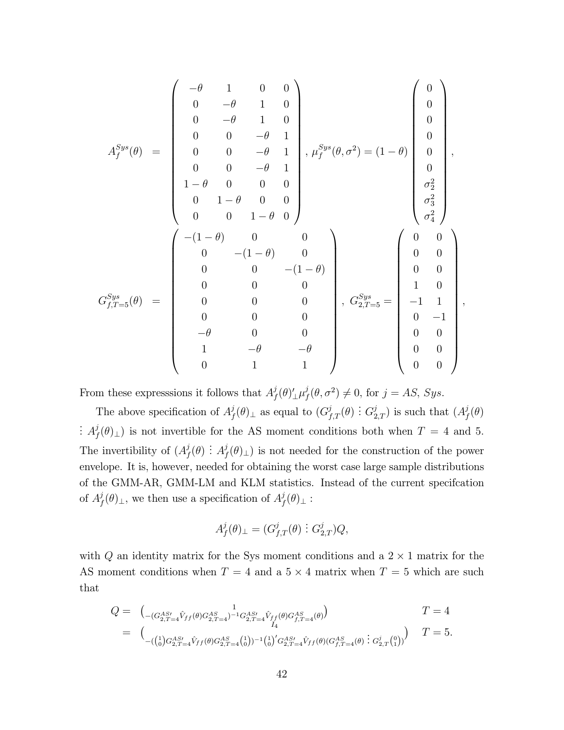$$
A_f^{Sys}(\theta) = \begin{pmatrix} -\theta & 1 & 0 & 0 \\ 0 & -\theta & 1 & 0 \\ 0 & -\theta & 1 & 0 \\ 0 & 0 & -\theta & 1 \\ 0 & 0 & -\theta & 1 \\ 0 & 0 & -\theta & 1 \\ 1-\theta & 0 & 0 & 0 \\ 0 & 1-\theta & 0 & 0 \\ 0 & 0 & 1-\theta & 0 \end{pmatrix}, \; \mu_f^{Sys}(\theta, \sigma^2) = (1-\theta) \begin{pmatrix} 0 \\ 0 \\ 0 \\ 0 \\ 0 \\ 0 \\ \sigma_2^2 \\ \sigma_3^2 \\ \sigma_4^2 \end{pmatrix},
$$

$$
G_{f,T=5}^{Sys}(\theta) = \begin{pmatrix} -(1-\theta) & 0 & 0 \\ 0 & -(1-\theta) & 0 \\ 0 & 0 & -(1-\theta) \\ 0 & 0 & 0 \\ 0 & 0 & 0 \\ 0 & 0 & 0 \\ -\theta & 0 & 0 \\ 1 & -\theta & -\theta \\ 0 & 1 & 1 \end{pmatrix}, \; G_{2,T=5}^{Sys} = \begin{pmatrix} 0 & 0 \\ 0 & 0 \\ 0 & 0 \\ 1 & 0 \\ -1 & 1 \\ 0 & -1 \\ 0 & 0 \\ 0 & 0 \\ 0 & 0 \end{pmatrix},
$$

From these expresssions it follows that $A_f^j(\theta)'_\perp \mu_f^j(\theta, \sigma^2) \neq 0$, for $j = AS,\ Sys$.

The above specification of $A_f^j(\theta)_\perp$ as equal to $(G_{f,T}^j(\theta) \vdots G_{2,T}^j)$ is such that $(A_f^j(\theta) \vdots A_f^j(\theta)_\perp)$ is not invertible for the AS moment conditions both when $T = 4$ and 5. The invertibility of $(A_f^j(\theta) \vdots A_f^j(\theta)_\perp)$ is not needed for the construction of the power envelope. It is, however, needed for obtaining the worst case large sample distributions of the GMM-AR, GMM-LM and KLM statistics. Instead of the current specifcation of $A_f^j(\theta)_\perp$, we then use a specification of $A_f^j(\theta)_\perp$ :

$$
A_f^j(\theta)_\perp = (G_{f,T}^j(\theta) \vdots G_{2,T}^j)Q,
$$

with $Q$ an identity matrix for the Sys moment conditions and a $2 \times 1$ matrix for the AS moment conditions when $T = 4$ and a $5 \times 4$ matrix when $T = 5$ which are such that

$$
\begin{aligned}
Q &= \begin{pmatrix} 1 \\ -(G_{2,T=4}^{AS\prime}\hat{V}_{ff}(\theta)G_{2,T=4}^{AS})^{-1}G_{2,T=4}^{AS\prime}\hat{V}_{ff}(\theta)G_{f,T=4}^{AS}(\theta) \end{pmatrix} & T = 4 \\
&= \begin{pmatrix} I_4 \\ -(\binom{1}{0}G_{2,T=4}^{AS\prime}\hat{V}_{ff}(\theta)G_{2,T=4}^{AS}\binom{1}{0})^{-1}\binom{1}{0}'G_{2,T=4}^{AS\prime}\hat{V}_{ff}(\theta)(G_{f,T=4}^{AS}(\theta) \vdots G_{2,T}^j\binom{0}{1}) \end{pmatrix} & T = 5.
\end{aligned}
$$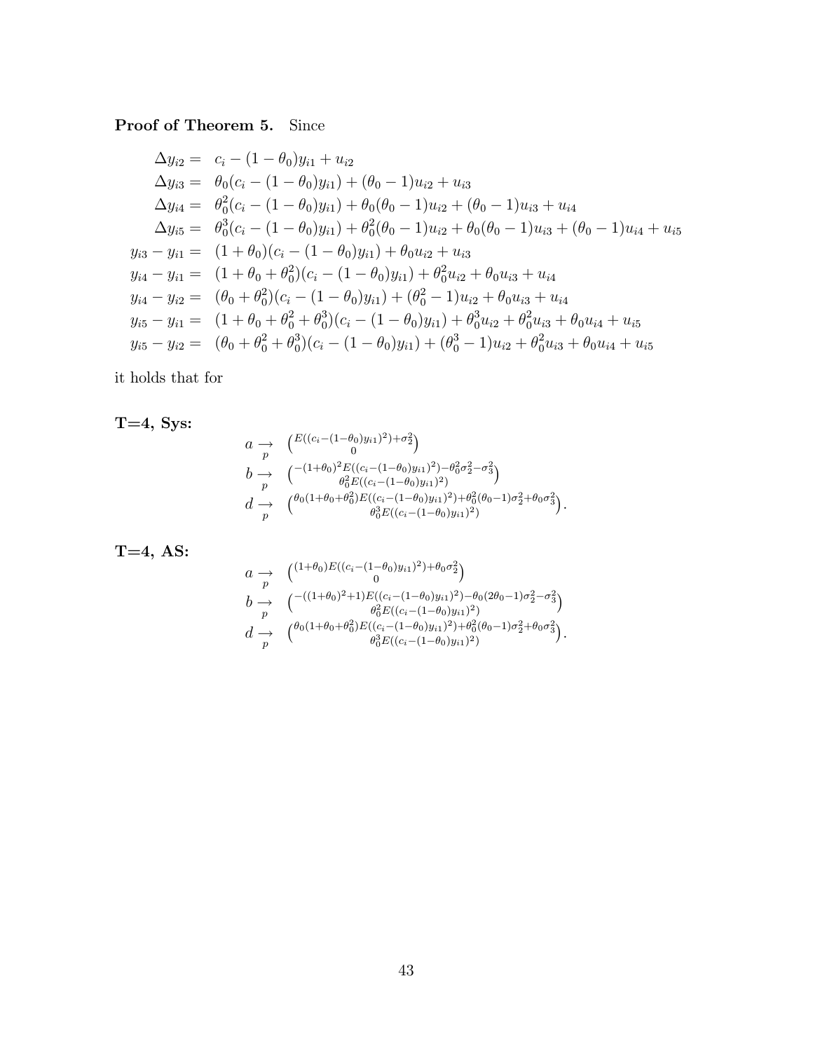**Proof of Theorem 5.** Since

$$
\begin{aligned}
\Delta y_{i2} =&\ \ c_i - (1-\theta_0)y_{i1} + u_{i2} \\
\Delta y_{i3} =&\ \ \theta_0(c_i - (1-\theta_0)y_{i1}) + (\theta_0 - 1)u_{i2} + u_{i3} \\
\Delta y_{i4} =&\ \ \theta_0^2(c_i - (1-\theta_0)y_{i1}) + \theta_0(\theta_0 - 1)u_{i2} + (\theta_0 - 1)u_{i3} + u_{i4} \\
\Delta y_{i5} =&\ \ \theta_0^3(c_i - (1-\theta_0)y_{i1}) + \theta_0^2(\theta_0 - 1)u_{i2} + \theta_0(\theta_0 - 1)u_{i3} + (\theta_0 - 1)u_{i4} + u_{i5} \\
y_{i3} - y_{i1} =&\ \ (1+\theta_0)(c_i - (1-\theta_0)y_{i1}) + \theta_0 u_{i2} + u_{i3} \\
y_{i4} - y_{i1} =&\ \ (1+\theta_0+\theta_0^2)(c_i - (1-\theta_0)y_{i1}) + \theta_0^2 u_{i2} + \theta_0 u_{i3} + u_{i4} \\
y_{i4} - y_{i2} =&\ \ (\theta_0+\theta_0^2)(c_i - (1-\theta_0)y_{i1}) + (\theta_0^2 - 1)u_{i2} + \theta_0 u_{i3} + u_{i4} \\
y_{i5} - y_{i1} =&\ \ (1+\theta_0+\theta_0^2+\theta_0^3)(c_i - (1-\theta_0)y_{i1}) + \theta_0^3 u_{i2} + \theta_0^2 u_{i3} + \theta_0 u_{i4} + u_{i5} \\
y_{i5} - y_{i2} =&\ \ (\theta_0+\theta_0^2+\theta_0^3)(c_i - (1-\theta_0)y_{i1}) + (\theta_0^3 - 1)u_{i2} + \theta_0^2 u_{i3} + \theta_0 u_{i4} + u_{i5}
\end{aligned}
$$

it holds that for

**T=4, Sys:**

$$
\begin{aligned}
a &\underset{p}{\rightarrow} \begin{pmatrix} E((c_i-(1-\theta_0)y_{i1})^2)+\sigma_2^2 \\ 0 \end{pmatrix} \\
b &\underset{p}{\rightarrow} \begin{pmatrix} -(1+\theta_0)^2 E((c_i-(1-\theta_0)y_{i1})^2)-\theta_0^2\sigma_2^2-\sigma_3^2 \\ \theta_0^2 E((c_i-(1-\theta_0)y_{i1})^2) \end{pmatrix} \\
d &\underset{p}{\rightarrow} \begin{pmatrix} \theta_0(1+\theta_0+\theta_0^2)E((c_i-(1-\theta_0)y_{i1})^2)+\theta_0^2(\theta_0-1)\sigma_2^2+\theta_0\sigma_3^2 \\ \theta_0^3 E((c_i-(1-\theta_0)y_{i1})^2) \end{pmatrix}.
\end{aligned}
$$

**T=4, AS:**

$$
\begin{aligned}
a &\underset{p}{\rightarrow} \begin{pmatrix} (1+\theta_0)E((c_i-(1-\theta_0)y_{i1})^2)+\theta_0\sigma_2^2 \\ 0 \end{pmatrix} \\
b &\underset{p}{\rightarrow} \begin{pmatrix} -((1+\theta_0)^2+1)E((c_i-(1-\theta_0)y_{i1})^2)-\theta_0(2\theta_0-1)\sigma_2^2-\sigma_3^2 \\ \theta_0^2 E((c_i-(1-\theta_0)y_{i1})^2) \end{pmatrix} \\
d &\underset{p}{\rightarrow} \begin{pmatrix} \theta_0(1+\theta_0+\theta_0^2)E((c_i-(1-\theta_0)y_{i1})^2)+\theta_0^2(\theta_0-1)\sigma_2^2+\theta_0\sigma_3^2 \\ \theta_0^3 E((c_i-(1-\theta_0)y_{i1})^2) \end{pmatrix}.
\end{aligned}
$$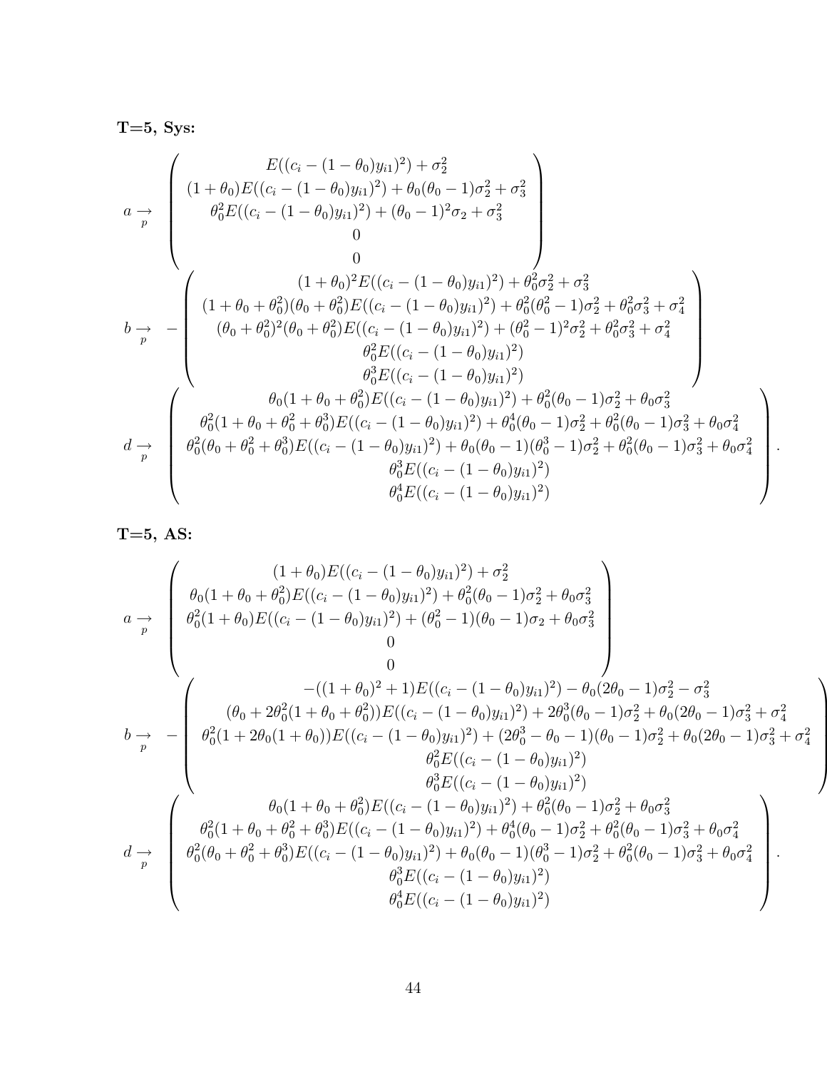**T=5, Sys:**

$$
a \underset{p}{\rightarrow} \begin{pmatrix} E((c_i - (1-\theta_0)y_{i1})^2) + \sigma_2^2 \\ (1+\theta_0)E((c_i - (1-\theta_0)y_{i1})^2) + \theta_0(\theta_0 - 1)\sigma_2^2 + \sigma_3^2 \\ \theta_0^2 E((c_i - (1-\theta_0)y_{i1})^2) + (\theta_0 - 1)^2\sigma_2 + \sigma_3^2 \\ 0 \\ 0 \end{pmatrix}
$$

$$
b \underset{p}{\rightarrow} - \begin{pmatrix} (1+\theta_0)^2 E((c_i - (1-\theta_0)y_{i1})^2) + \theta_0^2\sigma_2^2 + \sigma_3^2 \\ (1+\theta_0+\theta_0^2)(\theta_0+\theta_0^2)E((c_i - (1-\theta_0)y_{i1})^2) + \theta_0^2(\theta_0^2 - 1)\sigma_2^2 + \theta_0^2\sigma_3^2 + \sigma_4^2 \\ (\theta_0+\theta_0^2)^2(\theta_0+\theta_0^2)E((c_i - (1-\theta_0)y_{i1})^2) + (\theta_0^2 - 1)^2\sigma_2^2 + \theta_0^2\sigma_3^2 + \sigma_4^2 \\ \theta_0^2 E((c_i - (1-\theta_0)y_{i1})^2) \\ \theta_0^3 E((c_i - (1-\theta_0)y_{i1})^2) \end{pmatrix}
$$

$$
d \underset{p}{\rightarrow} \begin{pmatrix} \theta_0(1+\theta_0+\theta_0^2)E((c_i - (1-\theta_0)y_{i1})^2) + \theta_0^2(\theta_0 - 1)\sigma_2^2 + \theta_0\sigma_3^2 \\ \theta_0^2(1+\theta_0+\theta_0^2+\theta_0^3)E((c_i - (1-\theta_0)y_{i1})^2) + \theta_0^4(\theta_0 - 1)\sigma_2^2 + \theta_0^2(\theta_0 - 1)\sigma_3^2 + \theta_0\sigma_4^2 \\ \theta_0^2(\theta_0+\theta_0^2+\theta_0^3)E((c_i - (1-\theta_0)y_{i1})^2) + \theta_0(\theta_0 - 1)(\theta_0^3 - 1)\sigma_2^2 + \theta_0^2(\theta_0 - 1)\sigma_3^2 + \theta_0\sigma_4^2 \\ \theta_0^3 E((c_i - (1-\theta_0)y_{i1})^2) \\ \theta_0^4 E((c_i - (1-\theta_0)y_{i1})^2) \end{pmatrix}.
$$

**T=5, AS:**

$$
a \underset{p}{\rightarrow} \begin{pmatrix} (1+\theta_0)E((c_i - (1-\theta_0)y_{i1})^2) + \sigma_2^2 \\ \theta_0(1+\theta_0+\theta_0^2)E((c_i - (1-\theta_0)y_{i1})^2) + \theta_0^2(\theta_0 - 1)\sigma_2^2 + \theta_0\sigma_3^2 \\ \theta_0^2(1+\theta_0)E((c_i - (1-\theta_0)y_{i1})^2) + (\theta_0^2 - 1)(\theta_0 - 1)\sigma_2 + \theta_0\sigma_3^2 \\ 0 \\ 0 \end{pmatrix}
$$

$$
b \underset{p}{\rightarrow} - \begin{pmatrix} -((1+\theta_0)^2 + 1)E((c_i - (1-\theta_0)y_{i1})^2) - \theta_0(2\theta_0 - 1)\sigma_2^2 - \sigma_3^2 \\ (\theta_0 + 2\theta_0^2(1+\theta_0+\theta_0^2))E((c_i - (1-\theta_0)y_{i1})^2) + 2\theta_0^3(\theta_0 - 1)\sigma_2^2 + \theta_0(2\theta_0 - 1)\sigma_3^2 + \sigma_4^2 \\ \theta_0^2(1 + 2\theta_0(1+\theta_0))E((c_i - (1-\theta_0)y_{i1})^2) + (2\theta_0^3 - \theta_0 - 1)(\theta_0 - 1)\sigma_2^2 + \theta_0(2\theta_0 - 1)\sigma_3^2 + \sigma_4^2 \\ \theta_0^2 E((c_i - (1-\theta_0)y_{i1})^2) \\ \theta_0^3 E((c_i - (1-\theta_0)y_{i1})^2) \end{pmatrix}
$$

$$
d \underset{p}{\rightarrow} \begin{pmatrix} \theta_0(1+\theta_0+\theta_0^2)E((c_i - (1-\theta_0)y_{i1})^2) + \theta_0^2(\theta_0 - 1)\sigma_2^2 + \theta_0\sigma_3^2 \\ \theta_0^2(1+\theta_0+\theta_0^2+\theta_0^3)E((c_i - (1-\theta_0)y_{i1})^2) + \theta_0^4(\theta_0 - 1)\sigma_2^2 + \theta_0^2(\theta_0 - 1)\sigma_3^2 + \theta_0\sigma_4^2 \\ \theta_0^2(\theta_0+\theta_0^2+\theta_0^3)E((c_i - (1-\theta_0)y_{i1})^2) + \theta_0(\theta_0 - 1)(\theta_0^3 - 1)\sigma_2^2 + \theta_0^2(\theta_0 - 1)\sigma_3^2 + \theta_0\sigma_4^2 \\ \theta_0^3 E((c_i - (1-\theta_0)y_{i1})^2) \\ \theta_0^4 E((c_i - (1-\theta_0)y_{i1})^2) \end{pmatrix}.
$$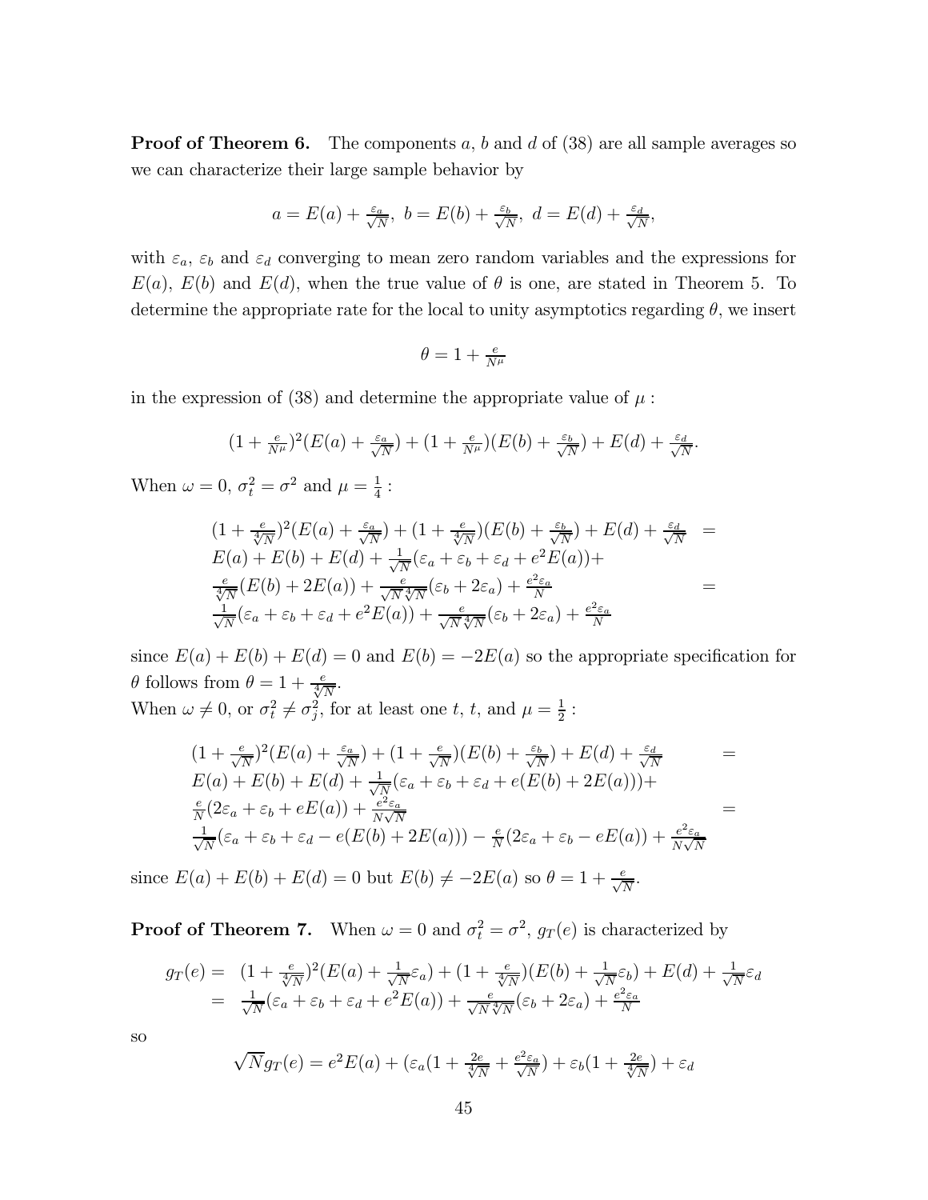**Proof of Theorem 6.** The components $a$, $b$ and $d$ of (38) are all sample averages so we can characterize their large sample behavior by

$$a = E(a) + \tfrac{\varepsilon_a}{\sqrt{N}},\ b = E(b) + \tfrac{\varepsilon_b}{\sqrt{N}},\ d = E(d) + \tfrac{\varepsilon_d}{\sqrt{N}},$$

with $\varepsilon_a$, $\varepsilon_b$ and $\varepsilon_d$ converging to mean zero random variables and the expressions for $E(a)$, $E(b)$ and $E(d)$, when the true value of $\theta$ is one, are stated in Theorem 5. To determine the appropriate rate for the local to unity asymptotics regarding $\theta$, we insert

$$\theta = 1 + \tfrac{e}{N^\mu}$$

in the expression of (38) and determine the appropriate value of $\mu$ :

$$(1 + \tfrac{e}{N^\mu})^2(E(a) + \tfrac{\varepsilon_a}{\sqrt{N}}) + (1 + \tfrac{e}{N^\mu})(E(b) + \tfrac{\varepsilon_b}{\sqrt{N}}) + E(d) + \tfrac{\varepsilon_d}{\sqrt{N}}.$$

When $\omega = 0$, $\sigma_t^2 = \sigma^2$ and $\mu = \frac{1}{4}$ :

$$\begin{array}{l}(1 + \frac{e}{\sqrt[4]{N}})^2(E(a) + \frac{\varepsilon_a}{\sqrt{N}}) + (1 + \frac{e}{\sqrt[4]{N}})(E(b) + \frac{\varepsilon_b}{\sqrt{N}}) + E(d) + \frac{\varepsilon_d}{\sqrt{N}} \quad = \\ E(a) + E(b) + E(d) + \frac{1}{\sqrt{N}}(\varepsilon_a + \varepsilon_b + \varepsilon_d + e^2E(a)) + \\ \frac{e}{\sqrt[4]{N}}(E(b) + 2E(a)) + \frac{e}{\sqrt{N}\sqrt[4]{N}}(\varepsilon_b + 2\varepsilon_a) + \frac{e^2\varepsilon_a}{N} \quad = \\ \frac{1}{\sqrt{N}}(\varepsilon_a + \varepsilon_b + \varepsilon_d + e^2E(a)) + \frac{e}{\sqrt{N}\sqrt[4]{N}}(\varepsilon_b + 2\varepsilon_a) + \frac{e^2\varepsilon_a}{N}\end{array}$$

since $E(a) + E(b) + E(d) = 0$ and $E(b) = -2E(a)$ so the appropriate specification for $\theta$ follows from $\theta = 1 + \frac{e}{\sqrt[4]{N}}$.
When $\omega \neq 0$, or $\sigma_t^2 \neq \sigma_j^2$, for at least one $t$, $t$, and $\mu = \frac{1}{2}$ :

$$\begin{array}{l}(1 + \frac{e}{\sqrt{N}})^2(E(a) + \frac{\varepsilon_a}{\sqrt{N}}) + (1 + \frac{e}{\sqrt{N}})(E(b) + \frac{\varepsilon_b}{\sqrt{N}}) + E(d) + \frac{\varepsilon_d}{\sqrt{N}} \quad = \\ E(a) + E(b) + E(d) + \frac{1}{\sqrt{N}}(\varepsilon_a + \varepsilon_b + \varepsilon_d + e(E(b) + 2E(a))) + \\ \frac{e}{N}(2\varepsilon_a + \varepsilon_b + eE(a)) + \frac{e^2\varepsilon_a}{N\sqrt{N}} \quad = \\ \frac{1}{\sqrt{N}}(\varepsilon_a + \varepsilon_b + \varepsilon_d - e(E(b) + 2E(a))) - \frac{e}{N}(2\varepsilon_a + \varepsilon_b - eE(a)) + \frac{e^2\varepsilon_a}{N\sqrt{N}}\end{array}$$

since $E(a) + E(b) + E(d) = 0$ but $E(b) \neq -2E(a)$ so $\theta = 1 + \frac{e}{\sqrt{N}}$.

**Proof of Theorem 7.** When $\omega = 0$ and $\sigma_t^2 = \sigma^2$, $g_T(e)$ is characterized by

$$\begin{array}{rl} g_T(e) = & (1 + \frac{e}{\sqrt[4]{N}})^2(E(a) + \frac{1}{\sqrt{N}}\varepsilon_a) + (1 + \frac{e}{\sqrt[4]{N}})(E(b) + \frac{1}{\sqrt{N}}\varepsilon_b) + E(d) + \frac{1}{\sqrt{N}}\varepsilon_d \\ = & \frac{1}{\sqrt{N}}(\varepsilon_a + \varepsilon_b + \varepsilon_d + e^2E(a)) + \frac{e}{\sqrt{N}\sqrt[4]{N}}(\varepsilon_b + 2\varepsilon_a) + \frac{e^2\varepsilon_a}{N}\end{array}$$

so

$$\sqrt{N}g_T(e) = e^2E(a) + (\varepsilon_a(1 + \tfrac{2e}{\sqrt[4]{N}} + \tfrac{e^2\varepsilon_a}{\sqrt{N}}) + \varepsilon_b(1 + \tfrac{2e}{\sqrt[4]{N}}) + \varepsilon_d$$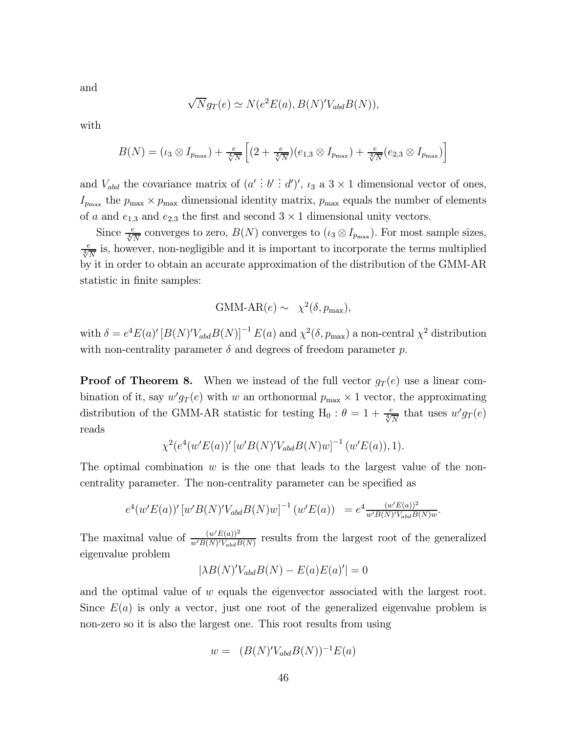and

$$\sqrt{N}g_T(e) \simeq N(e^2 E(a), B(N)'V_{abd}B(N)),$$

with

$$B(N) = (\iota_3 \otimes I_{p_{\max}}) + \tfrac{e}{\sqrt[4]{N}}\left[(2 + \tfrac{e}{\sqrt[4]{N}})(e_{1,3} \otimes I_{p_{\max}}) + \tfrac{e}{\sqrt[4]{N}}(e_{2,3} \otimes I_{p_{\max}})\right]$$

and $V_{abd}$ the covariance matrix of $(a' \vdots b' \vdots d')'$, $\iota_3$ a $3 \times 1$ dimensional vector of ones, $I_{p_{\max}}$ the $p_{\max} \times p_{\max}$ dimensional identity matrix, $p_{\max}$ equals the number of elements of $a$ and $e_{1,3}$ and $e_{2,3}$ the first and second $3 \times 1$ dimensional unity vectors.

Since $\frac{e}{\sqrt[4]{N}}$ converges to zero, $B(N)$ converges to $(\iota_3 \otimes I_{p_{\max}})$. For most sample sizes, $\frac{e}{\sqrt[4]{N}}$ is, however, non-negligible and it is important to incorporate the terms multiplied by it in order to obtain an accurate approximation of the distribution of the GMM-AR statistic in finite samples:

$$\text{GMM-AR}(e) \sim \quad \chi^2(\delta, p_{\max}),$$

with $\delta = e^4 E(a)' \left[B(N)'V_{abd}B(N)\right]^{-1} E(a)$ and $\chi^2(\delta, p_{\max})$ a non-central $\chi^2$ distribution with non-centrality parameter $\delta$ and degrees of freedom parameter $p$.

**Proof of Theorem 8.** When we instead of the full vector $g_T(e)$ use a linear combination of it, say $w'g_T(e)$ with $w$ an orthonormal $p_{\max} \times 1$ vector, the approximating distribution of the GMM-AR statistic for testing $\text{H}_0 : \theta = 1 + \frac{e}{\sqrt[4]{N}}$ that uses $w'g_T(e)$ reads

$$\chi^2(e^4(w'E(a))' \left[w'B(N)'V_{abd}B(N)w\right]^{-1}(w'E(a)), 1).$$

The optimal combination $w$ is the one that leads to the largest value of the non-centrality parameter. The non-centrality parameter can be specified as

$$e^4(w'E(a))' \left[w'B(N)'V_{abd}B(N)w\right]^{-1}(w'E(a)) \quad = e^4 \tfrac{(w'E(a))^2}{w'B(N)'V_{abd}B(N)w}.$$

The maximal value of $\frac{(w'E(a))^2}{w'B(N)'V_{abd}B(N)}$ results from the largest root of the generalized eigenvalue problem

$$|\lambda B(N)'V_{abd}B(N) - E(a)E(a)'| = 0$$

and the optimal value of $w$ equals the eigenvector associated with the largest root. Since $E(a)$ is only a vector, just one root of the generalized eigenvalue problem is non-zero so it is also the largest one. This root results from using

$$w = \quad (B(N)'V_{abd}B(N))^{-1}E(a)$$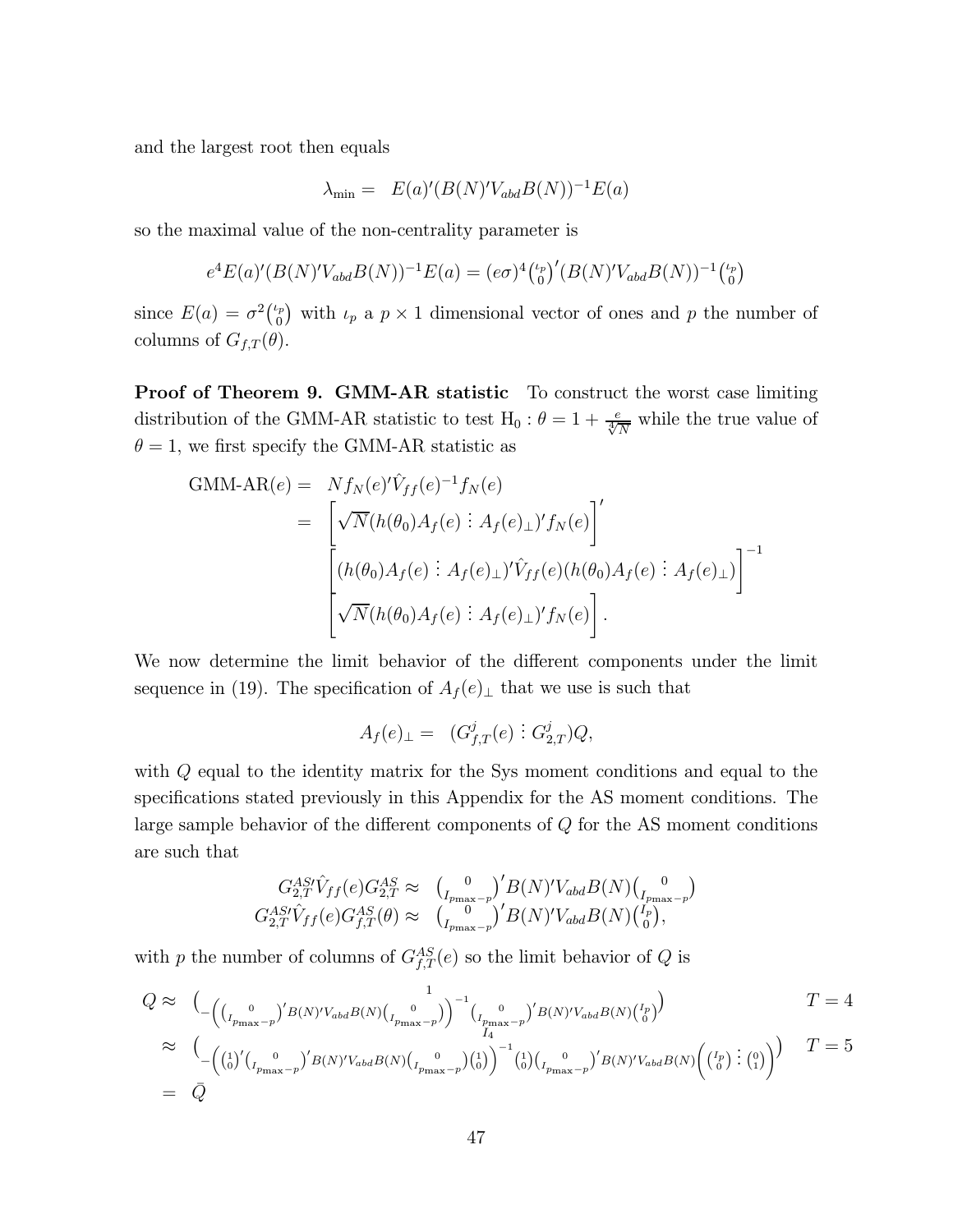and the largest root then equals

$$\lambda_{\min} = \;\; E(a)'(B(N)'V_{abd}B(N))^{-1}E(a)$$

so the maximal value of the non-centrality parameter is

$$e^4 E(a)'(B(N)'V_{abd}B(N))^{-1}E(a) = (e\sigma)^4 \binom{\iota_p}{0}'(B(N)'V_{abd}B(N))^{-1}\binom{\iota_p}{0}$$

since $E(a) = \sigma^2\binom{\iota_p}{0}$ with $\iota_p$ a $p \times 1$ dimensional vector of ones and $p$ the number of columns of $G_{f,T}(\theta)$.

**Proof of Theorem 9. GMM-AR statistic** To construct the worst case limiting distribution of the GMM-AR statistic to test $\mathrm{H}_0 : \theta = 1 + \frac{e}{\sqrt[4]{N}}$ while the true value of $\theta = 1$, we first specify the GMM-AR statistic as

$$\begin{aligned}
\text{GMM-AR}(e) = \;\; & N f_N(e)'\hat{V}_{ff}(e)^{-1} f_N(e) \\
= \;\; & \left[\sqrt{N}(h(\theta_0)A_f(e) \vdots A_f(e)_\perp)' f_N(e)\right]' \\
& \left[(h(\theta_0)A_f(e) \vdots A_f(e)_\perp)'\hat{V}_{ff}(e)(h(\theta_0)A_f(e) \vdots A_f(e)_\perp)\right]^{-1} \\
& \left[\sqrt{N}(h(\theta_0)A_f(e) \vdots A_f(e)_\perp)' f_N(e)\right].
\end{aligned}$$

We now determine the limit behavior of the different components under the limit sequence in (19). The specification of $A_f(e)_\perp$ that we use is such that

$$A_f(e)_\perp = \;\; (G^j_{f,T}(e) \vdots G^j_{2,T})Q,$$

with $Q$ equal to the identity matrix for the Sys moment conditions and equal to the specifications stated previously in this Appendix for the AS moment conditions. The large sample behavior of the different components of $Q$ for the AS moment conditions are such that

$$\begin{aligned}
G^{AS\prime}_{2,T}\hat{V}_{ff}(e)G^{AS}_{2,T} \approx \;\; & \binom{0}{I_{p\max - p}}' B(N)'V_{abd}B(N)\binom{0}{I_{p\max - p}} \\
G^{AS\prime}_{2,T}\hat{V}_{ff}(e)G^{AS}_{f,T}(\theta) \approx \;\; & \binom{0}{I_{p\max - p}}' B(N)'V_{abd}B(N)\binom{I_p}{0},
\end{aligned}$$

with $p$ the number of columns of $G^{AS}_{f,T}(e)$ so the limit behavior of $Q$ is

$$\begin{aligned}
Q \approx \;\; & \begin{pmatrix} 1 \\ -\left(\binom{0}{I_{p\max - p}}' B(N)'V_{abd}B(N)\binom{0}{I_{p\max - p}}\right)^{-1}\binom{0}{I_{p\max - p}}' B(N)'V_{abd}B(N)\binom{I_p}{0} \end{pmatrix} & T = 4 \\
\approx \;\; & \begin{pmatrix} I_4 \\ -\left(\binom{1}{0}'\binom{0}{I_{p\max - p}}' B(N)'V_{abd}B(N)\binom{0}{I_{p\max - p}}\binom{1}{0}\right)^{-1}\binom{1}{0}\binom{0}{I_{p\max - p}}' B(N)'V_{abd}B(N)\left(\binom{I_p}{0} \vdots \binom{0}{1}\right) \end{pmatrix} & T = 5 \\
= \;\; & \bar{Q}
\end{aligned}$$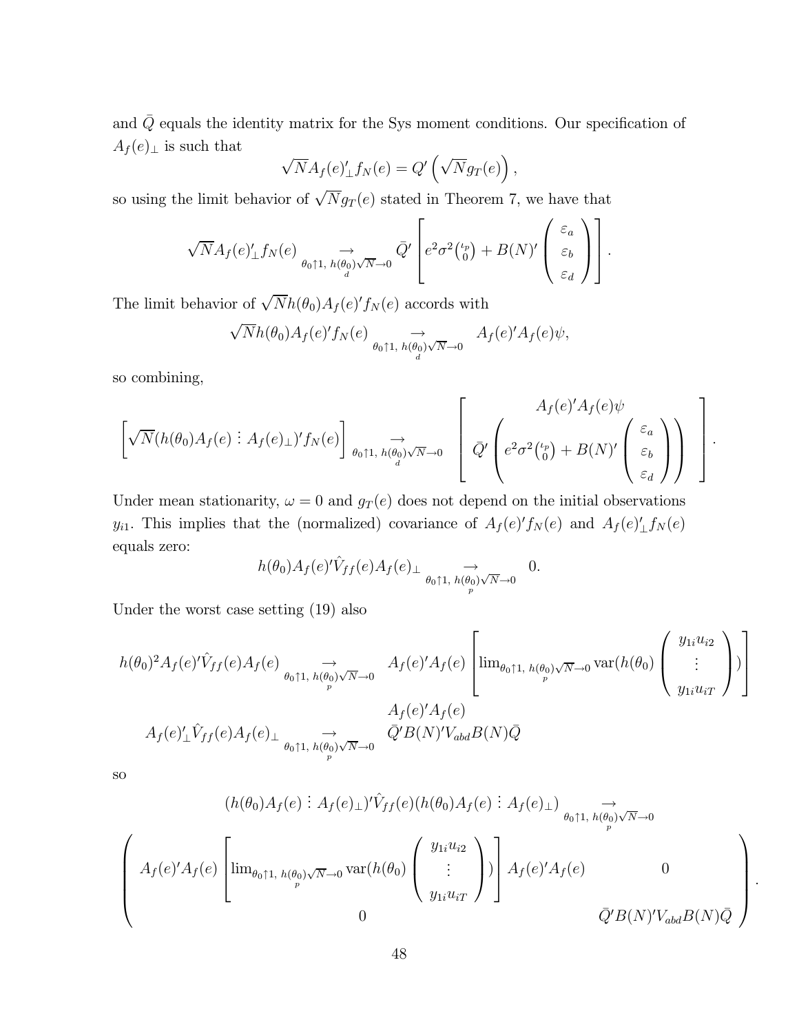and $\bar{Q}$ equals the identity matrix for the Sys moment conditions. Our specification of $A_f(e)_\perp$ is such that

$$\sqrt{N}A_f(e)'_\perp f_N(e) = Q'\left(\sqrt{N}g_T(e)\right),$$

so using the limit behavior of $\sqrt{N}g_T(e)$ stated in Theorem 7, we have that

$$\sqrt{N}A_f(e)'_\perp f_N(e) \underset{\theta_0\uparrow 1,\ h(\theta_0)\sqrt{N}\to 0}{\overset{\rightarrow}{d}} \bar{Q}'\left[e^2\sigma^2\binom{\iota_p}{0} + B(N)'\begin{pmatrix}\varepsilon_a\\ \varepsilon_b\\ \varepsilon_d\end{pmatrix}\right].$$

The limit behavior of $\sqrt{N}h(\theta_0)A_f(e)'f_N(e)$ accords with

$$\sqrt{N}h(\theta_0)A_f(e)'f_N(e) \underset{\theta_0\uparrow 1,\ h(\theta_0)\sqrt{N}\to 0}{\overset{\rightarrow}{d}} A_f(e)'A_f(e)\psi,$$

so combining,

$$\left[\sqrt{N}(h(\theta_0)A_f(e) \vdots A_f(e)_\perp)'f_N(e)\right] \underset{\theta_0\uparrow 1,\ h(\theta_0)\sqrt{N}\to 0}{\overset{\rightarrow}{d}} \left[\begin{array}{c} A_f(e)'A_f(e)\psi \\ \bar{Q}'\left(e^2\sigma^2\binom{\iota_p}{0} + B(N)'\begin{pmatrix}\varepsilon_a\\ \varepsilon_b\\ \varepsilon_d\end{pmatrix}\right)\end{array}\right].$$

Under mean stationarity, $\omega = 0$ and $g_T(e)$ does not depend on the initial observations $y_{i1}$. This implies that the (normalized) covariance of $A_f(e)'f_N(e)$ and $A_f(e)'_\perp f_N(e)$ equals zero:

$$h(\theta_0)A_f(e)'\hat{V}_{ff}(e)A_f(e)_\perp \underset{\theta_0\uparrow 1,\ h(\theta_0)\sqrt{N}\to 0}{\overset{\rightarrow}{p}} 0.$$

Under the worst case setting (19) also

$$\begin{array}{rcl} h(\theta_0)^2A_f(e)'\hat{V}_{ff}(e)A_f(e) & \underset{\theta_0\uparrow 1,\ h(\theta_0)\sqrt{N}\to 0}{\overset{\rightarrow}{p}} & A_f(e)'A_f(e)\left[\lim_{\theta_0\uparrow 1,\ h(\theta_0)\sqrt{N}\to 0}\operatorname{var}(h(\theta_0)\begin{pmatrix}y_{1i}u_{i2}\\ \vdots\\ y_{1i}u_{iT}\end{pmatrix})\right] \\ & & A_f(e)'A_f(e) \\ A_f(e)'_\perp\hat{V}_{ff}(e)A_f(e)_\perp & \underset{\theta_0\uparrow 1,\ h(\theta_0)\sqrt{N}\to 0}{\overset{\rightarrow}{p}} & \bar{Q}'B(N)'V_{abd}B(N)\bar{Q} \end{array}$$

so

$$(h(\theta_0)A_f(e) \vdots A_f(e)_\perp)'\hat{V}_{ff}(e)(h(\theta_0)A_f(e) \vdots A_f(e)_\perp) \underset{\theta_0\uparrow 1,\ h(\theta_0)\sqrt{N}\to 0}{\overset{\rightarrow}{p}}$$

$$\begin{pmatrix} A_f(e)'A_f(e)\left[\lim_{\theta_0\uparrow 1,\ h(\theta_0)\sqrt{N}\to 0}\operatorname{var}(h(\theta_0)\begin{pmatrix}y_{1i}u_{i2}\\ \vdots\\ y_{1i}u_{iT}\end{pmatrix})\right]A_f(e)'A_f(e) & 0 \\ 0 & \bar{Q}'B(N)'V_{abd}B(N)\bar{Q}\end{pmatrix}.$$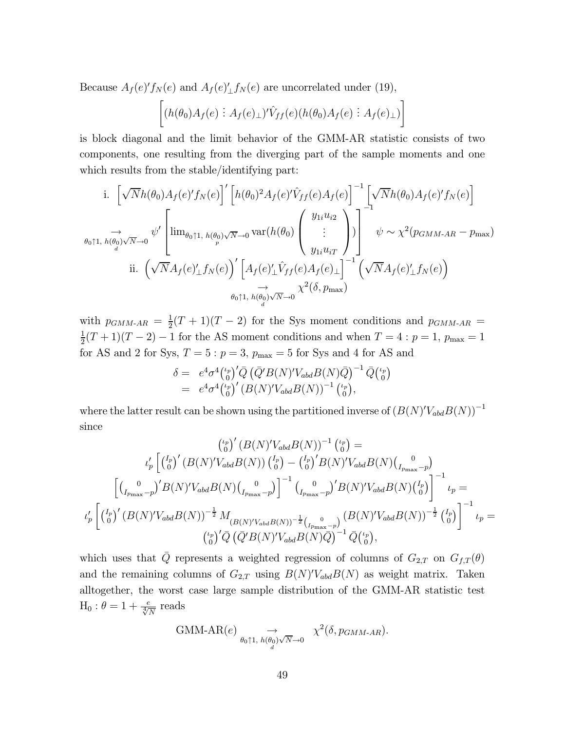Because $A_f(e)'f_N(e)$ and $A_f(e)'_{\perp}f_N(e)$ are uncorrelated under (19),

$$\left[(h(\theta_0)A_f(e) \vdots A_f(e)_{\perp})'\hat{V}_{ff}(e)(h(\theta_0)A_f(e) \vdots A_f(e)_{\perp})\right]$$

is block diagonal and the limit behavior of the GMM-AR statistic consists of two components, one resulting from the diverging part of the sample moments and one which results from the stable/identifying part:

$$\text{i.} \quad \left[\sqrt{N}h(\theta_0)A_f(e)'f_N(e)\right]'\left[h(\theta_0)^2 A_f(e)'\hat{V}_{ff}(e)A_f(e)\right]^{-1}\left[\sqrt{N}h(\theta_0)A_f(e)'f_N(e)\right]$$

$$\underset{\theta_0\uparrow 1,\ h(\theta_0)\sqrt{N}\to 0}{\overset{\rightarrow}{d}} \psi'\left[\lim_{\theta_0\uparrow 1,\ h(\theta_0)\sqrt{N}\underset{p}{\to} 0} \mathrm{var}(h(\theta_0)\begin{pmatrix} y_{1i}u_{i2} \\ \vdots \\ y_{1i}u_{iT}\end{pmatrix})\right]^{-1}\psi \sim \chi^2(p_{GMM\text{-}AR} - p_{\max})$$

$$\text{ii.} \quad \left(\sqrt{N}A_f(e)'_{\perp}f_N(e)\right)'\left[A_f(e)'_{\perp}\hat{V}_{ff}(e)A_f(e)_{\perp}\right]^{-1}\left(\sqrt{N}A_f(e)'_{\perp}f_N(e)\right)$$

$$\underset{\theta_0\uparrow 1,\ h(\theta_0)\sqrt{N}\to 0}{\overset{\rightarrow}{d}} \chi^2(\delta, p_{\max})$$

with $p_{GMM\text{-}AR} = \frac{1}{2}(T+1)(T-2)$ for the Sys moment conditions and $p_{GMM\text{-}AR} = \frac{1}{2}(T+1)(T-2) - 1$ for the AS moment conditions and when $T = 4 : p = 1$, $p_{\max} = 1$ for AS and 2 for Sys, $T = 5 : p = 3$, $p_{\max} = 5$ for Sys and 4 for AS and

$$\begin{aligned}
\delta = &\ e^4\sigma^4\tbinom{\iota_p}{0}'\bar{Q}\left(\bar{Q}'B(N)'V_{abd}B(N)\bar{Q}\right)^{-1}\bar{Q}\tbinom{\iota_p}{0} \\
= &\ e^4\sigma^4\tbinom{\iota_p}{0}'\left(B(N)'V_{abd}B(N)\right)^{-1}\tbinom{\iota_p}{0},
\end{aligned}$$

where the latter result can be shown using the partitioned inverse of $(B(N)'V_{abd}B(N))^{-1}$ since

$$\begin{gathered}
\tbinom{\iota_p}{0}'\left(B(N)'V_{abd}B(N)\right)^{-1}\tbinom{\iota_p}{0} = \\
\iota_p'\left[\tbinom{I_p}{0}'\left(B(N)'V_{abd}B(N)\right)\tbinom{I_p}{0} - \tbinom{I_p}{0}'B(N)'V_{abd}B(N)\tbinom{0}{I_{p_{\max}-p}}\right. \\
\left.\left[\tbinom{0}{I_{p_{\max}-p}}'B(N)'V_{abd}B(N)\tbinom{0}{I_{p_{\max}-p}}\right]^{-1}\tbinom{0}{I_{p_{\max}-p}}'B(N)'V_{abd}B(N)\tbinom{I_p}{0}\right]^{-1}\iota_p = \\
\iota_p'\left[\tbinom{I_p}{0}'\left(B(N)'V_{abd}B(N)\right)^{-\frac{1}{2}}M_{(B(N)'V_{abd}B(N))^{-\frac{1}{2}}\binom{0}{I_{p_{\max}-p}}}\left(B(N)'V_{abd}B(N)\right)^{-\frac{1}{2}}\tbinom{I_p}{0}\right]^{-1}\iota_p = \\
\tbinom{\iota_p}{0}'\bar{Q}\left(\bar{Q}'B(N)'V_{abd}B(N)\bar{Q}\right)^{-1}\bar{Q}\tbinom{\iota_p}{0},
\end{gathered}$$

which uses that $\bar{Q}$ represents a weighted regression of columns of $G_{2,T}$ on $G_{f,T}(\theta)$ and the remaining columns of $G_{2,T}$ using $B(N)'V_{abd}B(N)$ as weight matrix. Taken alltogether, the worst case large sample distribution of the GMM-AR statistic test $\mathrm{H}_0 : \theta = 1 + \frac{e}{\sqrt[4]{N}}$ reads

$$\text{GMM-AR}(e) \underset{\theta_0\uparrow 1,\ h(\theta_0)\sqrt{N}\to 0}{\overset{\rightarrow}{d}} \chi^2(\delta, p_{GMM\text{-}AR}).$$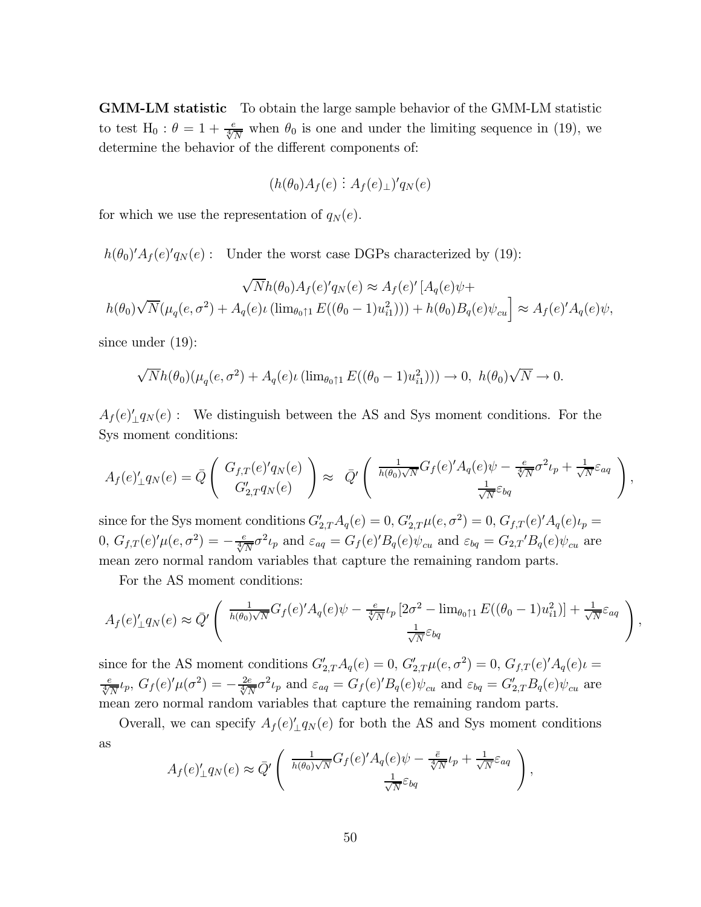**GMM-LM statistic** To obtain the large sample behavior of the GMM-LM statistic to test $\mathrm{H}_0 : \theta = 1 + \frac{e}{\sqrt[4]{N}}$ when $\theta_0$ is one and under the limiting sequence in (19), we determine the behavior of the different components of:

$$(h(\theta_0)A_f(e) \vdots A_f(e)_{\perp})'q_N(e)$$

for which we use the representation of $q_N(e)$.

$h(\theta_0)'A_f(e)'q_N(e)$ : Under the worst case DGPs characterized by (19):

$$\sqrt{N}h(\theta_0)A_f(e)'q_N(e) \approx A_f(e)'\left[A_q(e)\psi + \right.$$
$$\left. h(\theta_0)\sqrt{N}(\mu_q(e,\sigma^2) + A_q(e)\iota\left(\lim_{\theta_0 \uparrow 1} E((\theta_0 - 1)u_{i1}^2)\right)) + h(\theta_0)B_q(e)\psi_{cu}\right] \approx A_f(e)'A_q(e)\psi,$$

since under (19):

$$\sqrt{N}h(\theta_0)(\mu_q(e,\sigma^2) + A_q(e)\iota\left(\lim_{\theta_0 \uparrow 1} E((\theta_0 - 1)u_{i1}^2)\right)) \to 0, \;\; h(\theta_0)\sqrt{N} \to 0.$$

$A_f(e)'_{\perp}q_N(e)$ : We distinguish between the AS and Sys moment conditions. For the Sys moment conditions:

$$A_f(e)'_{\perp}q_N(e) = \bar{Q}\begin{pmatrix} G_{f,T}(e)'q_N(e) \\ G'_{2,T}q_N(e) \end{pmatrix} \approx \;\; \bar{Q}'\begin{pmatrix} \frac{1}{h(\theta_0)\sqrt{N}}G_f(e)'A_q(e)\psi - \frac{e}{\sqrt[4]{N}}\sigma^2\iota_p + \frac{1}{\sqrt{N}}\varepsilon_{aq} \\ \frac{1}{\sqrt{N}}\varepsilon_{bq} \end{pmatrix},$$

since for the Sys moment conditions $G'_{2,T}A_q(e) = 0$, $G'_{2,T}\mu(e,\sigma^2) = 0$, $G_{f,T}(e)'A_q(e)\iota_p = 0$, $G_{f,T}(e)'\mu(e,\sigma^2) = -\frac{e}{\sqrt[4]{N}}\sigma^2\iota_p$ and $\varepsilon_{aq} = G_f(e)'B_q(e)\psi_{cu}$ and $\varepsilon_{bq} = G_{2,T}{}'B_q(e)\psi_{cu}$ are mean zero normal random variables that capture the remaining random parts.

For the AS moment conditions:

$$A_f(e)'_{\perp}q_N(e) \approx \bar{Q}'\begin{pmatrix} \frac{1}{h(\theta_0)\sqrt{N}}G_f(e)'A_q(e)\psi - \frac{e}{\sqrt[4]{N}}\iota_p\left[2\sigma^2 - \lim_{\theta_0 \uparrow 1} E((\theta_0 - 1)u_{i1}^2)\right] + \frac{1}{\sqrt{N}}\varepsilon_{aq} \\ \frac{1}{\sqrt{N}}\varepsilon_{bq} \end{pmatrix},$$

since for the AS moment conditions $G'_{2,T}A_q(e) = 0$, $G'_{2,T}\mu(e,\sigma^2) = 0$, $G_{f,T}(e)'A_q(e)\iota = \frac{e}{\sqrt[4]{N}}\iota_p$, $G_f(e)'\mu(\sigma^2) = -\frac{2e}{\sqrt[4]{N}}\sigma^2\iota_p$ and $\varepsilon_{aq} = G_f(e)'B_q(e)\psi_{cu}$ and $\varepsilon_{bq} = G'_{2,T}B_q(e)\psi_{cu}$ are mean zero normal random variables that capture the remaining random parts.

Overall, we can specify $A_f(e)'_{\perp}q_N(e)$ for both the AS and Sys moment conditions as

$$A_f(e)'_{\perp}q_N(e) \approx \bar{Q}'\begin{pmatrix} \frac{1}{h(\theta_0)\sqrt{N}}G_f(e)'A_q(e)\psi - \frac{\bar{e}}{\sqrt[4]{N}}\iota_p + \frac{1}{\sqrt{N}}\varepsilon_{aq} \\ \frac{1}{\sqrt{N}}\varepsilon_{bq} \end{pmatrix},$$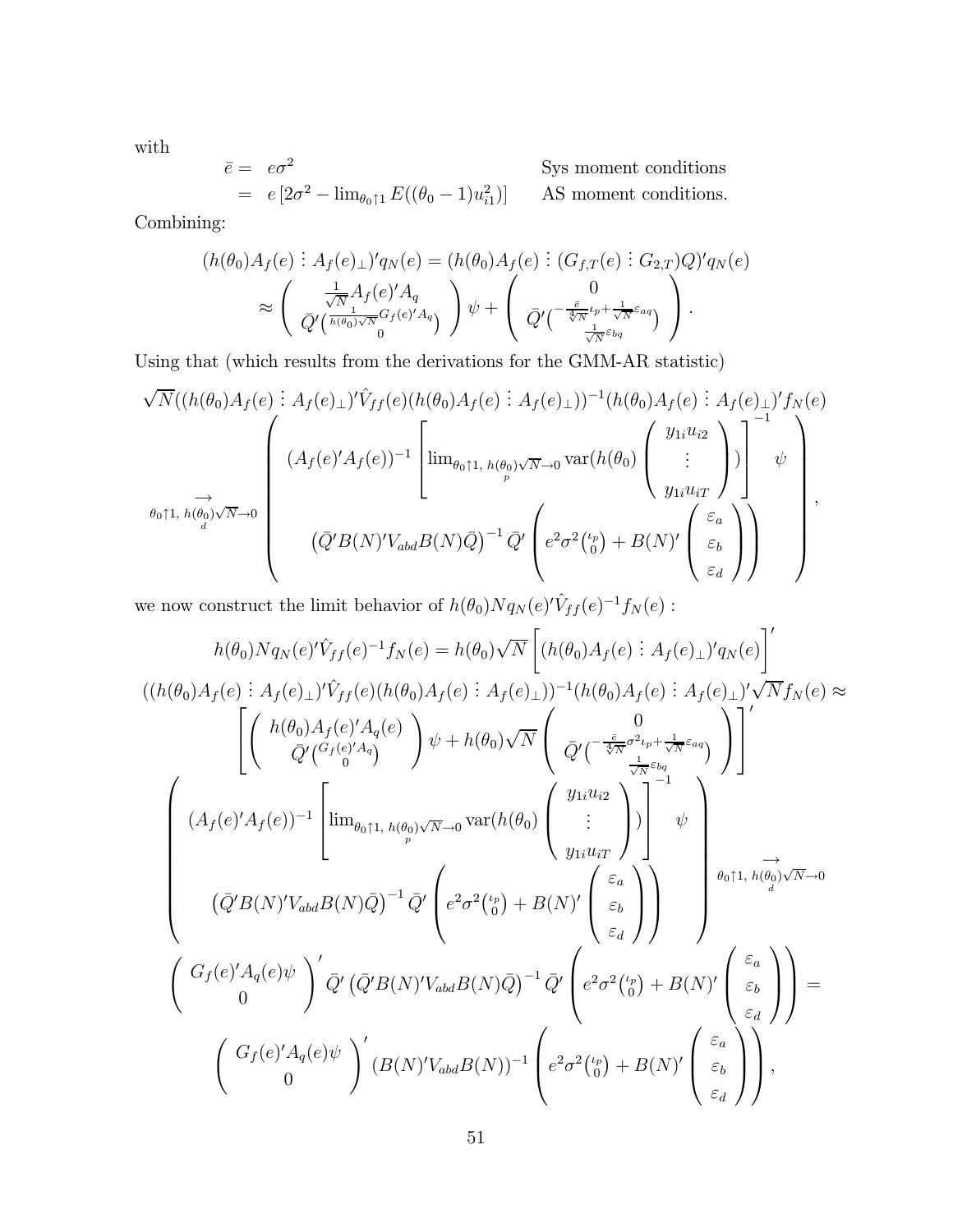with

$$
\begin{aligned}
\bar{e} = & \; e\sigma^2 & \text{Sys moment conditions} \\
= & \; e\left[2\sigma^2 - \lim_{\theta_0 \uparrow 1} E((\theta_0 - 1)u_{i1}^2)\right] & \text{AS moment conditions.}
\end{aligned}
$$

Combining:

$$
\begin{aligned}
(h(\theta_0)A_f(e) \vdots A_f(e)_\perp)' q_N(e) &= (h(\theta_0)A_f(e) \vdots (G_{f,T}(e) \vdots G_{2,T})Q)' q_N(e) \\
&\approx \begin{pmatrix} \frac{1}{\sqrt{N}} A_f(e)' A_q \\ \bar{Q}' \binom{\frac{1}{h(\theta_0)\sqrt{N}} G_f(e)' A_q}{0} \end{pmatrix} \psi + \begin{pmatrix} 0 \\ \bar{Q}' \binom{-\frac{\bar{e}}{\sqrt[4]{N}} \iota_p + \frac{1}{\sqrt{N}} \varepsilon_{aq}}{\frac{1}{\sqrt{N}} \varepsilon_{bq}} \end{pmatrix}.
\end{aligned}
$$

Using that (which results from the derivations for the GMM-AR statistic)

$$
\begin{aligned}
&\sqrt{N}((h(\theta_0)A_f(e) \vdots A_f(e)_\perp)' \hat{V}_{ff}(e)(h(\theta_0)A_f(e) \vdots A_f(e)_\perp))^{-1} (h(\theta_0)A_f(e) \vdots A_f(e)_\perp)' f_N(e) \\
&\underset{\theta_0 \uparrow 1,\, h(\theta_0)\sqrt{N} \to 0}{\overset{\rightarrow}{d}} \begin{pmatrix} (A_f(e)'A_f(e))^{-1} \left[ \lim_{\theta_0 \uparrow 1,\, h(\theta_0)\underset{p}{\sqrt{N}} \to 0} \operatorname{var}(h(\theta_0) \begin{pmatrix} y_{1i}u_{i2} \\ \vdots \\ y_{1i}u_{iT} \end{pmatrix}) \right]^{-1} \psi \\ \left(\bar{Q}' B(N)' V_{abd} B(N) \bar{Q}\right)^{-1} \bar{Q}' \left( e^2\sigma^2 \binom{\iota_p}{0} + B(N)' \begin{pmatrix} \varepsilon_a \\ \varepsilon_b \\ \varepsilon_d \end{pmatrix} \right) \end{pmatrix},
\end{aligned}
$$

we now construct the limit behavior of $h(\theta_0) N q_N(e)' \hat{V}_{ff}(e)^{-1} f_N(e)$ :

$$
\begin{aligned}
&h(\theta_0) N q_N(e)' \hat{V}_{ff}(e)^{-1} f_N(e) = h(\theta_0)\sqrt{N} \left[ (h(\theta_0)A_f(e) \vdots A_f(e)_\perp)' q_N(e) \right]' \\
&((h(\theta_0)A_f(e) \vdots A_f(e)_\perp)' \hat{V}_{ff}(e)(h(\theta_0)A_f(e) \vdots A_f(e)_\perp))^{-1} (h(\theta_0)A_f(e) \vdots A_f(e)_\perp)' \sqrt{N} f_N(e) \approx \\
&\left[ \begin{pmatrix} h(\theta_0)A_f(e)'A_q(e) \\ \bar{Q}' \binom{G_f(e)'A_q}{0} \end{pmatrix} \psi + h(\theta_0)\sqrt{N} \begin{pmatrix} 0 \\ \bar{Q}' \binom{-\frac{\bar{e}}{\sqrt[4]{N}} \sigma^2 \iota_p + \frac{1}{\sqrt{N}} \varepsilon_{aq}}{\frac{1}{\sqrt{N}} \varepsilon_{bq}} \end{pmatrix} \right]' \\
&\begin{pmatrix} (A_f(e)'A_f(e))^{-1} \left[ \lim_{\theta_0 \uparrow 1,\, h(\theta_0)\underset{p}{\sqrt{N}} \to 0} \operatorname{var}(h(\theta_0) \begin{pmatrix} y_{1i}u_{i2} \\ \vdots \\ y_{1i}u_{iT} \end{pmatrix}) \right]^{-1} \psi \\ \left(\bar{Q}' B(N)' V_{abd} B(N) \bar{Q}\right)^{-1} \bar{Q}' \left( e^2\sigma^2 \binom{\iota_p}{0} + B(N)' \begin{pmatrix} \varepsilon_a \\ \varepsilon_b \\ \varepsilon_d \end{pmatrix} \right) \end{pmatrix} \underset{\theta_0 \uparrow 1,\, h(\theta_0)\sqrt{N} \to 0}{\overset{\rightarrow}{d}} \\
&\begin{pmatrix} G_f(e)'A_q(e)\psi \\ 0 \end{pmatrix}' \bar{Q}' \left(\bar{Q}' B(N)' V_{abd} B(N) \bar{Q}\right)^{-1} \bar{Q}' \left( e^2\sigma^2 \binom{\iota_p}{0} + B(N)' \begin{pmatrix} \varepsilon_a \\ \varepsilon_b \\ \varepsilon_d \end{pmatrix} \right) = \\
&\begin{pmatrix} G_f(e)'A_q(e)\psi \\ 0 \end{pmatrix}' (B(N)' V_{abd} B(N))^{-1} \left( e^2\sigma^2 \binom{\iota_p}{0} + B(N)' \begin{pmatrix} \varepsilon_a \\ \varepsilon_b \\ \varepsilon_d \end{pmatrix} \right),
\end{aligned}
$$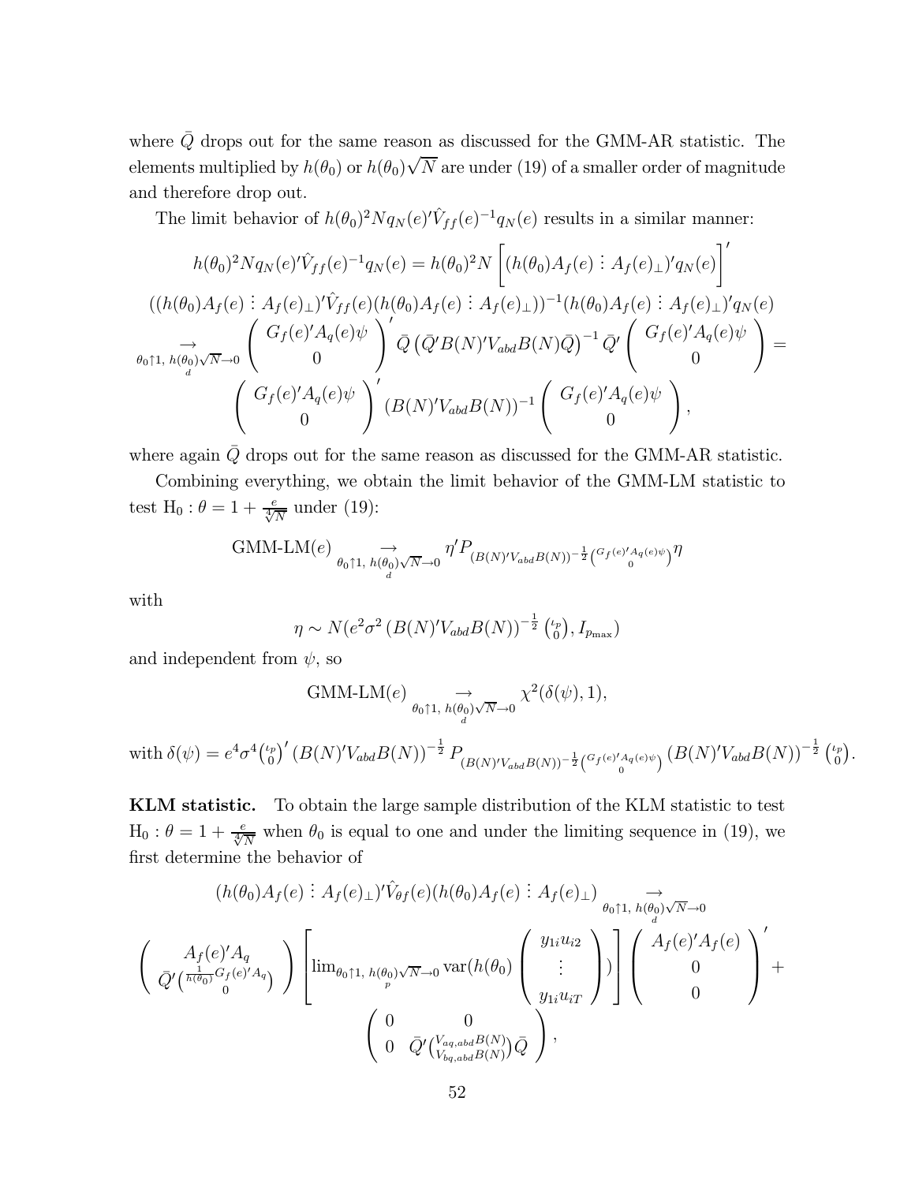where $\bar{Q}$ drops out for the same reason as discussed for the GMM-AR statistic. The elements multiplied by $h(\theta_0)$ or $h(\theta_0)\sqrt{N}$ are under (19) of a smaller order of magnitude and therefore drop out.

The limit behavior of $h(\theta_0)^2 N q_N(e)'\hat{V}_{ff}(e)^{-1}q_N(e)$ results in a similar manner:

$$
\begin{aligned}
h(\theta_0)^2 N q_N(e)'\hat{V}_{ff}(e)^{-1}q_N(e) &= h(\theta_0)^2 N \left[(h(\theta_0)A_f(e) \vdots A_f(e)_\perp)'q_N(e)\right]' \\
&((h(\theta_0)A_f(e) \vdots A_f(e)_\perp)'\hat{V}_{ff}(e)(h(\theta_0)A_f(e) \vdots A_f(e)_\perp))^{-1}(h(\theta_0)A_f(e) \vdots A_f(e)_\perp)'q_N(e) \\
&\underset{\theta_0 \uparrow 1,\ h(\theta_0)\sqrt{N}\to 0}{\overset{\to}{d}} \begin{pmatrix} G_f(e)'A_q(e)\psi \\ 0 \end{pmatrix}' \bar{Q}\left(\bar{Q}'B(N)'V_{abd}B(N)\bar{Q}\right)^{-1}\bar{Q}'\begin{pmatrix} G_f(e)'A_q(e)\psi \\ 0 \end{pmatrix} = \\
&\begin{pmatrix} G_f(e)'A_q(e)\psi \\ 0 \end{pmatrix}'(B(N)'V_{abd}B(N))^{-1}\begin{pmatrix} G_f(e)'A_q(e)\psi \\ 0 \end{pmatrix},
\end{aligned}
$$

where again $\bar{Q}$ drops out for the same reason as discussed for the GMM-AR statistic.

Combining everything, we obtain the limit behavior of the GMM-LM statistic to test $\mathrm{H}_0 : \theta = 1 + \frac{e}{\sqrt[4]{N}}$ under (19):

$$
\text{GMM-LM}(e) \underset{\theta_0 \uparrow 1,\ h(\theta_0)\sqrt{N}\to 0}{\overset{\to}{d}} \eta' P_{(B(N)'V_{abd}B(N))^{-\frac{1}{2}}\binom{G_f(e)'A_q(e)\psi}{0}}\eta
$$

with

$$
\eta \sim N(e^2\sigma^2\left(B(N)'V_{abd}B(N)\right)^{-\frac{1}{2}}\tbinom{\iota_p}{0}, I_{p_{\max}})
$$

and independent from $\psi$, so

$$
\text{GMM-LM}(e) \underset{\theta_0 \uparrow 1,\ h(\theta_0)\sqrt{N}\to 0}{\overset{\to}{d}} \chi^2(\delta(\psi), 1),
$$

with $\delta(\psi) = e^4\sigma^4\tbinom{\iota_p}{0}'\left(B(N)'V_{abd}B(N)\right)^{-\frac{1}{2}} P_{(B(N)'V_{abd}B(N))^{-\frac{1}{2}}\binom{G_f(e)'A_q(e)\psi}{0}}\left(B(N)'V_{abd}B(N)\right)^{-\frac{1}{2}}\tbinom{\iota_p}{0}$.

**KLM statistic.** To obtain the large sample distribution of the KLM statistic to test $\mathrm{H}_0 : \theta = 1 + \frac{e}{\sqrt[4]{N}}$ when $\theta_0$ is equal to one and under the limiting sequence in (19), we first determine the behavior of

$$
\begin{aligned}
&(h(\theta_0)A_f(e) \vdots A_f(e)_\perp)'\hat{V}_{\theta f}(e)(h(\theta_0)A_f(e) \vdots A_f(e)_\perp) \underset{\theta_0 \uparrow 1,\ h(\theta_0)\sqrt{N}\to 0}{\overset{\to}{d}} \\
&\begin{pmatrix} A_f(e)'A_q \\ \bar{Q}'\binom{\frac{1}{h(\theta_0)}G_f(e)'A_q}{0} \end{pmatrix}\left[\lim_{\theta_0 \uparrow 1,\ h(\theta_0)\sqrt{N}\to 0} \operatorname{var}(h(\theta_0)\begin{pmatrix} y_{1i}u_{i2} \\ \vdots \\ y_{1i}u_{iT} \end{pmatrix})\right]\begin{pmatrix} A_f(e)'A_f(e) \\ 0 \\ 0 \end{pmatrix}' + \\
&\begin{pmatrix} 0 & 0 \\ 0 & \bar{Q}'\binom{V_{aq,abd}B(N)}{V_{bq,abd}B(N)}\bar{Q} \end{pmatrix},
\end{aligned}
$$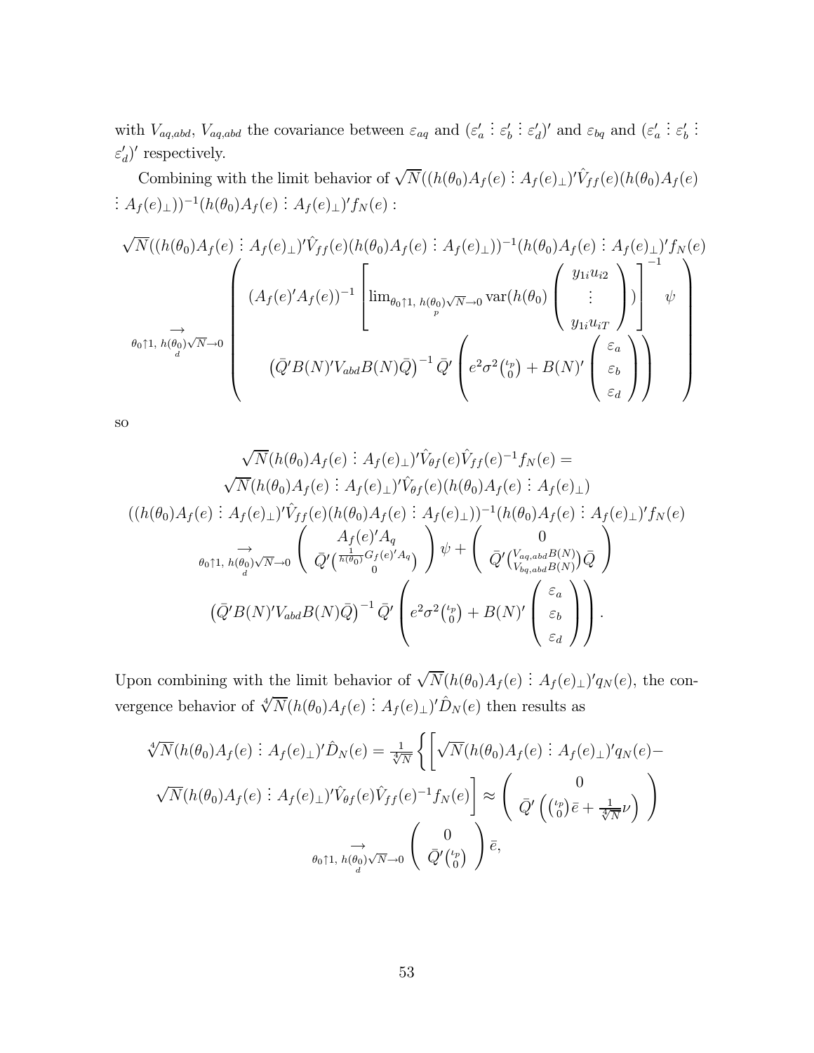with $V_{aq,abd}$, $V_{aq,abd}$ the covariance between $\varepsilon_{aq}$ and $(\varepsilon_a' \vdots \varepsilon_b' \vdots \varepsilon_d')'$ and $\varepsilon_{bq}$ and $(\varepsilon_a' \vdots \varepsilon_b' \vdots \varepsilon_d')'$ respectively.

Combining with the limit behavior of $\sqrt{N}((h(\theta_0)A_f(e) \vdots A_f(e)_\perp)'\hat{V}_{ff}(e)(h(\theta_0)A_f(e) \vdots A_f(e)_\perp))^{-1}(h(\theta_0)A_f(e) \vdots A_f(e)_\perp)'f_N(e)$ :

$$
\begin{gathered}
\sqrt{N}((h(\theta_0)A_f(e) \vdots A_f(e)_\perp)'\hat{V}_{ff}(e)(h(\theta_0)A_f(e) \vdots A_f(e)_\perp))^{-1}(h(\theta_0)A_f(e) \vdots A_f(e)_\perp)'f_N(e) \\
\underset{\theta_0\uparrow 1,\ h(\theta_0)\sqrt{N}\to 0}{\overset{\to}{d}} \left( \begin{array}{c} (A_f(e)'A_f(e))^{-1} \left[ \lim_{\theta_0\uparrow 1,\ h(\theta_0)\sqrt{N}\to 0} \underset{p}{} \operatorname{var}(h(\theta_0) \begin{pmatrix} y_{1i}u_{i2} \\ \vdots \\ y_{1i}u_{iT} \end{pmatrix}) \right]^{-1} \psi \\ \left( \bar{Q}'B(N)'V_{abd}B(N)\bar{Q} \right)^{-1} \bar{Q}' \left( e^2\sigma^2 \binom{\iota_p}{0} + B(N)' \begin{pmatrix} \varepsilon_a \\ \varepsilon_b \\ \varepsilon_d \end{pmatrix} \right) \end{array} \right)
\end{gathered}
$$

so

$$
\begin{gathered}
\sqrt{N}(h(\theta_0)A_f(e) \vdots A_f(e)_\perp)'\hat{V}_{\theta f}(e)\hat{V}_{ff}(e)^{-1}f_N(e) = \\
\sqrt{N}(h(\theta_0)A_f(e) \vdots A_f(e)_\perp)'\hat{V}_{\theta f}(e)(h(\theta_0)A_f(e) \vdots A_f(e)_\perp) \\
((h(\theta_0)A_f(e) \vdots A_f(e)_\perp)'\hat{V}_{ff}(e)(h(\theta_0)A_f(e) \vdots A_f(e)_\perp))^{-1}(h(\theta_0)A_f(e) \vdots A_f(e)_\perp)'f_N(e) \\
\underset{\theta_0\uparrow 1,\ h(\theta_0)\sqrt{N}\to 0}{\overset{\to}{d}} \left( \begin{array}{c} A_f(e)'A_q \\ \bar{Q}'\binom{\frac{1}{h(\theta_0)}G_f(e)'A_q}{0} \end{array} \right)\psi + \left( \begin{array}{c} 0 \\ \bar{Q}'\binom{V_{aq,abd}B(N)}{V_{bq,abd}B(N)}\bar{Q} \end{array} \right) \\
\left( \bar{Q}'B(N)'V_{abd}B(N)\bar{Q} \right)^{-1} \bar{Q}' \left( e^2\sigma^2 \binom{\iota_p}{0} + B(N)' \begin{pmatrix} \varepsilon_a \\ \varepsilon_b \\ \varepsilon_d \end{pmatrix} \right) .
\end{gathered}
$$

Upon combining with the limit behavior of $\sqrt{N}(h(\theta_0)A_f(e) \vdots A_f(e)_\perp)'q_N(e)$, the convergence behavior of $\sqrt[4]{N}(h(\theta_0)A_f(e) \vdots A_f(e)_\perp)'\hat{D}_N(e)$ then results as

$$
\begin{gathered}
\sqrt[4]{N}(h(\theta_0)A_f(e) \vdots A_f(e)_\perp)'\hat{D}_N(e) = \frac{1}{\sqrt[4]{N}} \Big\{ \Big[ \sqrt{N}(h(\theta_0)A_f(e) \vdots A_f(e)_\perp)'q_N(e) - \\
\sqrt{N}(h(\theta_0)A_f(e) \vdots A_f(e)_\perp)'\hat{V}_{\theta f}(e)\hat{V}_{ff}(e)^{-1}f_N(e) \Big] \approx \left( \begin{array}{c} 0 \\ \bar{Q}'\left( \binom{\iota_p}{0}\bar{e} + \frac{1}{\sqrt[4]{N}}\nu \right) \end{array} \right) \\
\underset{\theta_0\uparrow 1,\ h(\theta_0)\sqrt{N}\to 0}{\overset{\to}{d}} \left( \begin{array}{c} 0 \\ \bar{Q}'\binom{\iota_p}{0} \end{array} \right)\bar{e},
\end{gathered}
$$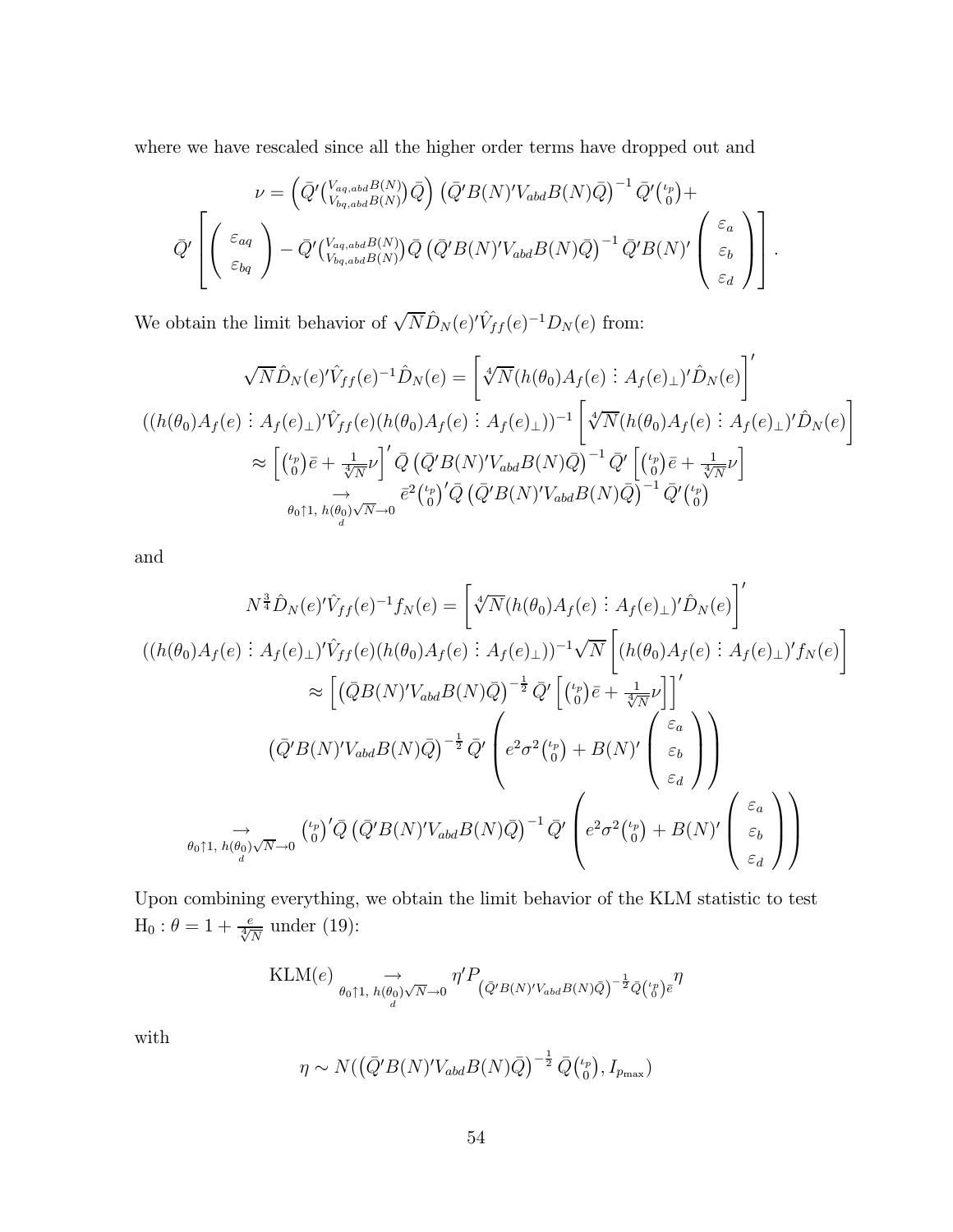where we have rescaled since all the higher order terms have dropped out and

$$\nu = \left(\bar{Q}'\binom{V_{aq,abd}B(N)}{V_{bq,abd}B(N)}\bar{Q}\right)\left(\bar{Q}'B(N)'V_{abd}B(N)\bar{Q}\right)^{-1}\bar{Q}'\binom{\iota_p}{0}+$$
$$\bar{Q}'\left[\left(\begin{array}{c}\varepsilon_{aq}\\ \varepsilon_{bq}\end{array}\right)-\bar{Q}'\binom{V_{aq,abd}B(N)}{V_{bq,abd}B(N)}\bar{Q}\left(\bar{Q}'B(N)'V_{abd}B(N)\bar{Q}\right)^{-1}\bar{Q}'B(N)'\left(\begin{array}{c}\varepsilon_a\\ \varepsilon_b\\ \varepsilon_d\end{array}\right)\right].$$

We obtain the limit behavior of $\sqrt{N}\hat{D}_N(e)'\hat{V}_{ff}(e)^{-1}D_N(e)$ from:

$$\sqrt{N}\hat{D}_N(e)'\hat{V}_{ff}(e)^{-1}\hat{D}_N(e)=\left[\sqrt[4]{N}(h(\theta_0)A_f(e)\vdots A_f(e)_\perp)'\hat{D}_N(e)\right]'$$
$$((h(\theta_0)A_f(e)\vdots A_f(e)_\perp)'\hat{V}_{ff}(e)(h(\theta_0)A_f(e)\vdots A_f(e)_\perp))^{-1}\left[\sqrt[4]{N}(h(\theta_0)A_f(e)\vdots A_f(e)_\perp)'\hat{D}_N(e)\right]$$
$$\approx\left[\binom{\iota_p}{0}\bar{e}+\tfrac{1}{\sqrt[4]{N}}\nu\right]'\bar{Q}\left(\bar{Q}'B(N)'V_{abd}B(N)\bar{Q}\right)^{-1}\bar{Q}'\left[\binom{\iota_p}{0}\bar{e}+\tfrac{1}{\sqrt[4]{N}}\nu\right]$$
$$\underset{\theta_0\uparrow 1,\ h(\theta_0)\sqrt{N}\to 0}{\overset{\to}{d}}\ \bar{e}^2\binom{\iota_p}{0}'\bar{Q}\left(\bar{Q}'B(N)'V_{abd}B(N)\bar{Q}\right)^{-1}\bar{Q}'\binom{\iota_p}{0}$$

and

$$N^{\frac{3}{4}}\hat{D}_N(e)'\hat{V}_{ff}(e)^{-1}f_N(e)=\left[\sqrt[4]{N}(h(\theta_0)A_f(e)\vdots A_f(e)_\perp)'\hat{D}_N(e)\right]'$$
$$((h(\theta_0)A_f(e)\vdots A_f(e)_\perp)'\hat{V}_{ff}(e)(h(\theta_0)A_f(e)\vdots A_f(e)_\perp))^{-1}\sqrt{N}\left[(h(\theta_0)A_f(e)\vdots A_f(e)_\perp)'f_N(e)\right]$$
$$\approx\left[\left(\bar{Q}B(N)'V_{abd}B(N)\bar{Q}\right)^{-\frac{1}{2}}\bar{Q}'\left[\binom{\iota_p}{0}\bar{e}+\tfrac{1}{\sqrt[4]{N}}\nu\right]\right]'$$
$$\left(\bar{Q}'B(N)'V_{abd}B(N)\bar{Q}\right)^{-\frac{1}{2}}\bar{Q}'\left(e^2\sigma^2\binom{\iota_p}{0}+B(N)'\left(\begin{array}{c}\varepsilon_a\\ \varepsilon_b\\ \varepsilon_d\end{array}\right)\right)$$
$$\underset{\theta_0\uparrow 1,\ h(\theta_0)\sqrt{N}\to 0}{\overset{\to}{d}}\ \binom{\iota_p}{0}'\bar{Q}\left(\bar{Q}'B(N)'V_{abd}B(N)\bar{Q}\right)^{-1}\bar{Q}'\left(e^2\sigma^2\binom{\iota_p}{0}+B(N)'\left(\begin{array}{c}\varepsilon_a\\ \varepsilon_b\\ \varepsilon_d\end{array}\right)\right)$$

Upon combining everything, we obtain the limit behavior of the KLM statistic to test $\mathrm{H}_0:\theta=1+\frac{e}{\sqrt[4]{N}}$ under (19):

$$\mathrm{KLM}(e)\underset{\theta_0\uparrow 1,\ h(\theta_0)\sqrt{N}\to 0}{\overset{\to}{d}}\eta' P_{\left(\bar{Q}'B(N)'V_{abd}B(N)\bar{Q}\right)^{-\frac{1}{2}}\bar{Q}\binom{\iota_p}{0}\bar{e}}\eta$$

with

$$\eta\sim N(\left(\bar{Q}'B(N)'V_{abd}B(N)\bar{Q}\right)^{-\frac{1}{2}}\bar{Q}\binom{\iota_p}{0},I_{p_{\max}})$$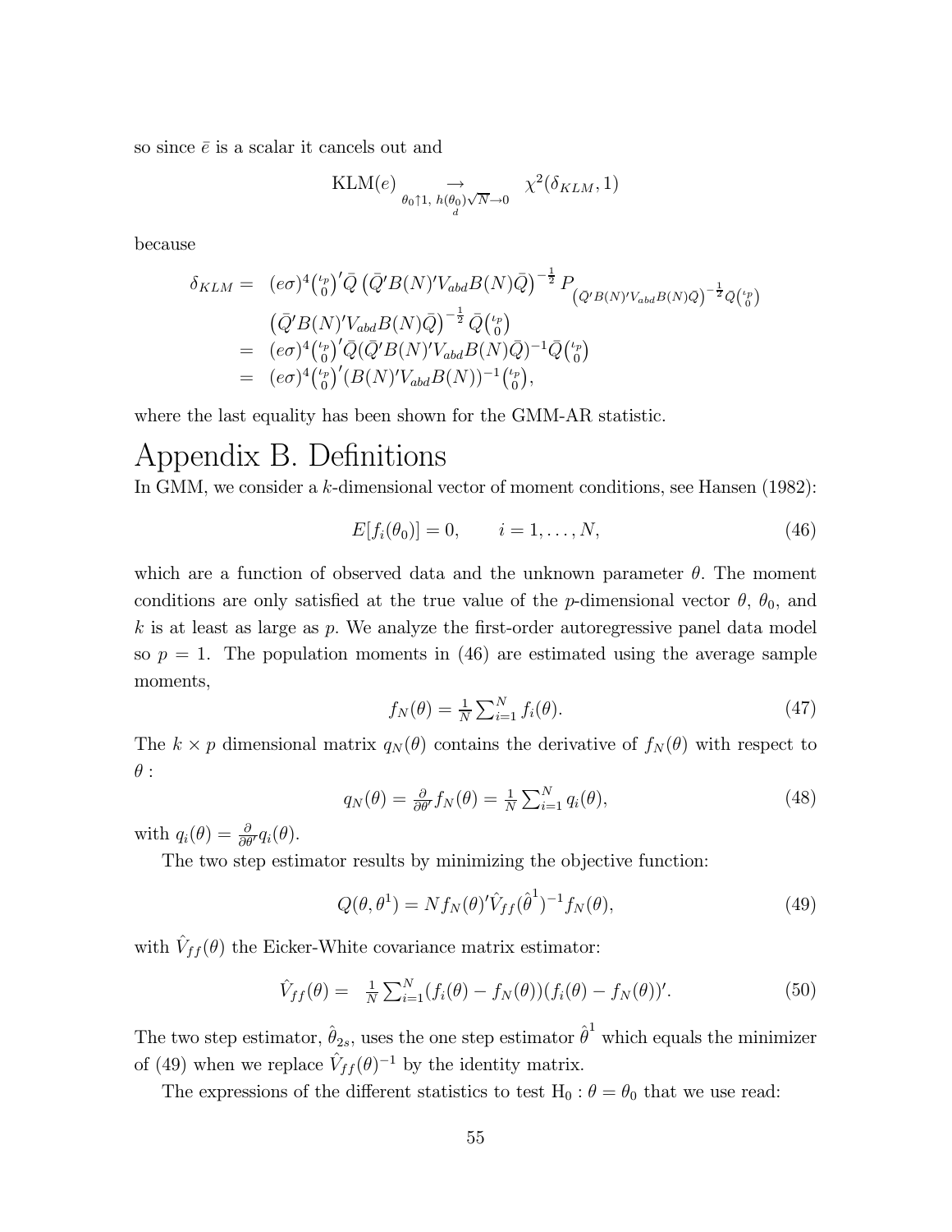so since $\bar{e}$ is a scalar it cancels out and

$$\text{KLM}(e) \underset{\theta_0 \uparrow 1,\ h(\theta_0)\sqrt{N} \to 0}{\underset{d}{\rightarrow}} \chi^2(\delta_{KLM}, 1)$$

because

$$\begin{aligned}
\delta_{KLM} = \;& (e\sigma)^4 \binom{\iota_p}{0}' \bar{Q} \left(\bar{Q}' B(N)' V_{abd} B(N) \bar{Q}\right)^{-\frac{1}{2}} P_{\left(\bar{Q}' B(N)' V_{abd} B(N) \bar{Q}\right)^{-\frac{1}{2}} \bar{Q} \binom{\iota_p}{0}} \\
& \left(\bar{Q}' B(N)' V_{abd} B(N) \bar{Q}\right)^{-\frac{1}{2}} \bar{Q} \binom{\iota_p}{0} \\
= \;& (e\sigma)^4 \binom{\iota_p}{0}' \bar{Q} (\bar{Q}' B(N)' V_{abd} B(N) \bar{Q})^{-1} \bar{Q} \binom{\iota_p}{0} \\
= \;& (e\sigma)^4 \binom{\iota_p}{0}' (B(N)' V_{abd} B(N))^{-1} \binom{\iota_p}{0},
\end{aligned}$$

where the last equality has been shown for the GMM-AR statistic.

# Appendix B. Definitions

In GMM, we consider a $k$-dimensional vector of moment conditions, see Hansen (1982):

$$E[f_i(\theta_0)] = 0, \qquad i = 1, \ldots, N, \tag{46}$$

which are a function of observed data and the unknown parameter $\theta$. The moment conditions are only satisfied at the true value of the $p$-dimensional vector $\theta$, $\theta_0$, and $k$ is at least as large as $p$. We analyze the first-order autoregressive panel data model so $p = 1$. The population moments in (46) are estimated using the average sample moments,

$$f_N(\theta) = \tfrac{1}{N} \textstyle\sum_{i=1}^N f_i(\theta). \tag{47}$$

The $k \times p$ dimensional matrix $q_N(\theta)$ contains the derivative of $f_N(\theta)$ with respect to $\theta$ :

$$q_N(\theta) = \tfrac{\partial}{\partial \theta'} f_N(\theta) = \tfrac{1}{N} \textstyle\sum_{i=1}^N q_i(\theta), \tag{48}$$

with $q_i(\theta) = \frac{\partial}{\partial \theta'} q_i(\theta)$.

The two step estimator results by minimizing the objective function:

$$Q(\theta, \theta^1) = N f_N(\theta)' \hat{V}_{ff}(\hat{\theta}^1)^{-1} f_N(\theta), \tag{49}$$

with $\hat{V}_{ff}(\theta)$ the Eicker-White covariance matrix estimator:

$$\hat{V}_{ff}(\theta) = \tfrac{1}{N} \textstyle\sum_{i=1}^N (f_i(\theta) - f_N(\theta))(f_i(\theta) - f_N(\theta))'. \tag{50}$$

The two step estimator, $\hat{\theta}_{2s}$, uses the one step estimator $\hat{\theta}^1$ which equals the minimizer of (49) when we replace $\hat{V}_{ff}(\theta)^{-1}$ by the identity matrix.

The expressions of the different statistics to test $\text{H}_0 : \theta = \theta_0$ that we use read: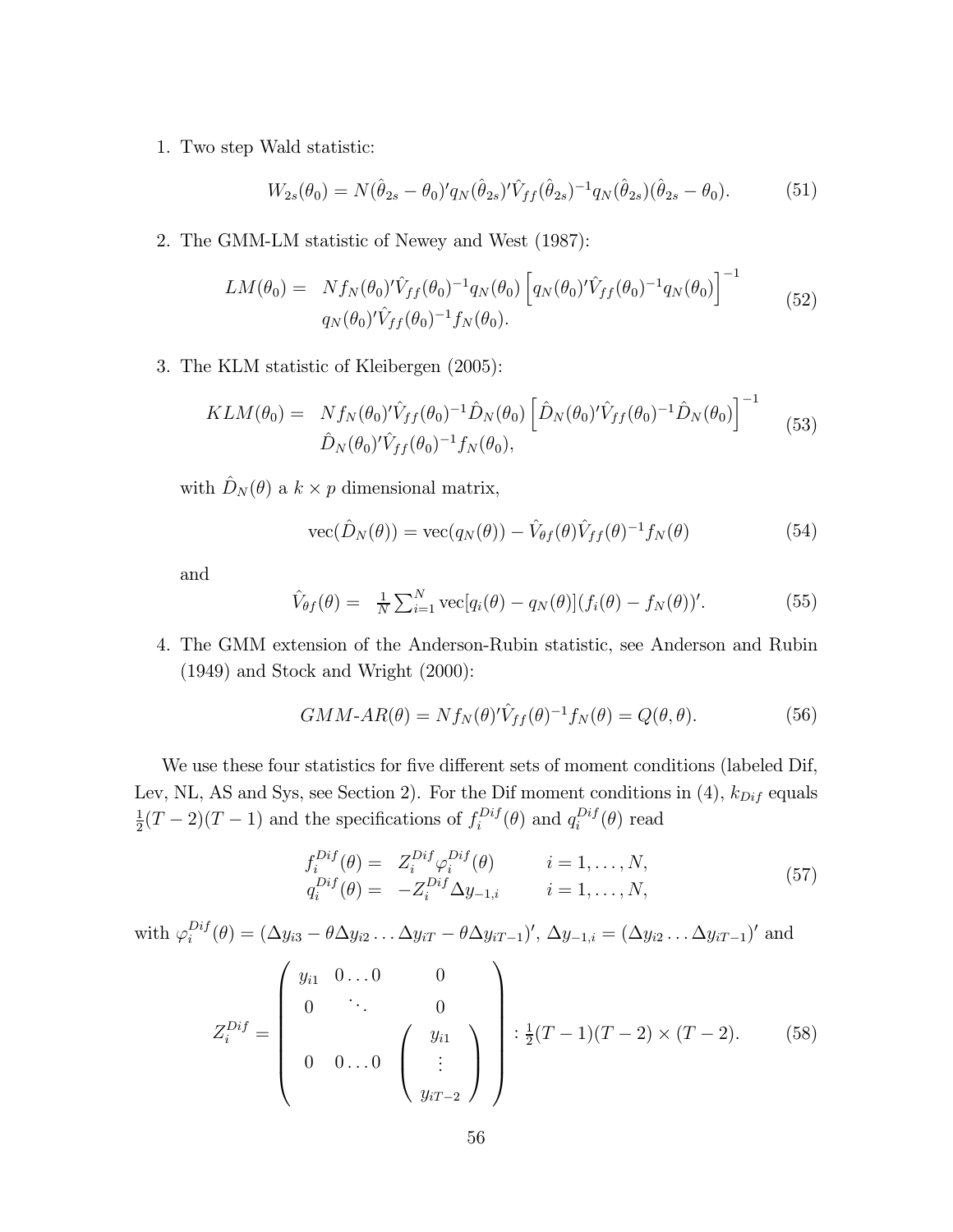1. Two step Wald statistic:

$$W_{2s}(\theta_0) = N(\hat{\theta}_{2s} - \theta_0)' q_N(\hat{\theta}_{2s})' \hat{V}_{ff}(\hat{\theta}_{2s})^{-1} q_N(\hat{\theta}_{2s})(\hat{\theta}_{2s} - \theta_0). \tag{51}$$

2. The GMM-LM statistic of Newey and West (1987):

$$\begin{aligned} LM(\theta_0) = \; & N f_N(\theta_0)' \hat{V}_{ff}(\theta_0)^{-1} q_N(\theta_0) \left[ q_N(\theta_0)' \hat{V}_{ff}(\theta_0)^{-1} q_N(\theta_0) \right]^{-1} \\ & q_N(\theta_0)' \hat{V}_{ff}(\theta_0)^{-1} f_N(\theta_0). \end{aligned} \tag{52}$$

3. The KLM statistic of Kleibergen (2005):

$$\begin{aligned} KLM(\theta_0) = \; & N f_N(\theta_0)' \hat{V}_{ff}(\theta_0)^{-1} \hat{D}_N(\theta_0) \left[ \hat{D}_N(\theta_0)' \hat{V}_{ff}(\theta_0)^{-1} \hat{D}_N(\theta_0) \right]^{-1} \\ & \hat{D}_N(\theta_0)' \hat{V}_{ff}(\theta_0)^{-1} f_N(\theta_0), \end{aligned} \tag{53}$$

   with $\hat{D}_N(\theta)$ a $k \times p$ dimensional matrix,

$$\text{vec}(\hat{D}_N(\theta)) = \text{vec}(q_N(\theta)) - \hat{V}_{\theta f}(\theta) \hat{V}_{ff}(\theta)^{-1} f_N(\theta) \tag{54}$$

   and

$$\hat{V}_{\theta f}(\theta) = \frac{1}{N} \sum_{i=1}^{N} \text{vec}[q_i(\theta) - q_N(\theta)](f_i(\theta) - f_N(\theta))'. \tag{55}$$

4. The GMM extension of the Anderson-Rubin statistic, see Anderson and Rubin (1949) and Stock and Wright (2000):

$$GMM\text{-}AR(\theta) = N f_N(\theta)' \hat{V}_{ff}(\theta)^{-1} f_N(\theta) = Q(\theta, \theta). \tag{56}$$

We use these four statistics for five different sets of moment conditions (labeled Dif, Lev, NL, AS and Sys, see Section 2). For the Dif moment conditions in (4), $k_{Dif}$ equals $\frac{1}{2}(T-2)(T-1)$ and the specifications of $f_i^{Dif}(\theta)$ and $q_i^{Dif}(\theta)$ read

$$\begin{aligned} f_i^{Dif}(\theta) = \; & Z_i^{Dif} \varphi_i^{Dif}(\theta) \qquad & i = 1, \ldots, N, \\ q_i^{Dif}(\theta) = \; & -Z_i^{Dif} \Delta y_{-1,i} \qquad & i = 1, \ldots, N, \end{aligned} \tag{57}$$

with $\varphi_i^{Dif}(\theta) = (\Delta y_{i3} - \theta \Delta y_{i2} \ldots \Delta y_{iT} - \theta \Delta y_{iT-1})'$, $\Delta y_{-1,i} = (\Delta y_{i2} \ldots \Delta y_{iT-1})'$ and

$$Z_i^{Dif} = \begin{pmatrix} y_{i1} & 0 \ldots 0 & 0 \\ 0 & \ddots & 0 \\ & & \\ 0 & 0 \ldots 0 & \begin{pmatrix} y_{i1} \\ \vdots \\ y_{iT-2} \end{pmatrix} \end{pmatrix} : \tfrac{1}{2}(T-1)(T-2) \times (T-2). \tag{58}$$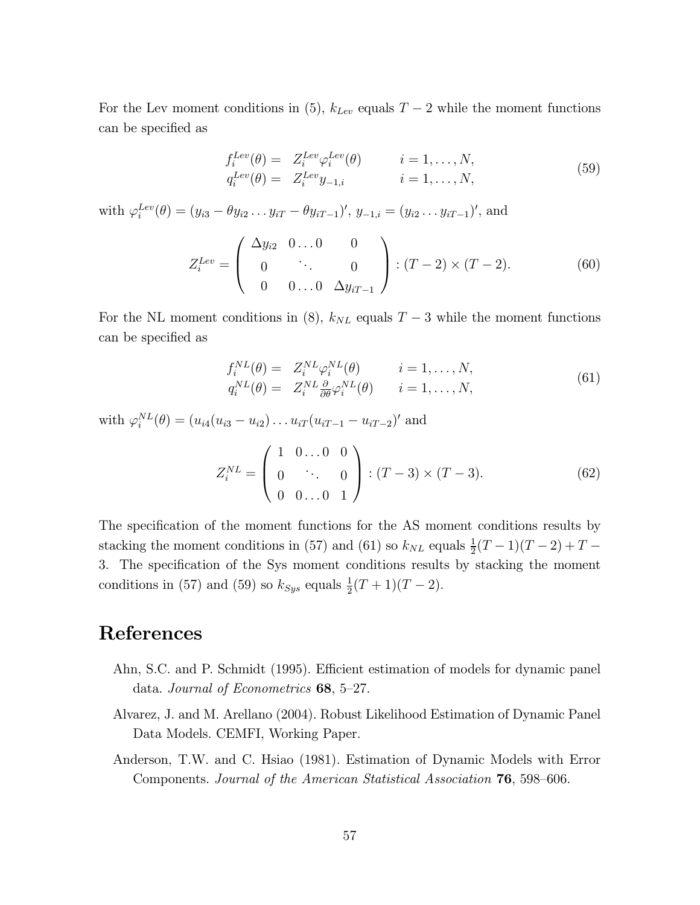For the Lev moment conditions in (5), $k_{Lev}$ equals $T-2$ while the moment functions can be specified as

$$
\begin{aligned}
f_i^{Lev}(\theta) = &\quad Z_i^{Lev}\varphi_i^{Lev}(\theta) \qquad\qquad i = 1, \ldots, N, \\
q_i^{Lev}(\theta) = &\quad Z_i^{Lev} y_{-1,i} \qquad\qquad\ \ i = 1, \ldots, N,
\end{aligned}
\tag{59}
$$

with $\varphi_i^{Lev}(\theta) = (y_{i3} - \theta y_{i2} \ldots y_{iT} - \theta y_{iT-1})'$, $y_{-1,i} = (y_{i2} \ldots y_{iT-1})'$, and

$$
Z_i^{Lev} = \begin{pmatrix} \Delta y_{i2} & 0 \ldots 0 & 0 \\ 0 & \ddots & 0 \\ 0 & 0 \ldots 0 & \Delta y_{iT-1} \end{pmatrix} : (T-2) \times (T-2). \tag{60}
$$

For the NL moment conditions in (8), $k_{NL}$ equals $T-3$ while the moment functions can be specified as

$$
\begin{aligned}
f_i^{NL}(\theta) = &\quad Z_i^{NL}\varphi_i^{NL}(\theta) \qquad\qquad i = 1, \ldots, N, \\
q_i^{NL}(\theta) = &\quad Z_i^{NL}\tfrac{\partial}{\partial\theta}\varphi_i^{NL}(\theta) \qquad i = 1, \ldots, N,
\end{aligned}
\tag{61}
$$

with $\varphi_i^{NL}(\theta) = (u_{i4}(u_{i3} - u_{i2}) \ldots u_{iT}(u_{iT-1} - u_{iT-2})'$ and

$$
Z_i^{NL} = \begin{pmatrix} 1 & 0 \ldots 0 & 0 \\ 0 & \ddots & 0 \\ 0 & 0 \ldots 0 & 1 \end{pmatrix} : (T-3) \times (T-3). \tag{62}
$$

The specification of the moment functions for the AS moment conditions results by stacking the moment conditions in (57) and (61) so $k_{NL}$ equals $\frac{1}{2}(T-1)(T-2) + T - 3$. The specification of the Sys moment conditions results by stacking the moment conditions in (57) and (59) so $k_{Sys}$ equals $\frac{1}{2}(T+1)(T-2)$.

# References

Ahn, S.C. and P. Schmidt (1995). Efficient estimation of models for dynamic panel data. *Journal of Econometrics* **68**, 5–27.

Alvarez, J. and M. Arellano (2004). Robust Likelihood Estimation of Dynamic Panel Data Models. CEMFI, Working Paper.

Anderson, T.W. and C. Hsiao (1981). Estimation of Dynamic Models with Error Components. *Journal of the American Statistical Association* **76**, 598–606.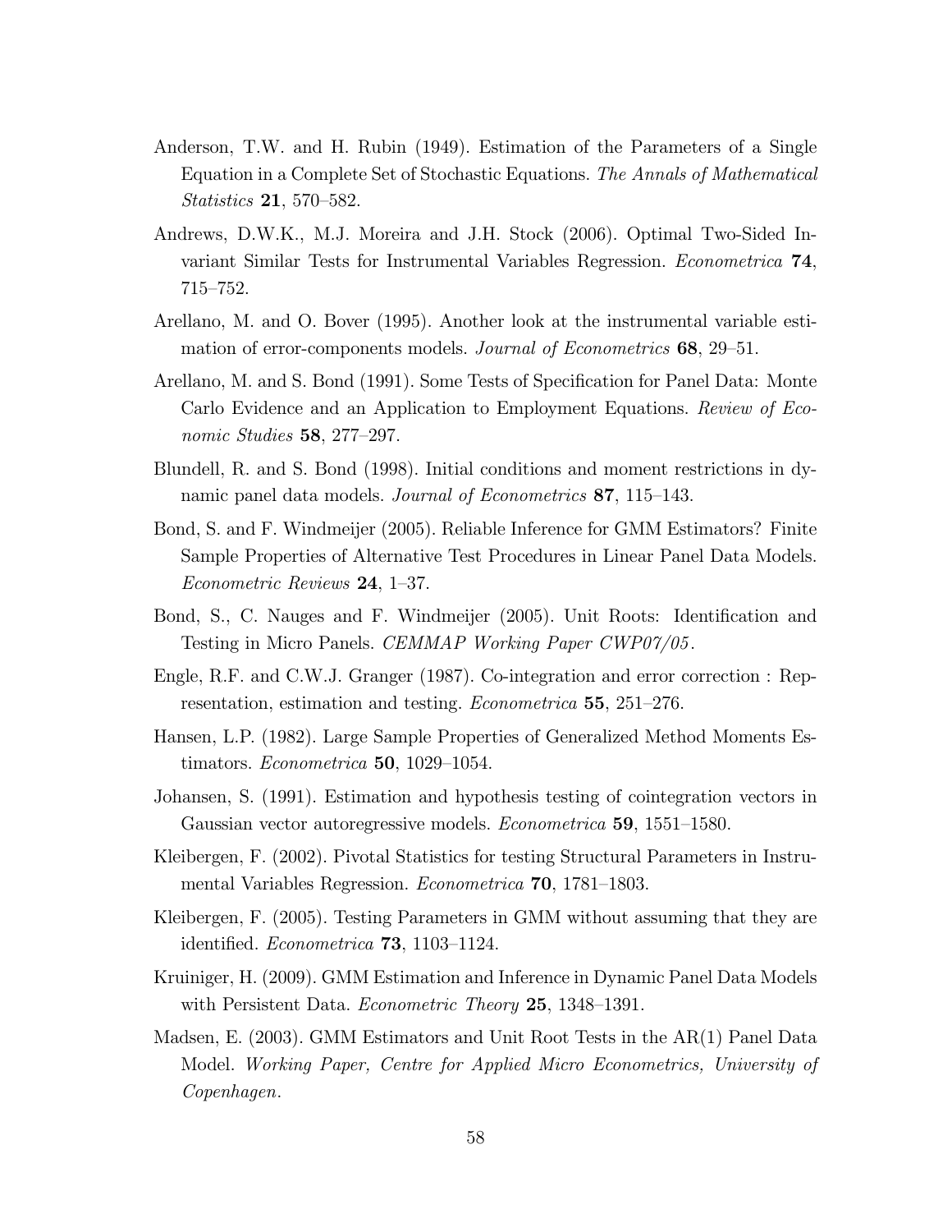Anderson, T.W. and H. Rubin (1949). Estimation of the Parameters of a Single Equation in a Complete Set of Stochastic Equations. *The Annals of Mathematical Statistics* **21**, 570–582.

Andrews, D.W.K., M.J. Moreira and J.H. Stock (2006). Optimal Two-Sided Invariant Similar Tests for Instrumental Variables Regression. *Econometrica* **74**, 715–752.

Arellano, M. and O. Bover (1995). Another look at the instrumental variable estimation of error-components models. *Journal of Econometrics* **68**, 29–51.

Arellano, M. and S. Bond (1991). Some Tests of Specification for Panel Data: Monte Carlo Evidence and an Application to Employment Equations. *Review of Economic Studies* **58**, 277–297.

Blundell, R. and S. Bond (1998). Initial conditions and moment restrictions in dynamic panel data models. *Journal of Econometrics* **87**, 115–143.

Bond, S. and F. Windmeijer (2005). Reliable Inference for GMM Estimators? Finite Sample Properties of Alternative Test Procedures in Linear Panel Data Models. *Econometric Reviews* **24**, 1–37.

Bond, S., C. Nauges and F. Windmeijer (2005). Unit Roots: Identification and Testing in Micro Panels. *CEMMAP Working Paper CWP07/05*.

Engle, R.F. and C.W.J. Granger (1987). Co-integration and error correction : Representation, estimation and testing. *Econometrica* **55**, 251–276.

Hansen, L.P. (1982). Large Sample Properties of Generalized Method Moments Estimators. *Econometrica* **50**, 1029–1054.

Johansen, S. (1991). Estimation and hypothesis testing of cointegration vectors in Gaussian vector autoregressive models. *Econometrica* **59**, 1551–1580.

Kleibergen, F. (2002). Pivotal Statistics for testing Structural Parameters in Instrumental Variables Regression. *Econometrica* **70**, 1781–1803.

Kleibergen, F. (2005). Testing Parameters in GMM without assuming that they are identified. *Econometrica* **73**, 1103–1124.

Kruiniger, H. (2009). GMM Estimation and Inference in Dynamic Panel Data Models with Persistent Data. *Econometric Theory* **25**, 1348–1391.

Madsen, E. (2003). GMM Estimators and Unit Root Tests in the AR(1) Panel Data Model. *Working Paper, Centre for Applied Micro Econometrics, University of Copenhagen*.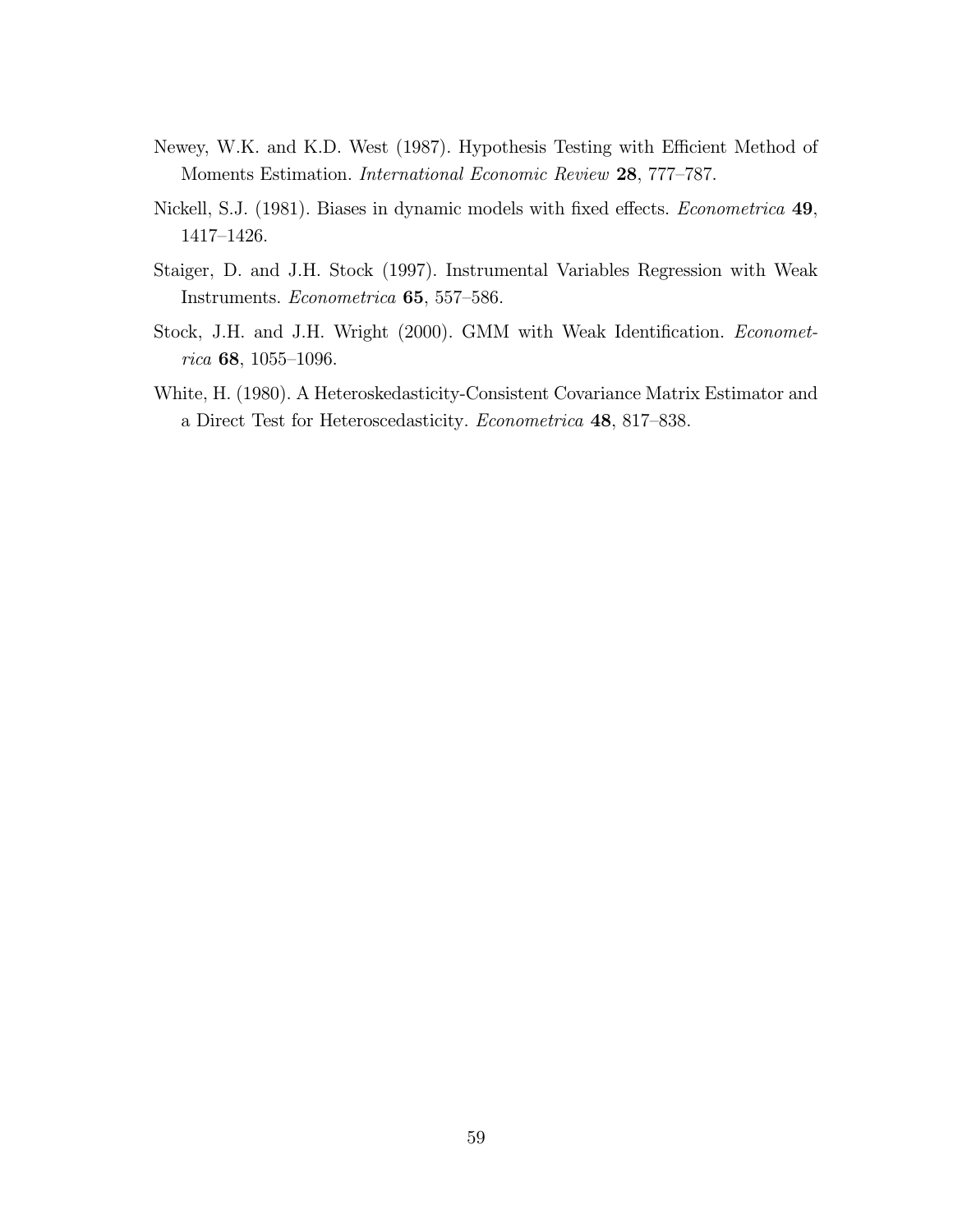Newey, W.K. and K.D. West (1987). Hypothesis Testing with Efficient Method of Moments Estimation. *International Economic Review* **28**, 777–787.

Nickell, S.J. (1981). Biases in dynamic models with fixed effects. *Econometrica* **49**, 1417–1426.

Staiger, D. and J.H. Stock (1997). Instrumental Variables Regression with Weak Instruments. *Econometrica* **65**, 557–586.

Stock, J.H. and J.H. Wright (2000). GMM with Weak Identification. *Econometrica* **68**, 1055–1096.

White, H. (1980). A Heteroskedasticity-Consistent Covariance Matrix Estimator and a Direct Test for Heteroscedasticity. *Econometrica* **48**, 817–838.